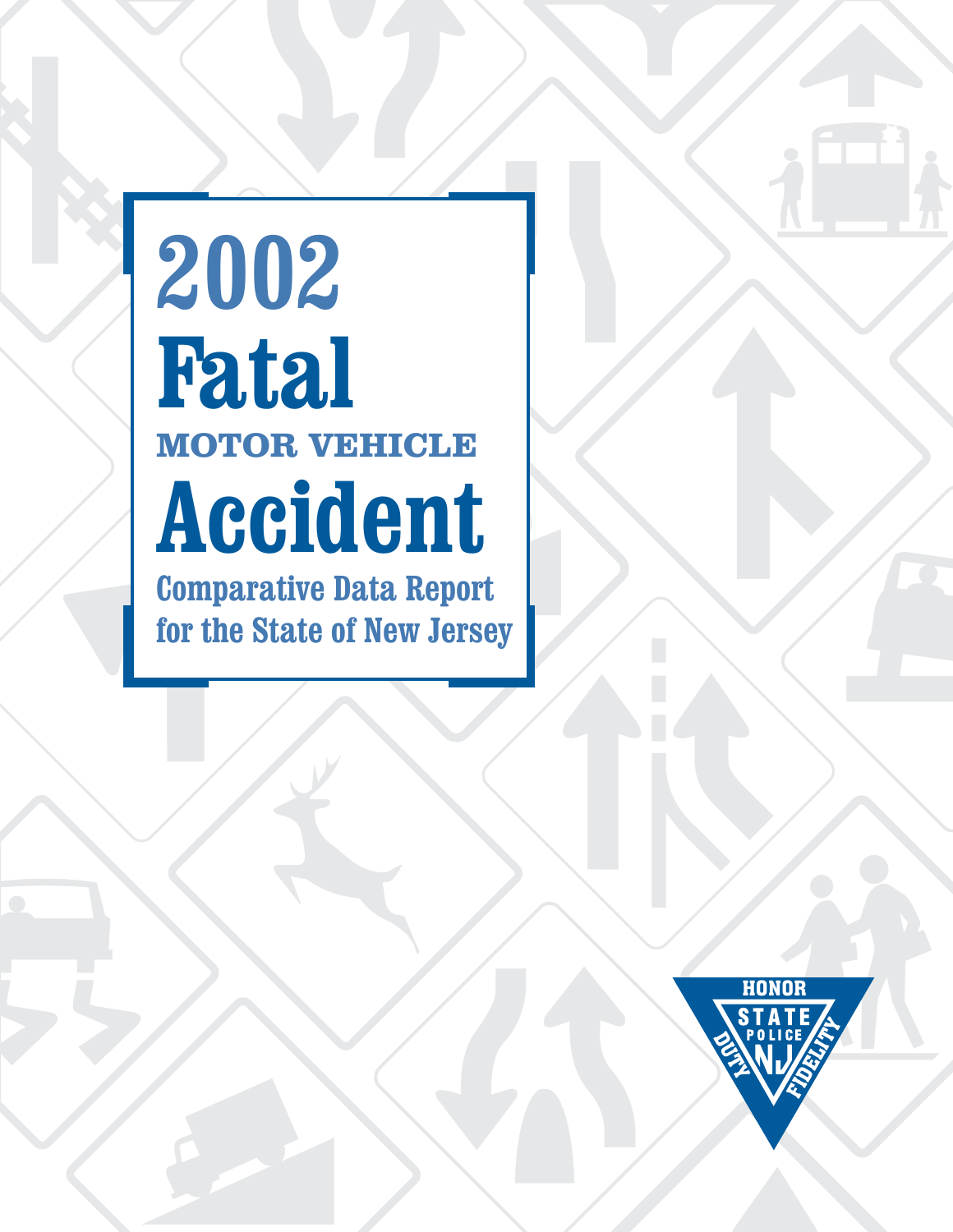# 2002 Fatal

## MOTOR VEHICLE

# Accident

### Comparative Data Report for the State of New Jersey

HONOR
STATE POLICE NJ
DUTY FIDELITY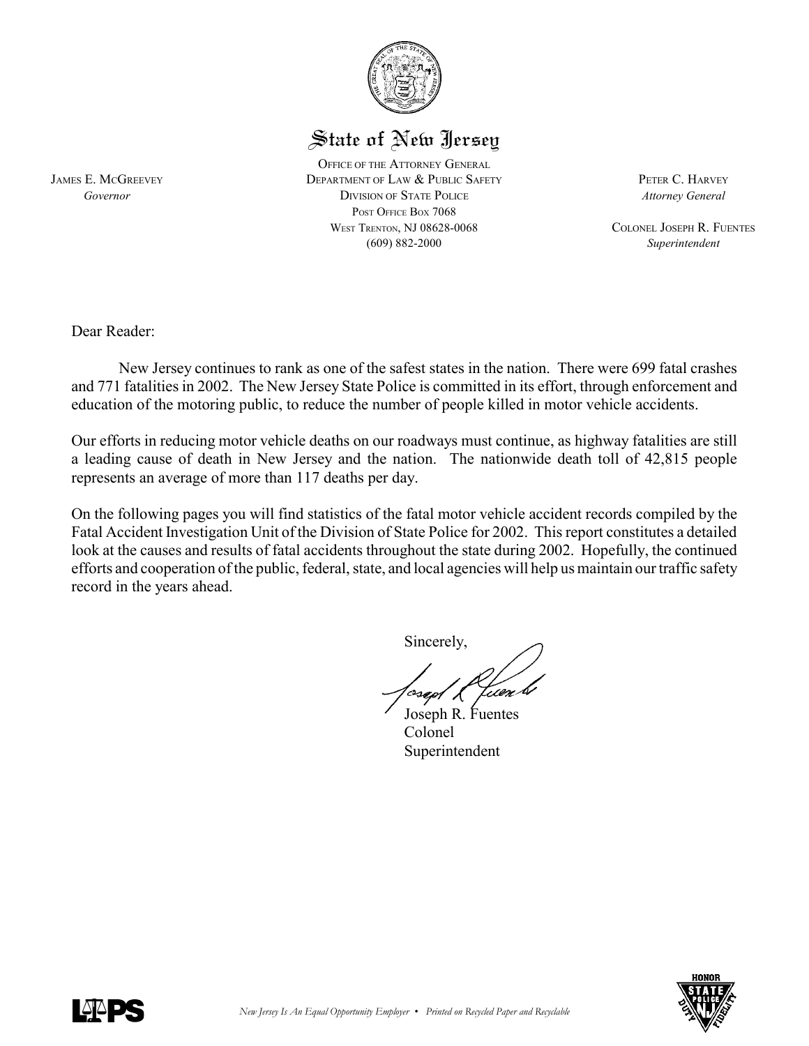# State of New Jersey

OFFICE OF THE ATTORNEY GENERAL
DEPARTMENT OF LAW & PUBLIC SAFETY
DIVISION OF STATE POLICE
POST OFFICE BOX 7068
WEST TRENTON, NJ 08628-0068
(609) 882-2000

JAMES E. MCGREEVEY
*Governor*

PETER C. HARVEY
*Attorney General*

COLONEL JOSEPH R. FUENTES
*Superintendent*

Dear Reader:

New Jersey continues to rank as one of the safest states in the nation. There were 699 fatal crashes and 771 fatalities in 2002. The New Jersey State Police is committed in its effort, through enforcement and education of the motoring public, to reduce the number of people killed in motor vehicle accidents.

Our efforts in reducing motor vehicle deaths on our roadways must continue, as highway fatalities are still a leading cause of death in New Jersey and the nation. The nationwide death toll of 42,815 people represents an average of more than 117 deaths per day.

On the following pages you will find statistics of the fatal motor vehicle accident records compiled by the Fatal Accident Investigation Unit of the Division of State Police for 2002. This report constitutes a detailed look at the causes and results of fatal accidents throughout the state during 2002. Hopefully, the continued efforts and cooperation of the public, federal, state, and local agencies will help us maintain our traffic safety record in the years ahead.

Sincerely,

Joseph R. Fuentes
Colonel
Superintendent

*New Jersey Is An Equal Opportunity Employer • Printed on Recycled Paper and Recyclable*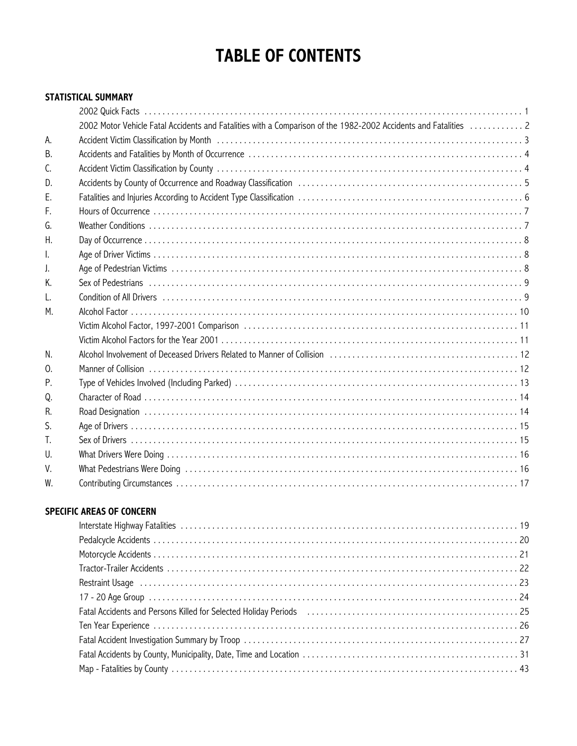# TABLE OF CONTENTS

## STATISTICAL SUMMARY

| | | |
|---|---|---|
| | 2002 Quick Facts | 1 |
| | 2002 Motor Vehicle Fatal Accidents and Fatalities with a Comparison of the 1982-2002 Accidents and Fatalities | 2 |
| A. | Accident Victim Classification by Month | 3 |
| B. | Accidents and Fatalities by Month of Occurrence | 4 |
| C. | Accident Victim Classification by County | 4 |
| D. | Accidents by County of Occurrence and Roadway Classification | 5 |
| E. | Fatalities and Injuries According to Accident Type Classification | 6 |
| F. | Hours of Occurrence | 7 |
| G. | Weather Conditions | 7 |
| H. | Day of Occurrence | 8 |
| I. | Age of Driver Victims | 8 |
| J. | Age of Pedestrian Victims | 8 |
| K. | Sex of Pedestrians | 9 |
| L. | Condition of All Drivers | 9 |
| M. | Alcohol Factor | 10 |
| | Victim Alcohol Factor, 1997-2001 Comparison | 11 |
| | Victim Alcohol Factors for the Year 2001 | 11 |
| N. | Alcohol Involvement of Deceased Drivers Related to Manner of Collision | 12 |
| O. | Manner of Collision | 12 |
| P. | Type of Vehicles Involved (Including Parked) | 13 |
| Q. | Character of Road | 14 |
| R. | Road Designation | 14 |
| S. | Age of Drivers | 15 |
| T. | Sex of Drivers | 15 |
| U. | What Drivers Were Doing | 16 |
| V. | What Pedestrians Were Doing | 16 |
| W. | Contributing Circumstances | 17 |

## SPECIFIC AREAS OF CONCERN

| | |
|---|---|
| Interstate Highway Fatalities | 19 |
| Pedalcycle Accidents | 20 |
| Motorcycle Accidents | 21 |
| Tractor-Trailer Accidents | 22 |
| Restraint Usage | 23 |
| 17 - 20 Age Group | 24 |
| Fatal Accidents and Persons Killed for Selected Holiday Periods | 25 |
| Ten Year Experience | 26 |
| Fatal Accident Investigation Summary by Troop | 27 |
| Fatal Accidents by County, Municipality, Date, Time and Location | 31 |
| Map - Fatalities by County | 43 |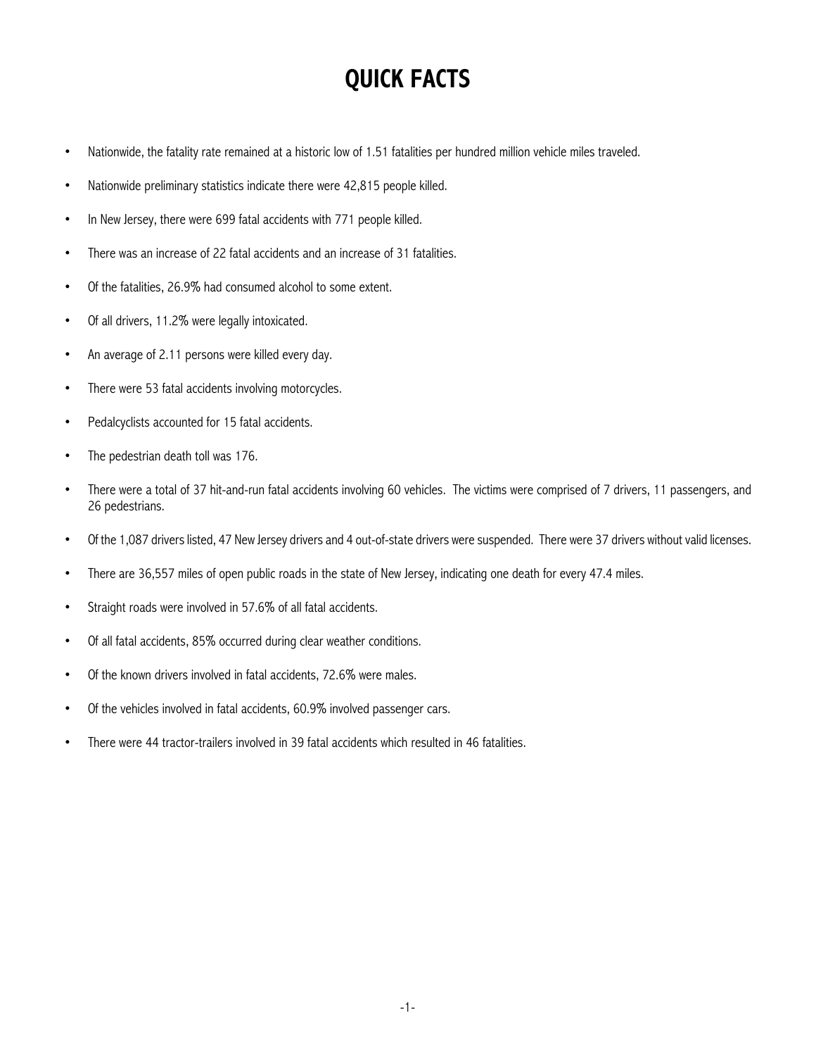# QUICK FACTS

- Nationwide, the fatality rate remained at a historic low of 1.51 fatalities per hundred million vehicle miles traveled.
- Nationwide preliminary statistics indicate there were 42,815 people killed.
- In New Jersey, there were 699 fatal accidents with 771 people killed.
- There was an increase of 22 fatal accidents and an increase of 31 fatalities.
- Of the fatalities, 26.9% had consumed alcohol to some extent.
- Of all drivers, 11.2% were legally intoxicated.
- An average of 2.11 persons were killed every day.
- There were 53 fatal accidents involving motorcycles.
- Pedalcyclists accounted for 15 fatal accidents.
- The pedestrian death toll was 176.
- There were a total of 37 hit-and-run fatal accidents involving 60 vehicles. The victims were comprised of 7 drivers, 11 passengers, and 26 pedestrians.
- Of the 1,087 drivers listed, 47 New Jersey drivers and 4 out-of-state drivers were suspended. There were 37 drivers without valid licenses.
- There are 36,557 miles of open public roads in the state of New Jersey, indicating one death for every 47.4 miles.
- Straight roads were involved in 57.6% of all fatal accidents.
- Of all fatal accidents, 85% occurred during clear weather conditions.
- Of the known drivers involved in fatal accidents, 72.6% were males.
- Of the vehicles involved in fatal accidents, 60.9% involved passenger cars.
- There were 44 tractor-trailers involved in 39 fatal accidents which resulted in 46 fatalities.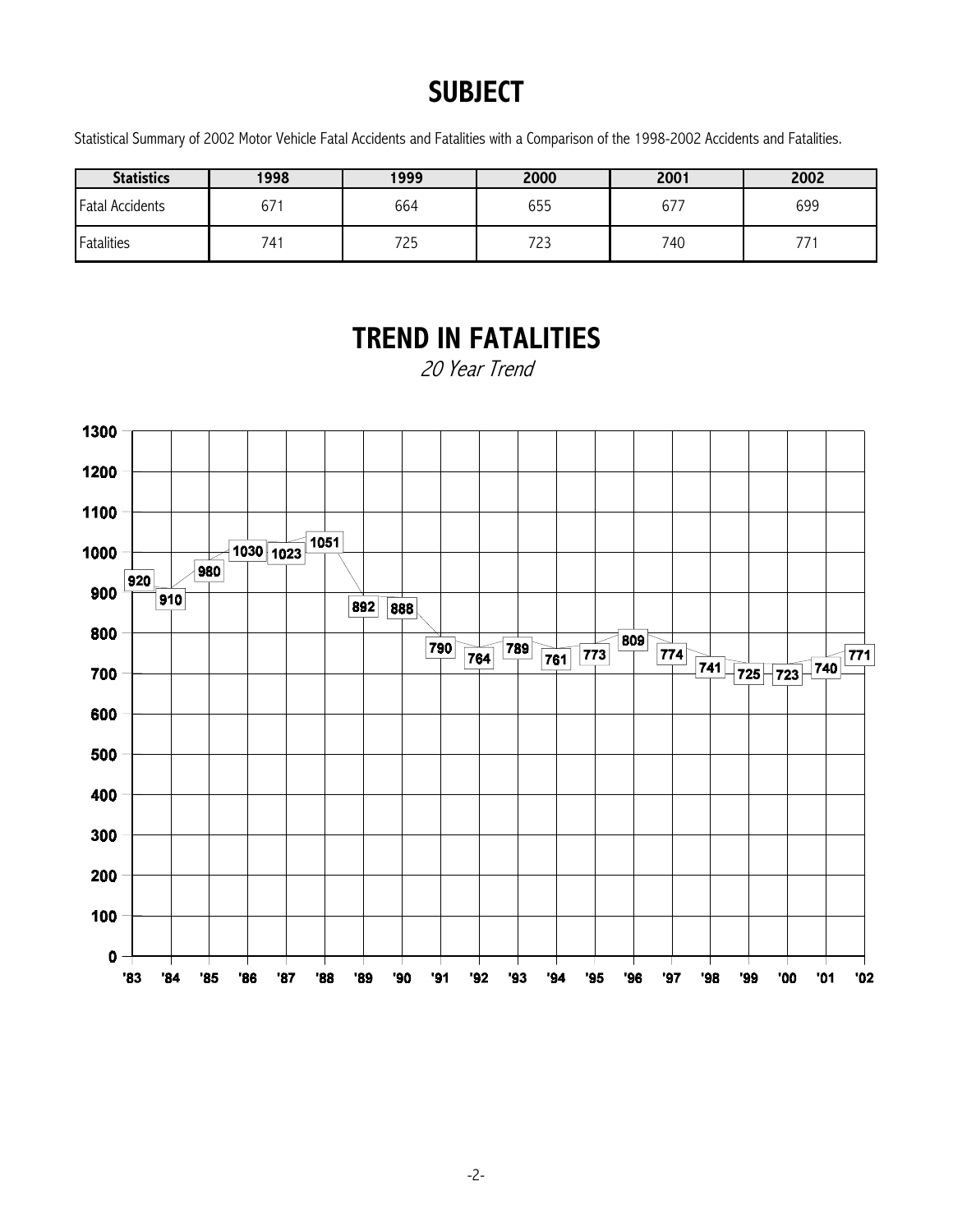# SUBJECT

Statistical Summary of 2002 Motor Vehicle Fatal Accidents and Fatalities with a Comparison of the 1998-2002 Accidents and Fatalities.

| Statistics | 1998 | 1999 | 2000 | 2001 | 2002 |
|---|---|---|---|---|---|
| Fatal Accidents | 671 | 664 | 655 | 677 | 699 |
| Fatalities | 741 | 725 | 723 | 740 | 771 |

# TREND IN FATALITIES

*20 Year Trend*

| Year | '83 | '84 | '85 | '86 | '87 | '88 | '89 | '90 | '91 | '92 | '93 | '94 | '95 | '96 | '97 | '98 | '99 | '00 | '01 | '02 |
|---|---|---|---|---|---|---|---|---|---|---|---|---|---|---|---|---|---|---|---|---|
| Fatalities | 920 | 910 | 980 | 1030 | 1023 | 1051 | 892 | 888 | 790 | 764 | 789 | 761 | 773 | 809 | 774 | 741 | 725 | 723 | 740 | 771 |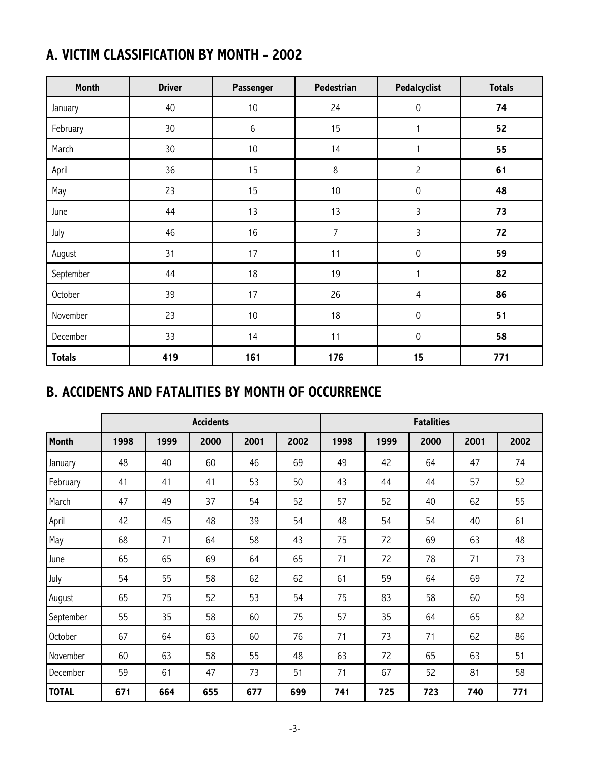## A. VICTIM CLASSIFICATION BY MONTH – 2002

| Month | Driver | Passenger | Pedestrian | Pedalcyclist | Totals |
|---|---|---|---|---|---|
| January | 40 | 10 | 24 | 0 | **74** |
| February | 30 | 6 | 15 | 1 | **52** |
| March | 30 | 10 | 14 | 1 | **55** |
| April | 36 | 15 | 8 | 2 | **61** |
| May | 23 | 15 | 10 | 0 | **48** |
| June | 44 | 13 | 13 | 3 | **73** |
| July | 46 | 16 | 7 | 3 | **72** |
| August | 31 | 17 | 11 | 0 | **59** |
| September | 44 | 18 | 19 | 1 | **82** |
| October | 39 | 17 | 26 | 4 | **86** |
| November | 23 | 10 | 18 | 0 | **51** |
| December | 33 | 14 | 11 | 0 | **58** |
| **Totals** | **419** | **161** | **176** | **15** | **771** |

## B. ACCIDENTS AND FATALITIES BY MONTH OF OCCURRENCE

| | Accidents | | | | | Fatalities | | | | |
|---|---|---|---|---|---|---|---|---|---|---|
| **Month** | **1998** | **1999** | **2000** | **2001** | **2002** | **1998** | **1999** | **2000** | **2001** | **2002** |
| January | 48 | 40 | 60 | 46 | 69 | 49 | 42 | 64 | 47 | 74 |
| February | 41 | 41 | 41 | 53 | 50 | 43 | 44 | 44 | 57 | 52 |
| March | 47 | 49 | 37 | 54 | 52 | 57 | 52 | 40 | 62 | 55 |
| April | 42 | 45 | 48 | 39 | 54 | 48 | 54 | 54 | 40 | 61 |
| May | 68 | 71 | 64 | 58 | 43 | 75 | 72 | 69 | 63 | 48 |
| June | 65 | 65 | 69 | 64 | 65 | 71 | 72 | 78 | 71 | 73 |
| July | 54 | 55 | 58 | 62 | 62 | 61 | 59 | 64 | 69 | 72 |
| August | 65 | 75 | 52 | 53 | 54 | 75 | 83 | 58 | 60 | 59 |
| September | 55 | 35 | 58 | 60 | 75 | 57 | 35 | 64 | 65 | 82 |
| October | 67 | 64 | 63 | 60 | 76 | 71 | 73 | 71 | 62 | 86 |
| November | 60 | 63 | 58 | 55 | 48 | 63 | 72 | 65 | 63 | 51 |
| December | 59 | 61 | 47 | 73 | 51 | 71 | 67 | 52 | 81 | 58 |
| **TOTAL** | **671** | **664** | **655** | **677** | **699** | **741** | **725** | **723** | **740** | **771** |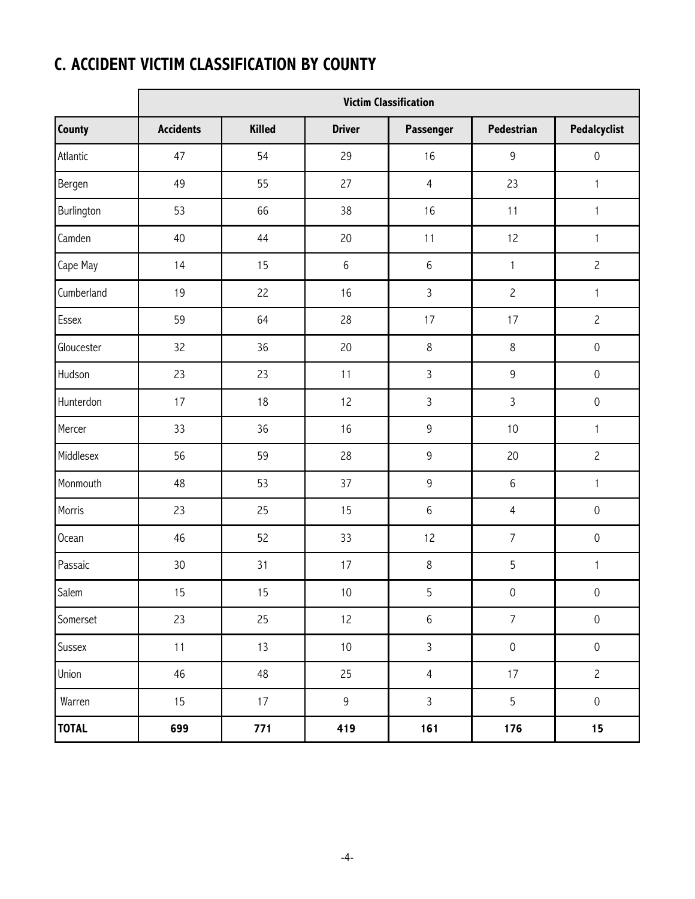## C. ACCIDENT VICTIM CLASSIFICATION BY COUNTY

| | Victim Classification | | | | | |
|---|---|---|---|---|---|---|
| **County** | **Accidents** | **Killed** | **Driver** | **Passenger** | **Pedestrian** | **Pedalcyclist** |
| Atlantic | 47 | 54 | 29 | 16 | 9 | 0 |
| Bergen | 49 | 55 | 27 | 4 | 23 | 1 |
| Burlington | 53 | 66 | 38 | 16 | 11 | 1 |
| Camden | 40 | 44 | 20 | 11 | 12 | 1 |
| Cape May | 14 | 15 | 6 | 6 | 1 | 2 |
| Cumberland | 19 | 22 | 16 | 3 | 2 | 1 |
| Essex | 59 | 64 | 28 | 17 | 17 | 2 |
| Gloucester | 32 | 36 | 20 | 8 | 8 | 0 |
| Hudson | 23 | 23 | 11 | 3 | 9 | 0 |
| Hunterdon | 17 | 18 | 12 | 3 | 3 | 0 |
| Mercer | 33 | 36 | 16 | 9 | 10 | 1 |
| Middlesex | 56 | 59 | 28 | 9 | 20 | 2 |
| Monmouth | 48 | 53 | 37 | 9 | 6 | 1 |
| Morris | 23 | 25 | 15 | 6 | 4 | 0 |
| Ocean | 46 | 52 | 33 | 12 | 7 | 0 |
| Passaic | 30 | 31 | 17 | 8 | 5 | 1 |
| Salem | 15 | 15 | 10 | 5 | 0 | 0 |
| Somerset | 23 | 25 | 12 | 6 | 7 | 0 |
| Sussex | 11 | 13 | 10 | 3 | 0 | 0 |
| Union | 46 | 48 | 25 | 4 | 17 | 2 |
| Warren | 15 | 17 | 9 | 3 | 5 | 0 |
| **TOTAL** | **699** | **771** | **419** | **161** | **176** | **15** |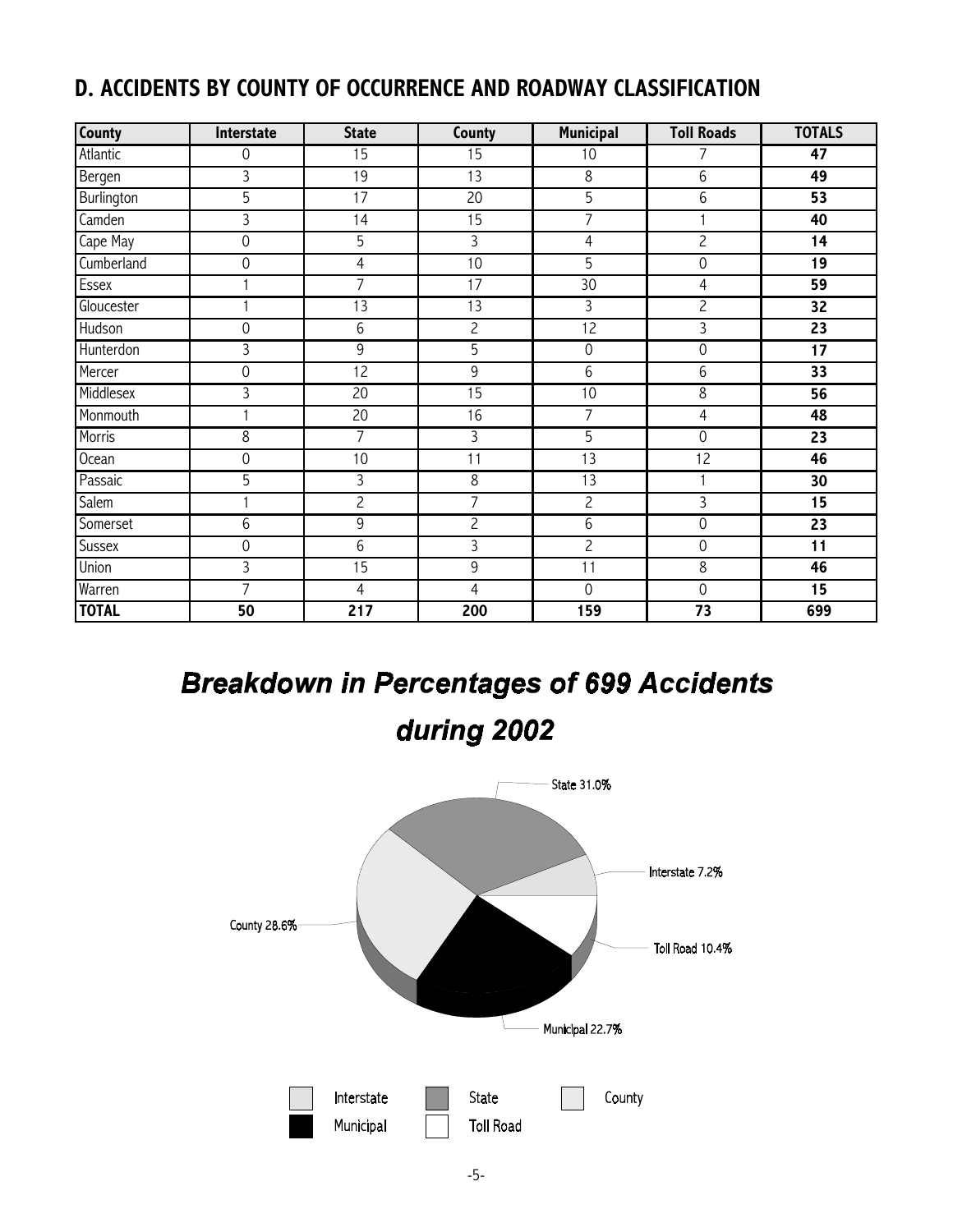## D. ACCIDENTS BY COUNTY OF OCCURRENCE AND ROADWAY CLASSIFICATION

| County | Interstate | State | County | Municipal | Toll Roads | TOTALS |
|---|---|---|---|---|---|---|
| Atlantic | 0 | 15 | 15 | 10 | 7 | **47** |
| Bergen | 3 | 19 | 13 | 8 | 6 | **49** |
| Burlington | 5 | 17 | 20 | 5 | 6 | **53** |
| Camden | 3 | 14 | 15 | 7 | 1 | **40** |
| Cape May | 0 | 5 | 3 | 4 | 2 | **14** |
| Cumberland | 0 | 4 | 10 | 5 | 0 | **19** |
| Essex | 1 | 7 | 17 | 30 | 4 | **59** |
| Gloucester | 1 | 13 | 13 | 3 | 2 | **32** |
| Hudson | 0 | 6 | 2 | 12 | 3 | **23** |
| Hunterdon | 3 | 9 | 5 | 0 | 0 | **17** |
| Mercer | 0 | 12 | 9 | 6 | 6 | **33** |
| Middlesex | 3 | 20 | 15 | 10 | 8 | **56** |
| Monmouth | 1 | 20 | 16 | 7 | 4 | **48** |
| Morris | 8 | 7 | 3 | 5 | 0 | **23** |
| Ocean | 0 | 10 | 11 | 13 | 12 | **46** |
| Passaic | 5 | 3 | 8 | 13 | 1 | **30** |
| Salem | 1 | 2 | 7 | 2 | 3 | **15** |
| Somerset | 6 | 9 | 2 | 6 | 0 | **23** |
| Sussex | 0 | 6 | 3 | 2 | 0 | **11** |
| Union | 3 | 15 | 9 | 11 | 8 | **46** |
| Warren | 7 | 4 | 4 | 0 | 0 | **15** |
| **TOTAL** | **50** | **217** | **200** | **159** | **73** | **699** |

## *Breakdown in Percentages of 699 Accidents during 2002*

State 31.0%

Interstate 7.2%

Toll Road 10.4%

Municipal 22.7%

County 28.6%

Interstate | State | County | Municipal | Toll Road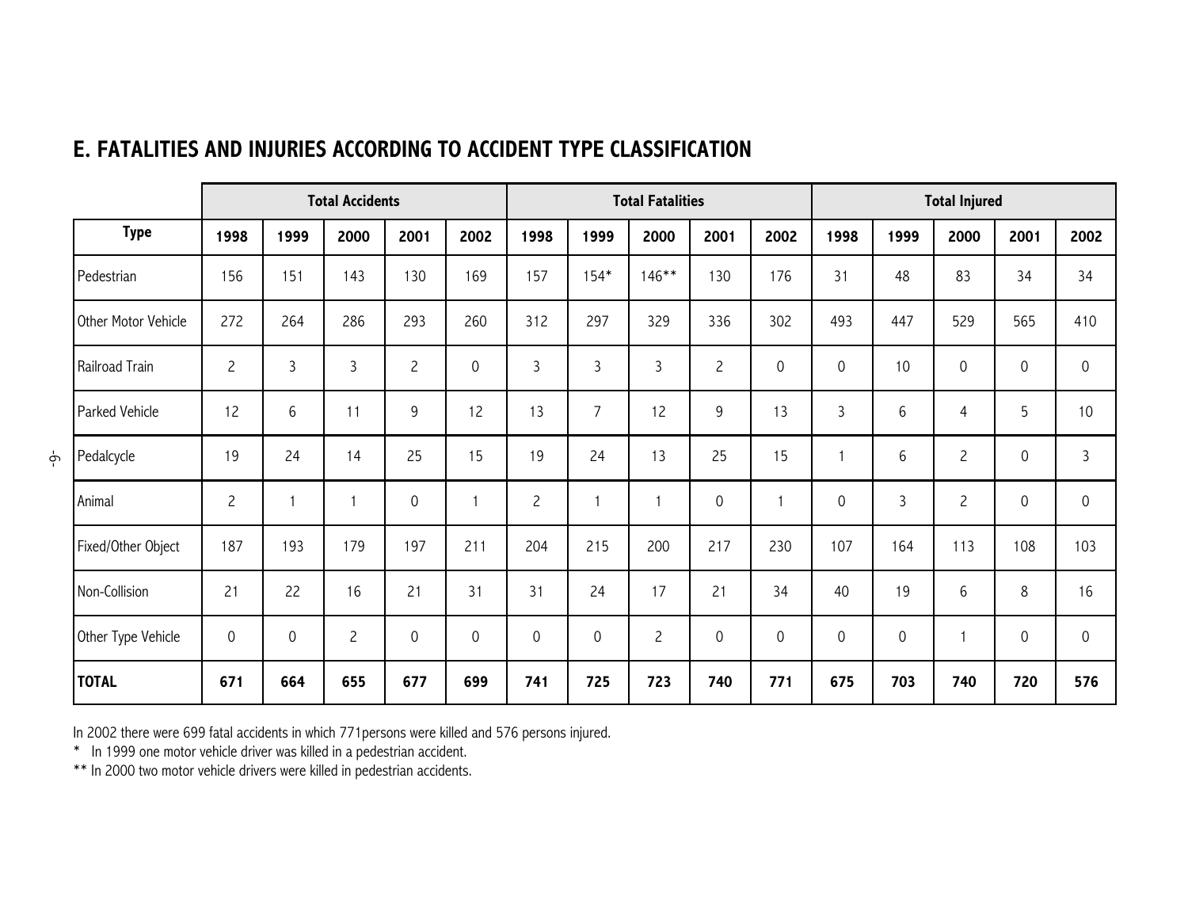## E. FATALITIES AND INJURIES ACCORDING TO ACCIDENT TYPE CLASSIFICATION

| | Total Accidents | | | | | Total Fatalities | | | | | Total Injured | | | | |
|---|---|---|---|---|---|---|---|---|---|---|---|---|---|---|---|
| **Type** | **1998** | **1999** | **2000** | **2001** | **2002** | **1998** | **1999** | **2000** | **2001** | **2002** | **1998** | **1999** | **2000** | **2001** | **2002** |
| Pedestrian | 156 | 151 | 143 | 130 | 169 | 157 | 154* | 146** | 130 | 176 | 31 | 48 | 83 | 34 | 34 |
| Other Motor Vehicle | 272 | 264 | 286 | 293 | 260 | 312 | 297 | 329 | 336 | 302 | 493 | 447 | 529 | 565 | 410 |
| Railroad Train | 2 | 3 | 3 | 2 | 0 | 3 | 3 | 3 | 2 | 0 | 0 | 10 | 0 | 0 | 0 |
| Parked Vehicle | 12 | 6 | 11 | 9 | 12 | 13 | 7 | 12 | 9 | 13 | 3 | 6 | 4 | 5 | 10 |
| Pedalcycle | 19 | 24 | 14 | 25 | 15 | 19 | 24 | 13 | 25 | 15 | 1 | 6 | 2 | 0 | 3 |
| Animal | 2 | 1 | 1 | 0 | 1 | 2 | 1 | 1 | 0 | 1 | 0 | 3 | 2 | 0 | 0 |
| Fixed/Other Object | 187 | 193 | 179 | 197 | 211 | 204 | 215 | 200 | 217 | 230 | 107 | 164 | 113 | 108 | 103 |
| Non-Collision | 21 | 22 | 16 | 21 | 31 | 31 | 24 | 17 | 21 | 34 | 40 | 19 | 6 | 8 | 16 |
| Other Type Vehicle | 0 | 0 | 2 | 0 | 0 | 0 | 0 | 2 | 0 | 0 | 0 | 0 | 1 | 0 | 0 |
| **TOTAL** | **671** | **664** | **655** | **677** | **699** | **741** | **725** | **723** | **740** | **771** | **675** | **703** | **740** | **720** | **576** |

In 2002 there were 699 fatal accidents in which 771persons were killed and 576 persons injured.

* In 1999 one motor vehicle driver was killed in a pedestrian accident.

** In 2000 two motor vehicle drivers were killed in pedestrian accidents.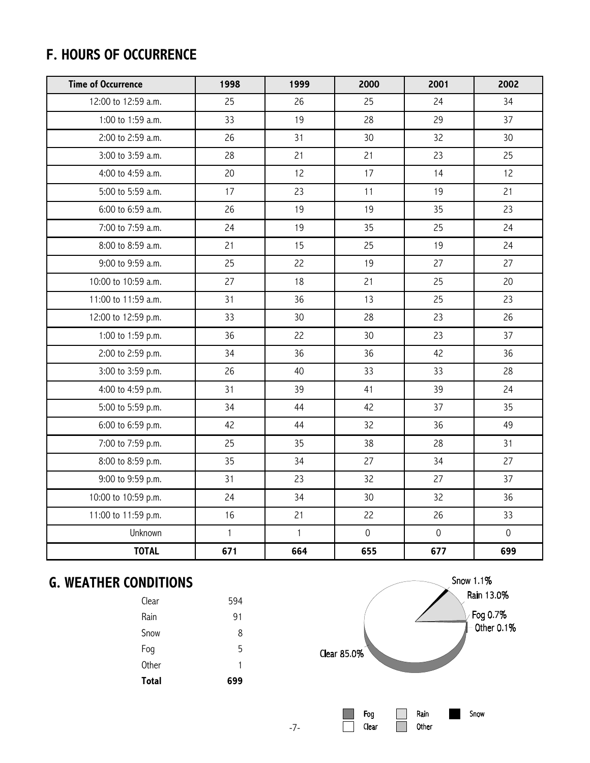## F. HOURS OF OCCURRENCE

| Time of Occurrence | 1998 | 1999 | 2000 | 2001 | 2002 |
|---|---|---|---|---|---|
| 12:00 to 12:59 a.m. | 25 | 26 | 25 | 24 | 34 |
| 1:00 to 1:59 a.m. | 33 | 19 | 28 | 29 | 37 |
| 2:00 to 2:59 a.m. | 26 | 31 | 30 | 32 | 30 |
| 3:00 to 3:59 a.m. | 28 | 21 | 21 | 23 | 25 |
| 4:00 to 4:59 a.m. | 20 | 12 | 17 | 14 | 12 |
| 5:00 to 5:59 a.m. | 17 | 23 | 11 | 19 | 21 |
| 6:00 to 6:59 a.m. | 26 | 19 | 19 | 35 | 23 |
| 7:00 to 7:59 a.m. | 24 | 19 | 35 | 25 | 24 |
| 8:00 to 8:59 a.m. | 21 | 15 | 25 | 19 | 24 |
| 9:00 to 9:59 a.m. | 25 | 22 | 19 | 27 | 27 |
| 10:00 to 10:59 a.m. | 27 | 18 | 21 | 25 | 20 |
| 11:00 to 11:59 a.m. | 31 | 36 | 13 | 25 | 23 |
| 12:00 to 12:59 p.m. | 33 | 30 | 28 | 23 | 26 |
| 1:00 to 1:59 p.m. | 36 | 22 | 30 | 23 | 37 |
| 2:00 to 2:59 p.m. | 34 | 36 | 36 | 42 | 36 |
| 3:00 to 3:59 p.m. | 26 | 40 | 33 | 33 | 28 |
| 4:00 to 4:59 p.m. | 31 | 39 | 41 | 39 | 24 |
| 5:00 to 5:59 p.m. | 34 | 44 | 42 | 37 | 35 |
| 6:00 to 6:59 p.m. | 42 | 44 | 32 | 36 | 49 |
| 7:00 to 7:59 p.m. | 25 | 35 | 38 | 28 | 31 |
| 8:00 to 8:59 p.m. | 35 | 34 | 27 | 34 | 27 |
| 9:00 to 9:59 p.m. | 31 | 23 | 32 | 27 | 37 |
| 10:00 to 10:59 p.m. | 24 | 34 | 30 | 32 | 36 |
| 11:00 to 11:59 p.m. | 16 | 21 | 22 | 26 | 33 |
| Unknown | 1 | 1 | 0 | 0 | 0 |
| **TOTAL** | **671** | **664** | **655** | **677** | **699** |

## G. WEATHER CONDITIONS

| | |
|---|---|
| Clear | 594 |
| Rain | 91 |
| Snow | 8 |
| Fog | 5 |
| Other | 1 |
| **Total** | **699** |

Snow 1.1%
Rain 13.0%
Fog 0.7%
Other 0.1%
Clear 85.0%

Fog Rain Snow Clear Other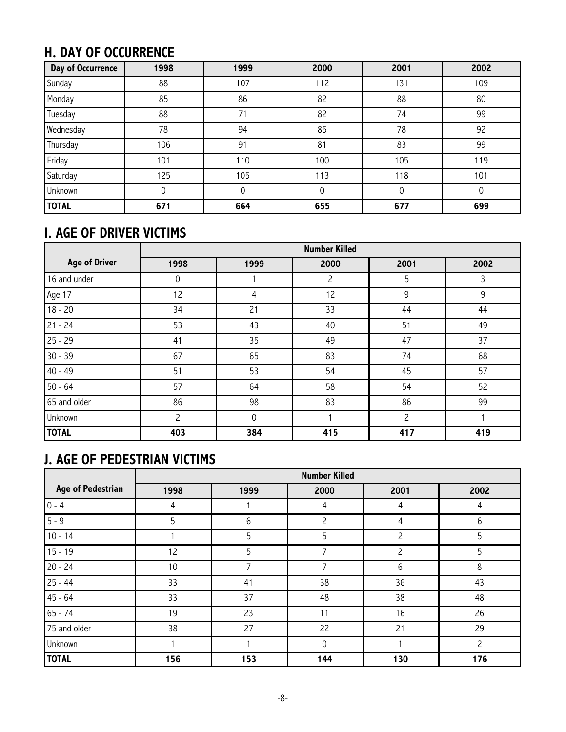## H. DAY OF OCCURRENCE

| Day of Occurrence | 1998 | 1999 | 2000 | 2001 | 2002 |
|---|---|---|---|---|---|
| Sunday | 88 | 107 | 112 | 131 | 109 |
| Monday | 85 | 86 | 82 | 88 | 80 |
| Tuesday | 88 | 71 | 82 | 74 | 99 |
| Wednesday | 78 | 94 | 85 | 78 | 92 |
| Thursday | 106 | 91 | 81 | 83 | 99 |
| Friday | 101 | 110 | 100 | 105 | 119 |
| Saturday | 125 | 105 | 113 | 118 | 101 |
| Unknown | 0 | 0 | 0 | 0 | 0 |
| **TOTAL** | **671** | **664** | **655** | **677** | **699** |

## I. AGE OF DRIVER VICTIMS

| | Number Killed | | | | |
|---|---|---|---|---|---|
| **Age of Driver** | **1998** | **1999** | **2000** | **2001** | **2002** |
| 16 and under | 0 | 1 | 2 | 5 | 3 |
| Age 17 | 12 | 4 | 12 | 9 | 9 |
| 18 - 20 | 34 | 21 | 33 | 44 | 44 |
| 21 - 24 | 53 | 43 | 40 | 51 | 49 |
| 25 - 29 | 41 | 35 | 49 | 47 | 37 |
| 30 - 39 | 67 | 65 | 83 | 74 | 68 |
| 40 - 49 | 51 | 53 | 54 | 45 | 57 |
| 50 - 64 | 57 | 64 | 58 | 54 | 52 |
| 65 and older | 86 | 98 | 83 | 86 | 99 |
| Unknown | 2 | 0 | 1 | 2 | 1 |
| **TOTAL** | **403** | **384** | **415** | **417** | **419** |

## J. AGE OF PEDESTRIAN VICTIMS

| | Number Killed | | | | |
|---|---|---|---|---|---|
| **Age of Pedestrian** | **1998** | **1999** | **2000** | **2001** | **2002** |
| 0 - 4 | 4 | 1 | 4 | 4 | 4 |
| 5 - 9 | 5 | 6 | 2 | 4 | 6 |
| 10 - 14 | 1 | 5 | 5 | 2 | 5 |
| 15 - 19 | 12 | 5 | 7 | 2 | 5 |
| 20 - 24 | 10 | 7 | 7 | 6 | 8 |
| 25 - 44 | 33 | 41 | 38 | 36 | 43 |
| 45 - 64 | 33 | 37 | 48 | 38 | 48 |
| 65 - 74 | 19 | 23 | 11 | 16 | 26 |
| 75 and older | 38 | 27 | 22 | 21 | 29 |
| Unknown | 1 | 1 | 0 | 1 | 2 |
| **TOTAL** | **156** | **153** | **144** | **130** | **176** |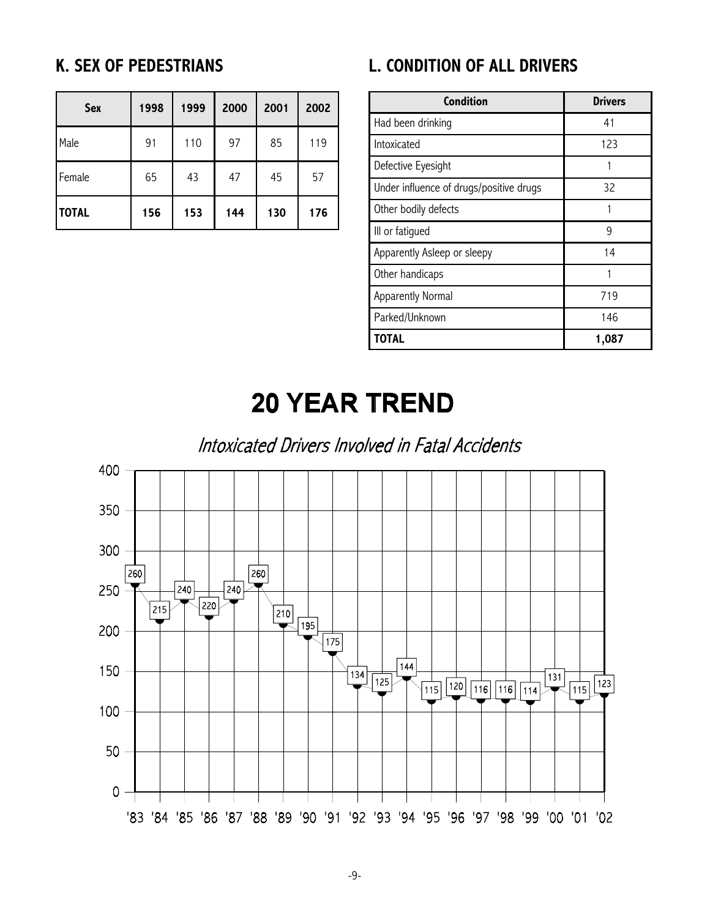## K. SEX OF PEDESTRIANS

| Sex | 1998 | 1999 | 2000 | 2001 | 2002 |
|---|---|---|---|---|---|
| Male | 91 | 110 | 97 | 85 | 119 |
| Female | 65 | 43 | 47 | 45 | 57 |
| **TOTAL** | **156** | **153** | **144** | **130** | **176** |

## L. CONDITION OF ALL DRIVERS

| Condition | Drivers |
|---|---|
| Had been drinking | 41 |
| Intoxicated | 123 |
| Defective Eyesight | 1 |
| Under influence of drugs/positive drugs | 32 |
| Other bodily defects | 1 |
| Ill or fatigued | 9 |
| Apparently Asleep or sleepy | 14 |
| Other handicaps | 1 |
| Apparently Normal | 719 |
| Parked/Unknown | 146 |
| **TOTAL** | **1,087** |

# 20 YEAR TREND

*Intoxicated Drivers Involved in Fatal Accidents*

| Year | '83 | '84 | '85 | '86 | '87 | '88 | '89 | '90 | '91 | '92 | '93 | '94 | '95 | '96 | '97 | '98 | '99 | '00 | '01 | '02 |
|---|---|---|---|---|---|---|---|---|---|---|---|---|---|---|---|---|---|---|---|---|
| Drivers | 260 | 215 | 240 | 220 | 240 | 260 | 210 | 195 | 175 | 134 | 125 | 144 | 115 | 120 | 116 | 116 | 114 | 131 | 115 | 123 |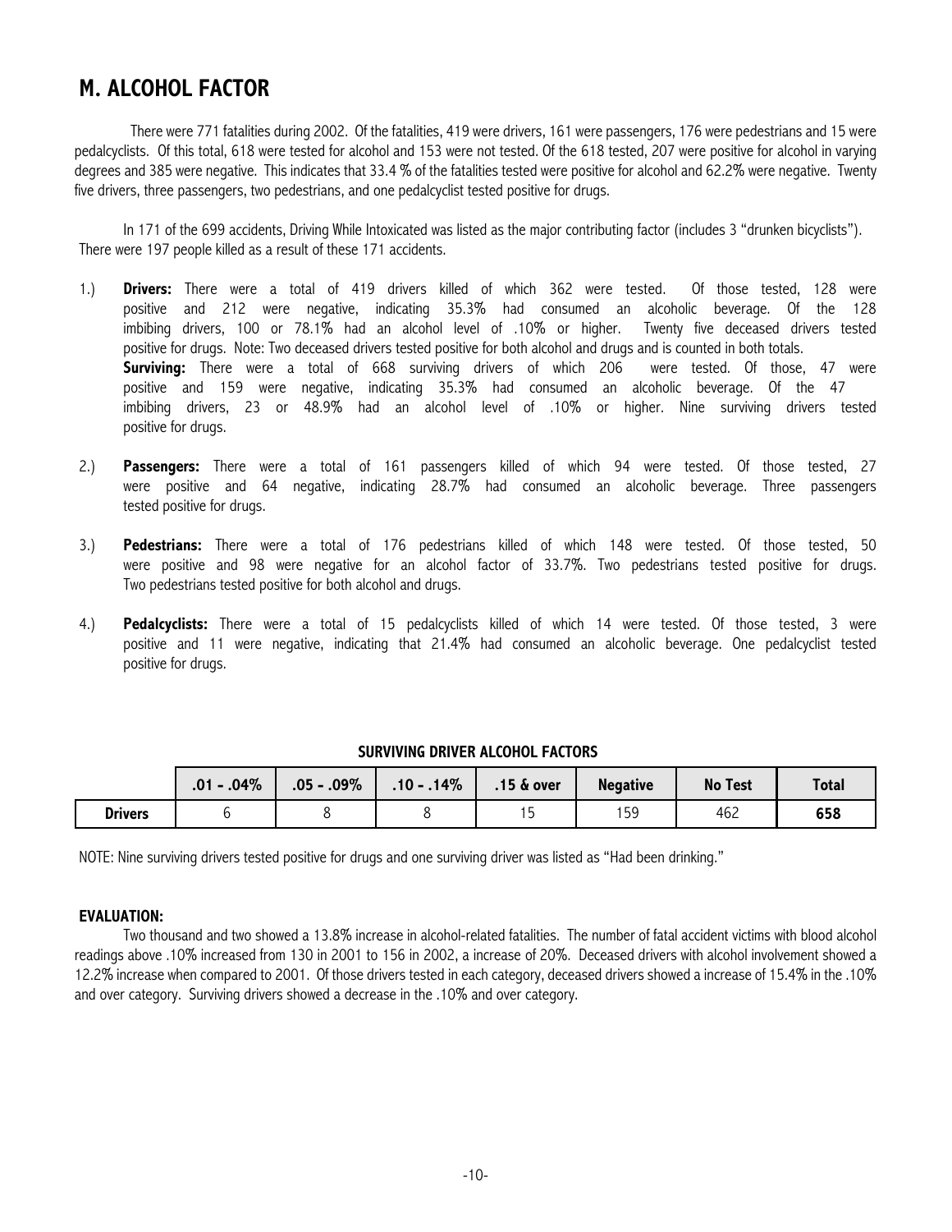# M. ALCOHOL FACTOR

There were 771 fatalities during 2002. Of the fatalities, 419 were drivers, 161 were passengers, 176 were pedestrians and 15 were pedalcyclists. Of this total, 618 were tested for alcohol and 153 were not tested. Of the 618 tested, 207 were positive for alcohol in varying degrees and 385 were negative. This indicates that 33.4 % of the fatalities tested were positive for alcohol and 62.2% were negative. Twenty five drivers, three passengers, two pedestrians, and one pedalcyclist tested positive for drugs.

In 171 of the 699 accidents, Driving While Intoxicated was listed as the major contributing factor (includes 3 "drunken bicyclists"). There were 197 people killed as a result of these 171 accidents.

1.) **Drivers:** There were a total of 419 drivers killed of which 362 were tested. Of those tested, 128 were positive and 212 were negative, indicating 35.3% had consumed an alcoholic beverage. Of the 128 imbibing drivers, 100 or 78.1% had an alcohol level of .10% or higher. Twenty five deceased drivers tested positive for drugs. Note: Two deceased drivers tested positive for both alcohol and drugs and is counted in both totals.
   **Surviving:** There were a total of 668 surviving drivers of which 206 were tested. Of those, 47 were positive and 159 were negative, indicating 35.3% had consumed an alcoholic beverage. Of the 47 imbibing drivers, 23 or 48.9% had an alcohol level of .10% or higher. Nine surviving drivers tested positive for drugs.

2.) **Passengers:** There were a total of 161 passengers killed of which 94 were tested. Of those tested, 27 were positive and 64 negative, indicating 28.7% had consumed an alcoholic beverage. Three passengers tested positive for drugs.

3.) **Pedestrians:** There were a total of 176 pedestrians killed of which 148 were tested. Of those tested, 50 were positive and 98 were negative for an alcohol factor of 33.7%. Two pedestrians tested positive for drugs. Two pedestrians tested positive for both alcohol and drugs.

4.) **Pedalcyclists:** There were a total of 15 pedalcyclists killed of which 14 were tested. Of those tested, 3 were positive and 11 were negative, indicating that 21.4% had consumed an alcoholic beverage. One pedalcyclist tested positive for drugs.

**SURVIVING DRIVER ALCOHOL FACTORS**

| | .01 - .04% | .05 - .09% | .10 - .14% | .15 & over | Negative | No Test | Total |
|---|---|---|---|---|---|---|---|
| **Drivers** | 6 | 8 | 8 | 15 | 159 | 462 | **658** |

NOTE: Nine surviving drivers tested positive for drugs and one surviving driver was listed as "Had been drinking."

**EVALUATION:**

Two thousand and two showed a 13.8% increase in alcohol-related fatalities. The number of fatal accident victims with blood alcohol readings above .10% increased from 130 in 2001 to 156 in 2002, a increase of 20%. Deceased drivers with alcohol involvement showed a 12.2% increase when compared to 2001. Of those drivers tested in each category, deceased drivers showed a increase of 15.4% in the .10% and over category. Surviving drivers showed a decrease in the .10% and over category.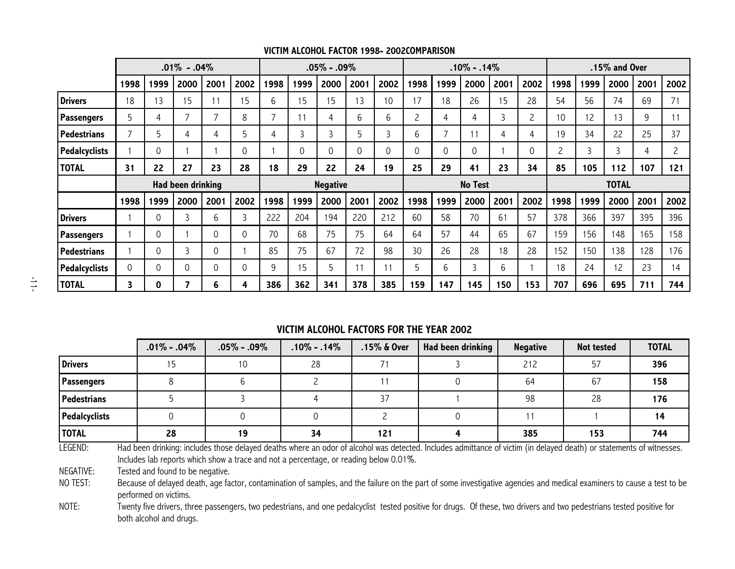## VICTIM ALCOHOL FACTOR 1998- 2002COMPARISON

| | .01% - .04% | | | | | .05% - .09% | | | | | .10% - .14% | | | | | .15% and Over | | | | |
|---|---|---|---|---|---|---|---|---|---|---|---|---|---|---|---|---|---|---|---|---|
| | 1998 | 1999 | 2000 | 2001 | 2002 | 1998 | 1999 | 2000 | 2001 | 2002 | 1998 | 1999 | 2000 | 2001 | 2002 | 1998 | 1999 | 2000 | 2001 | 2002 |
| **Drivers** | 18 | 13 | 15 | 11 | 15 | 6 | 15 | 15 | 13 | 10 | 17 | 18 | 26 | 15 | 28 | 54 | 56 | 74 | 69 | 71 |
| **Passengers** | 5 | 4 | 7 | 7 | 8 | 7 | 11 | 4 | 6 | 6 | 2 | 4 | 4 | 3 | 2 | 10 | 12 | 13 | 9 | 11 |
| **Pedestrians** | 7 | 5 | 4 | 4 | 5 | 4 | 3 | 3 | 5 | 3 | 6 | 7 | 11 | 4 | 4 | 19 | 34 | 22 | 25 | 37 |
| **Pedalcyclists** | 1 | 0 | 1 | 1 | 0 | 1 | 0 | 0 | 0 | 0 | 0 | 0 | 0 | 1 | 0 | 2 | 3 | 3 | 4 | 2 |
| **TOTAL** | **31** | **22** | **27** | **23** | **28** | **18** | **29** | **22** | **24** | **19** | **25** | **29** | **41** | **23** | **34** | **85** | **105** | **112** | **107** | **121** |
| | **Had been drinking** | | | | | **Negative** | | | | | **No Test** | | | | | **TOTAL** | | | | |
| | 1998 | 1999 | 2000 | 2001 | 2002 | 1998 | 1999 | 2000 | 2001 | 2002 | 1998 | 1999 | 2000 | 2001 | 2002 | 1998 | 1999 | 2000 | 2001 | 2002 |
| **Drivers** | 1 | 0 | 3 | 6 | 3 | 222 | 204 | 194 | 220 | 212 | 60 | 58 | 70 | 61 | 57 | 378 | 366 | 397 | 395 | 396 |
| **Passengers** | 1 | 0 | 1 | 0 | 0 | 70 | 68 | 75 | 75 | 64 | 64 | 57 | 44 | 65 | 67 | 159 | 156 | 148 | 165 | 158 |
| **Pedestrians** | 1 | 0 | 3 | 0 | 1 | 85 | 75 | 67 | 72 | 98 | 30 | 26 | 28 | 18 | 28 | 152 | 150 | 138 | 128 | 176 |
| **Pedalcyclists** | 0 | 0 | 0 | 0 | 0 | 9 | 15 | 5 | 11 | 11 | 5 | 6 | 3 | 6 | 1 | 18 | 24 | 12 | 23 | 14 |
| **TOTAL** | **3** | **0** | **7** | **6** | **4** | **386** | **362** | **341** | **378** | **385** | **159** | **147** | **145** | **150** | **153** | **707** | **696** | **695** | **711** | **744** |

## VICTIM ALCOHOL FACTORS FOR THE YEAR 2002

| | .01% - .04% | .05% - .09% | .10% - .14% | .15% & Over | Had been drinking | Negative | Not tested | TOTAL |
|---|---|---|---|---|---|---|---|---|
| **Drivers** | 15 | 10 | 28 | 71 | 3 | 212 | 57 | **396** |
| **Passengers** | 8 | 6 | 2 | 11 | 0 | 64 | 67 | **158** |
| **Pedestrians** | 5 | 3 | 4 | 37 | 1 | 98 | 28 | **176** |
| **Pedalcyclists** | 0 | 0 | 0 | 2 | 0 | 11 | 1 | **14** |
| **TOTAL** | **28** | **19** | **34** | **121** | **4** | **385** | **153** | **744** |

LEGEND: Had been drinking: includes those delayed deaths where an odor of alcohol was detected. Includes admittance of victim (in delayed death) or statements of witnesses. Includes lab reports which show a trace and not a percentage, or reading below 0.01%.

NEGATIVE: Tested and found to be negative.

NO TEST: Because of delayed death, age factor, contamination of samples, and the failure on the part of some investigative agencies and medical examiners to cause a test to be performed on victims.

NOTE: Twenty five drivers, three passengers, two pedestrians, and one pedalcyclist tested positive for drugs. Of these, two drivers and two pedestrians tested positive for both alcohol and drugs.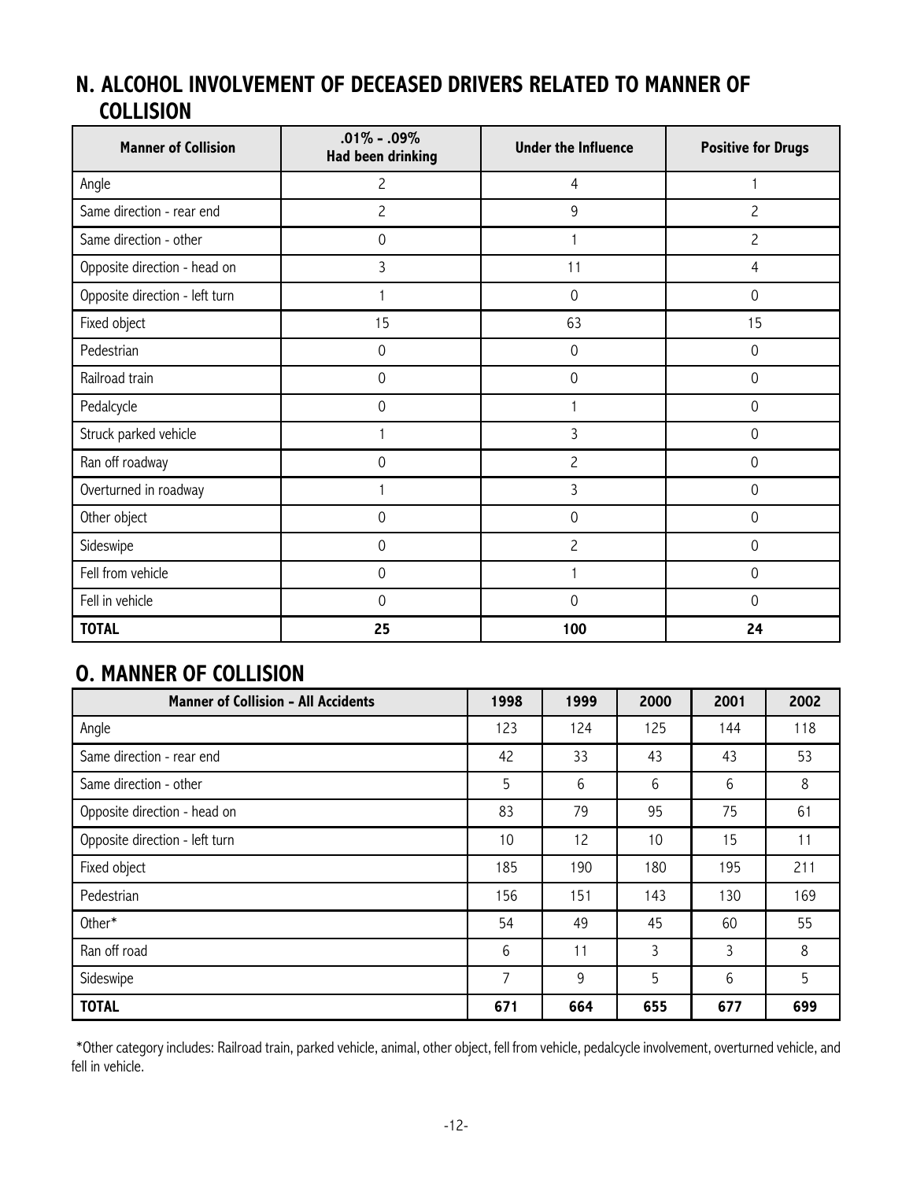## N. ALCOHOL INVOLVEMENT OF DECEASED DRIVERS RELATED TO MANNER OF COLLISION

| Manner of Collision | .01% - .09% Had been drinking | Under the Influence | Positive for Drugs |
|---|---|---|---|
| Angle | 2 | 4 | 1 |
| Same direction - rear end | 2 | 9 | 2 |
| Same direction - other | 0 | 1 | 2 |
| Opposite direction - head on | 3 | 11 | 4 |
| Opposite direction - left turn | 1 | 0 | 0 |
| Fixed object | 15 | 63 | 15 |
| Pedestrian | 0 | 0 | 0 |
| Railroad train | 0 | 0 | 0 |
| Pedalcycle | 0 | 1 | 0 |
| Struck parked vehicle | 1 | 3 | 0 |
| Ran off roadway | 0 | 2 | 0 |
| Overturned in roadway | 1 | 3 | 0 |
| Other object | 0 | 0 | 0 |
| Sideswipe | 0 | 2 | 0 |
| Fell from vehicle | 0 | 1 | 0 |
| Fell in vehicle | 0 | 0 | 0 |
| **TOTAL** | **25** | **100** | **24** |

## O. MANNER OF COLLISION

| Manner of Collision - All Accidents | 1998 | 1999 | 2000 | 2001 | 2002 |
|---|---|---|---|---|---|
| Angle | 123 | 124 | 125 | 144 | 118 |
| Same direction - rear end | 42 | 33 | 43 | 43 | 53 |
| Same direction - other | 5 | 6 | 6 | 6 | 8 |
| Opposite direction - head on | 83 | 79 | 95 | 75 | 61 |
| Opposite direction - left turn | 10 | 12 | 10 | 15 | 11 |
| Fixed object | 185 | 190 | 180 | 195 | 211 |
| Pedestrian | 156 | 151 | 143 | 130 | 169 |
| Other* | 54 | 49 | 45 | 60 | 55 |
| Ran off road | 6 | 11 | 3 | 3 | 8 |
| Sideswipe | 7 | 9 | 5 | 6 | 5 |
| **TOTAL** | **671** | **664** | **655** | **677** | **699** |

*Other category includes: Railroad train, parked vehicle, animal, other object, fell from vehicle, pedalcycle involvement, overturned vehicle, and fell in vehicle.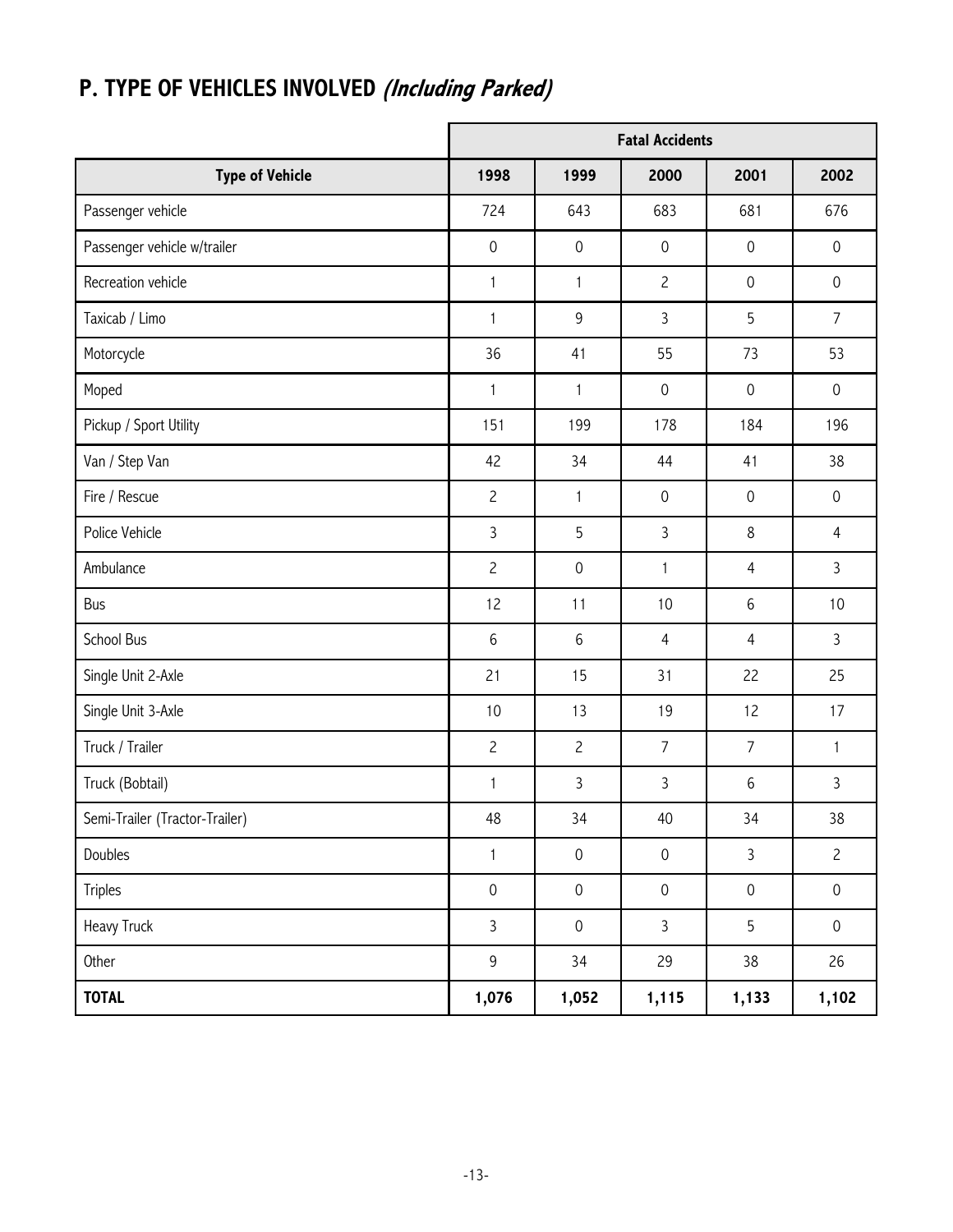## P. TYPE OF VEHICLES INVOLVED *(Including Parked)*

| | Fatal Accidents | | | | |
|---|---|---|---|---|---|
| **Type of Vehicle** | **1998** | **1999** | **2000** | **2001** | **2002** |
| Passenger vehicle | 724 | 643 | 683 | 681 | 676 |
| Passenger vehicle w/trailer | 0 | 0 | 0 | 0 | 0 |
| Recreation vehicle | 1 | 1 | 2 | 0 | 0 |
| Taxicab / Limo | 1 | 9 | 3 | 5 | 7 |
| Motorcycle | 36 | 41 | 55 | 73 | 53 |
| Moped | 1 | 1 | 0 | 0 | 0 |
| Pickup / Sport Utility | 151 | 199 | 178 | 184 | 196 |
| Van / Step Van | 42 | 34 | 44 | 41 | 38 |
| Fire / Rescue | 2 | 1 | 0 | 0 | 0 |
| Police Vehicle | 3 | 5 | 3 | 8 | 4 |
| Ambulance | 2 | 0 | 1 | 4 | 3 |
| Bus | 12 | 11 | 10 | 6 | 10 |
| School Bus | 6 | 6 | 4 | 4 | 3 |
| Single Unit 2-Axle | 21 | 15 | 31 | 22 | 25 |
| Single Unit 3-Axle | 10 | 13 | 19 | 12 | 17 |
| Truck / Trailer | 2 | 2 | 7 | 7 | 1 |
| Truck (Bobtail) | 1 | 3 | 3 | 6 | 3 |
| Semi-Trailer (Tractor-Trailer) | 48 | 34 | 40 | 34 | 38 |
| Doubles | 1 | 0 | 0 | 3 | 2 |
| Triples | 0 | 0 | 0 | 0 | 0 |
| Heavy Truck | 3 | 0 | 3 | 5 | 0 |
| Other | 9 | 34 | 29 | 38 | 26 |
| **TOTAL** | **1,076** | **1,052** | **1,115** | **1,133** | **1,102** |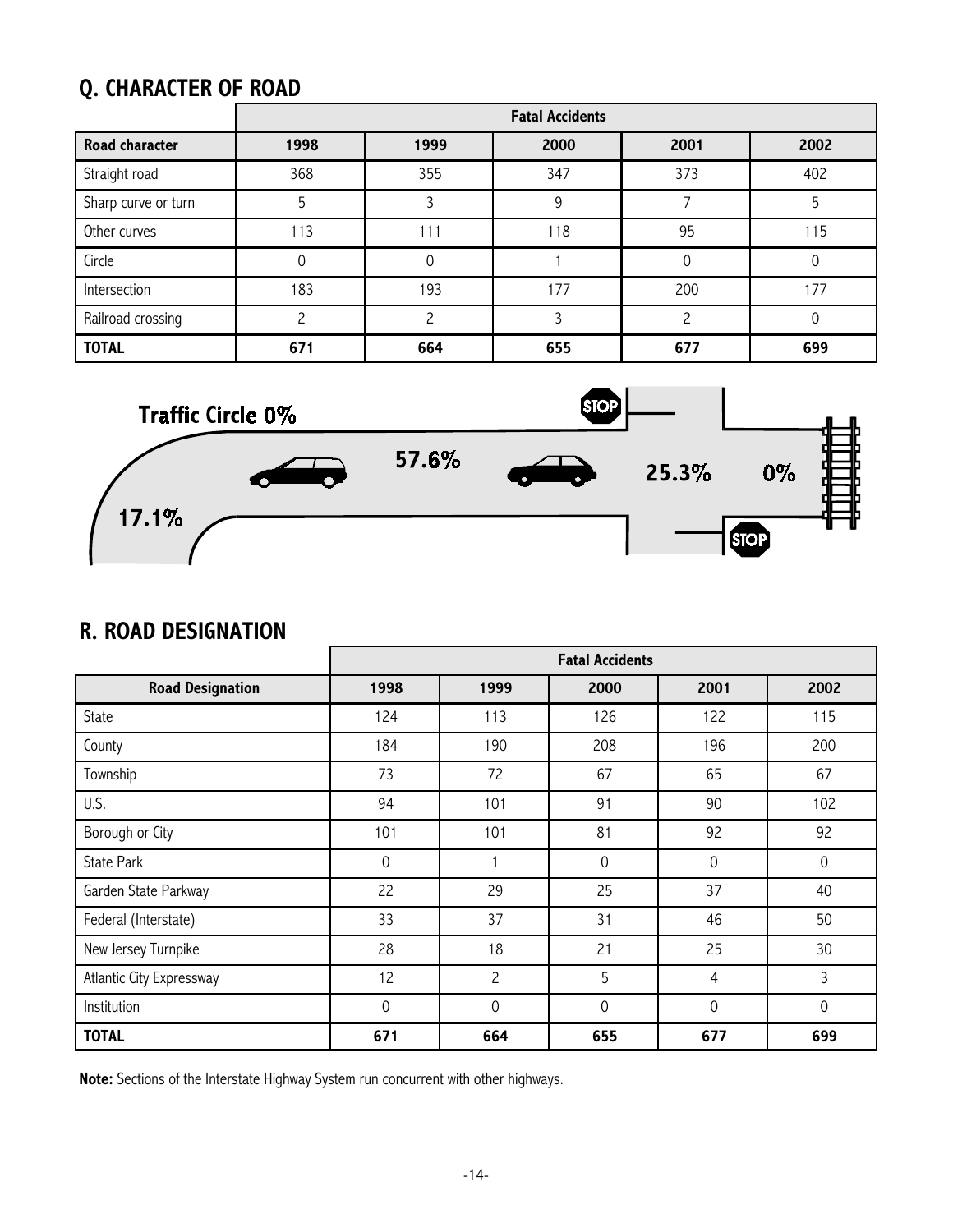## Q. CHARACTER OF ROAD

| | Fatal Accidents | | | | |
|---|---|---|---|---|---|
| **Road character** | **1998** | **1999** | **2000** | **2001** | **2002** |
| Straight road | 368 | 355 | 347 | 373 | 402 |
| Sharp curve or turn | 5 | 3 | 9 | 7 | 5 |
| Other curves | 113 | 111 | 118 | 95 | 115 |
| Circle | 0 | 0 | 1 | 0 | 0 |
| Intersection | 183 | 193 | 177 | 200 | 177 |
| Railroad crossing | 2 | 2 | 3 | 2 | 0 |
| **TOTAL** | **671** | **664** | **655** | **677** | **699** |

Traffic Circle 0%

17.1%

57.6%

25.3%

0%

## R. ROAD DESIGNATION

| | Fatal Accidents | | | | |
|---|---|---|---|---|---|
| **Road Designation** | **1998** | **1999** | **2000** | **2001** | **2002** |
| State | 124 | 113 | 126 | 122 | 115 |
| County | 184 | 190 | 208 | 196 | 200 |
| Township | 73 | 72 | 67 | 65 | 67 |
| U.S. | 94 | 101 | 91 | 90 | 102 |
| Borough or City | 101 | 101 | 81 | 92 | 92 |
| State Park | 0 | 1 | 0 | 0 | 0 |
| Garden State Parkway | 22 | 29 | 25 | 37 | 40 |
| Federal (Interstate) | 33 | 37 | 31 | 46 | 50 |
| New Jersey Turnpike | 28 | 18 | 21 | 25 | 30 |
| Atlantic City Expressway | 12 | 2 | 5 | 4 | 3 |
| Institution | 0 | 0 | 0 | 0 | 0 |
| **TOTAL** | **671** | **664** | **655** | **677** | **699** |

**Note:** Sections of the Interstate Highway System run concurrent with other highways.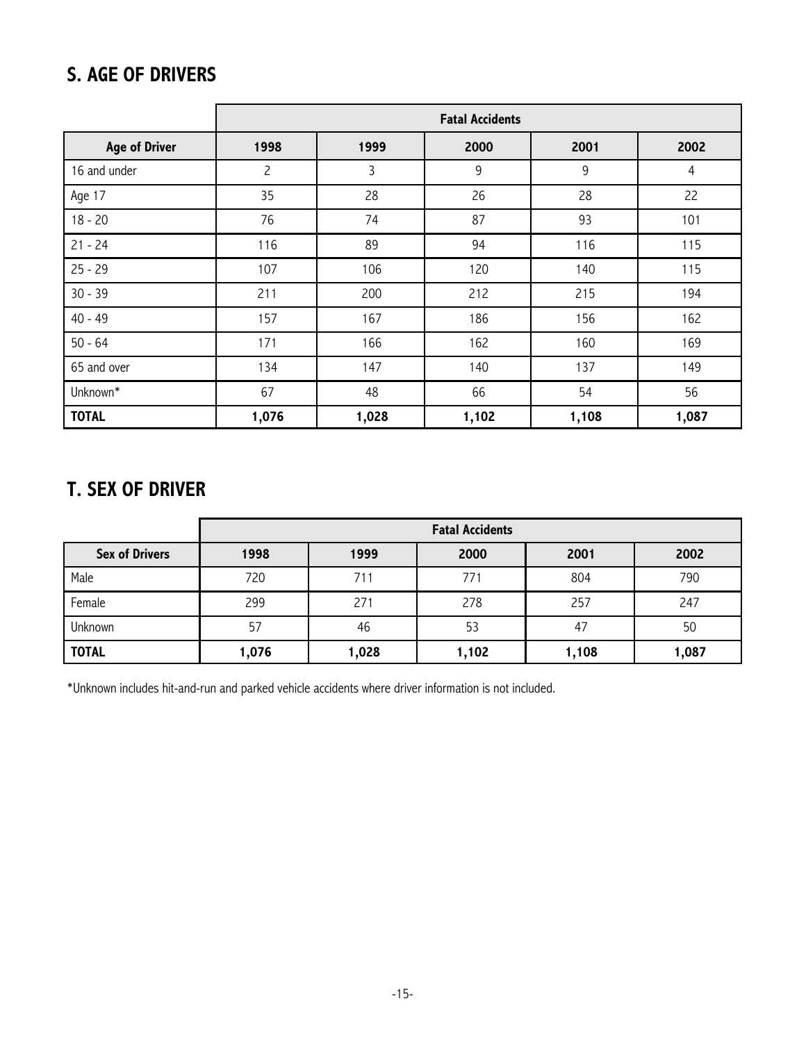## S. AGE OF DRIVERS

| | Fatal Accidents | | | | |
|---|---|---|---|---|---|
| **Age of Driver** | **1998** | **1999** | **2000** | **2001** | **2002** |
| 16 and under | 2 | 3 | 9 | 9 | 4 |
| Age 17 | 35 | 28 | 26 | 28 | 22 |
| 18 - 20 | 76 | 74 | 87 | 93 | 101 |
| 21 - 24 | 116 | 89 | 94 | 116 | 115 |
| 25 - 29 | 107 | 106 | 120 | 140 | 115 |
| 30 - 39 | 211 | 200 | 212 | 215 | 194 |
| 40 - 49 | 157 | 167 | 186 | 156 | 162 |
| 50 - 64 | 171 | 166 | 162 | 160 | 169 |
| 65 and over | 134 | 147 | 140 | 137 | 149 |
| Unknown* | 67 | 48 | 66 | 54 | 56 |
| **TOTAL** | **1,076** | **1,028** | **1,102** | **1,108** | **1,087** |

## T. SEX OF DRIVER

| | Fatal Accidents | | | | |
|---|---|---|---|---|---|
| **Sex of Drivers** | **1998** | **1999** | **2000** | **2001** | **2002** |
| Male | 720 | 711 | 771 | 804 | 790 |
| Female | 299 | 271 | 278 | 257 | 247 |
| Unknown | 57 | 46 | 53 | 47 | 50 |
| **TOTAL** | **1,076** | **1,028** | **1,102** | **1,108** | **1,087** |

*Unknown includes hit-and-run and parked vehicle accidents where driver information is not included.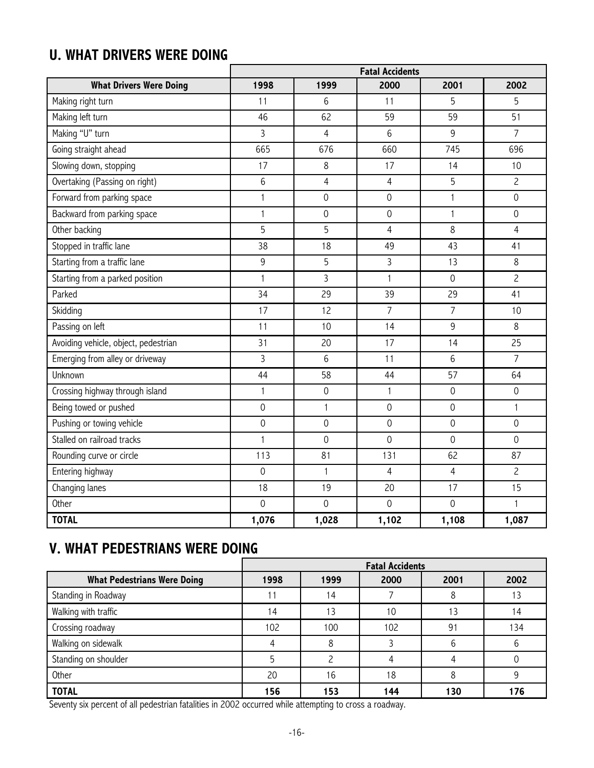## U. WHAT DRIVERS WERE DOING

| | Fatal Accidents | | | | |
|---|---|---|---|---|---|
| **What Drivers Were Doing** | **1998** | **1999** | **2000** | **2001** | **2002** |
| Making right turn | 11 | 6 | 11 | 5 | 5 |
| Making left turn | 46 | 62 | 59 | 59 | 51 |
| Making "U" turn | 3 | 4 | 6 | 9 | 7 |
| Going straight ahead | 665 | 676 | 660 | 745 | 696 |
| Slowing down, stopping | 17 | 8 | 17 | 14 | 10 |
| Overtaking (Passing on right) | 6 | 4 | 4 | 5 | 2 |
| Forward from parking space | 1 | 0 | 0 | 1 | 0 |
| Backward from parking space | 1 | 0 | 0 | 1 | 0 |
| Other backing | 5 | 5 | 4 | 8 | 4 |
| Stopped in traffic lane | 38 | 18 | 49 | 43 | 41 |
| Starting from a traffic lane | 9 | 5 | 3 | 13 | 8 |
| Starting from a parked position | 1 | 3 | 1 | 0 | 2 |
| Parked | 34 | 29 | 39 | 29 | 41 |
| Skidding | 17 | 12 | 7 | 7 | 10 |
| Passing on left | 11 | 10 | 14 | 9 | 8 |
| Avoiding vehicle, object, pedestrian | 31 | 20 | 17 | 14 | 25 |
| Emerging from alley or driveway | 3 | 6 | 11 | 6 | 7 |
| Unknown | 44 | 58 | 44 | 57 | 64 |
| Crossing highway through island | 1 | 0 | 1 | 0 | 0 |
| Being towed or pushed | 0 | 1 | 0 | 0 | 1 |
| Pushing or towing vehicle | 0 | 0 | 0 | 0 | 0 |
| Stalled on railroad tracks | 1 | 0 | 0 | 0 | 0 |
| Rounding curve or circle | 113 | 81 | 131 | 62 | 87 |
| Entering highway | 0 | 1 | 4 | 4 | 2 |
| Changing lanes | 18 | 19 | 20 | 17 | 15 |
| Other | 0 | 0 | 0 | 0 | 1 |
| **TOTAL** | **1,076** | **1,028** | **1,102** | **1,108** | **1,087** |

## V. WHAT PEDESTRIANS WERE DOING

| | Fatal Accidents | | | | |
|---|---|---|---|---|---|
| **What Pedestrians Were Doing** | **1998** | **1999** | **2000** | **2001** | **2002** |
| Standing in Roadway | 11 | 14 | 7 | 8 | 13 |
| Walking with traffic | 14 | 13 | 10 | 13 | 14 |
| Crossing roadway | 102 | 100 | 102 | 91 | 134 |
| Walking on sidewalk | 4 | 8 | 3 | 6 | 6 |
| Standing on shoulder | 5 | 2 | 4 | 4 | 0 |
| Other | 20 | 16 | 18 | 8 | 9 |
| **TOTAL** | **156** | **153** | **144** | **130** | **176** |

Seventy six percent of all pedestrian fatalities in 2002 occurred while attempting to cross a roadway.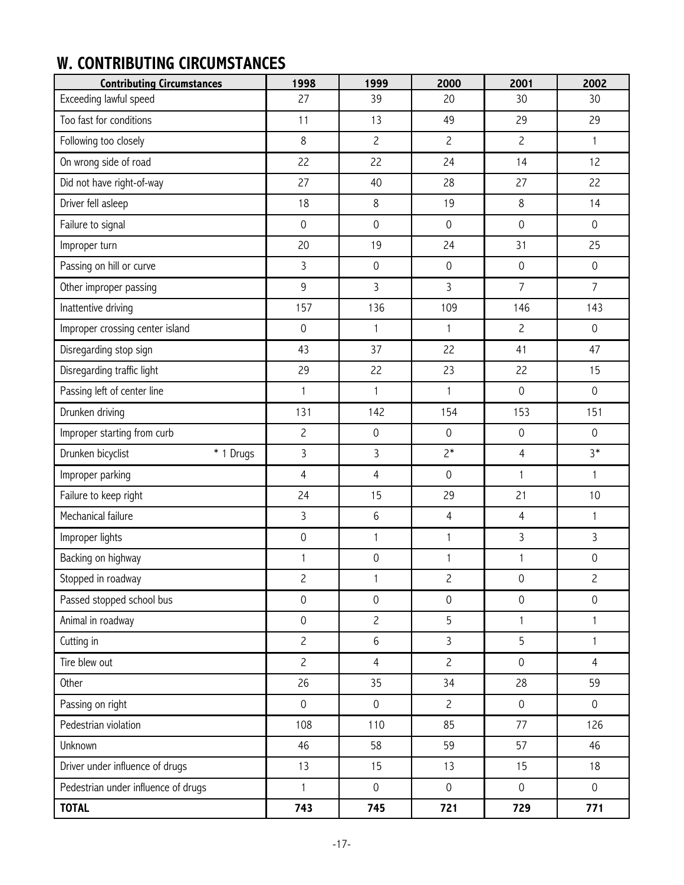## W. CONTRIBUTING CIRCUMSTANCES

| Contributing Circumstances | 1998 | 1999 | 2000 | 2001 | 2002 |
|---|---|---|---|---|---|
| Exceeding lawful speed | 27 | 39 | 20 | 30 | 30 |
| Too fast for conditions | 11 | 13 | 49 | 29 | 29 |
| Following too closely | 8 | 2 | 2 | 2 | 1 |
| On wrong side of road | 22 | 22 | 24 | 14 | 12 |
| Did not have right-of-way | 27 | 40 | 28 | 27 | 22 |
| Driver fell asleep | 18 | 8 | 19 | 8 | 14 |
| Failure to signal | 0 | 0 | 0 | 0 | 0 |
| Improper turn | 20 | 19 | 24 | 31 | 25 |
| Passing on hill or curve | 3 | 0 | 0 | 0 | 0 |
| Other improper passing | 9 | 3 | 3 | 7 | 7 |
| Inattentive driving | 157 | 136 | 109 | 146 | 143 |
| Improper crossing center island | 0 | 1 | 1 | 2 | 0 |
| Disregarding stop sign | 43 | 37 | 22 | 41 | 47 |
| Disregarding traffic light | 29 | 22 | 23 | 22 | 15 |
| Passing left of center line | 1 | 1 | 1 | 0 | 0 |
| Drunken driving | 131 | 142 | 154 | 153 | 151 |
| Improper starting from curb | 2 | 0 | 0 | 0 | 0 |
| Drunken bicyclist * 1 Drugs | 3 | 3 | 2* | 4 | 3* |
| Improper parking | 4 | 4 | 0 | 1 | 1 |
| Failure to keep right | 24 | 15 | 29 | 21 | 10 |
| Mechanical failure | 3 | 6 | 4 | 4 | 1 |
| Improper lights | 0 | 1 | 1 | 3 | 3 |
| Backing on highway | 1 | 0 | 1 | 1 | 0 |
| Stopped in roadway | 2 | 1 | 2 | 0 | 2 |
| Passed stopped school bus | 0 | 0 | 0 | 0 | 0 |
| Animal in roadway | 0 | 2 | 5 | 1 | 1 |
| Cutting in | 2 | 6 | 3 | 5 | 1 |
| Tire blew out | 2 | 4 | 2 | 0 | 4 |
| Other | 26 | 35 | 34 | 28 | 59 |
| Passing on right | 0 | 0 | 2 | 0 | 0 |
| Pedestrian violation | 108 | 110 | 85 | 77 | 126 |
| Unknown | 46 | 58 | 59 | 57 | 46 |
| Driver under influence of drugs | 13 | 15 | 13 | 15 | 18 |
| Pedestrian under influence of drugs | 1 | 0 | 0 | 0 | 0 |
| **TOTAL** | **743** | **745** | **721** | **729** | **771** |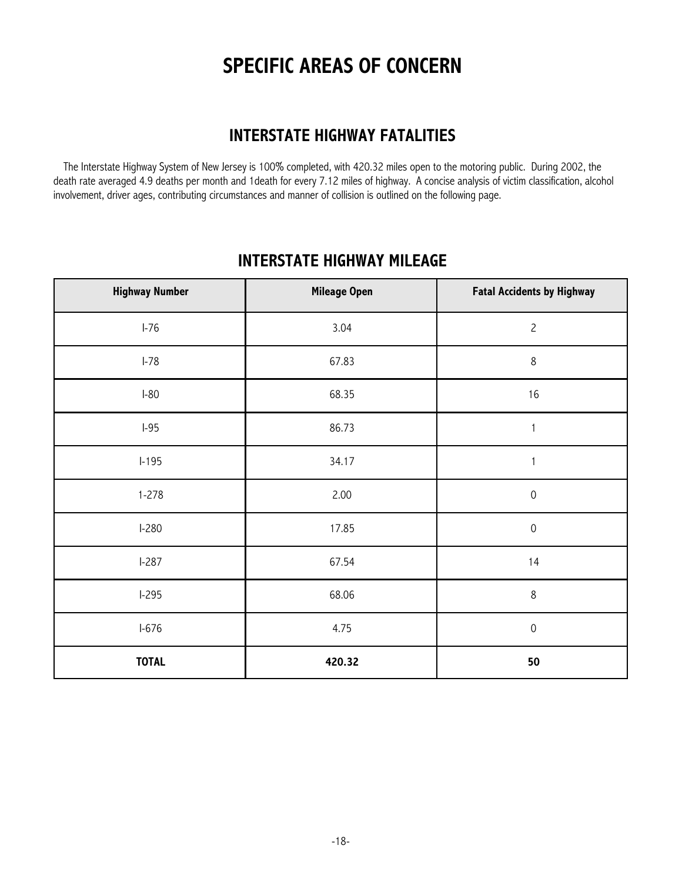# SPECIFIC AREAS OF CONCERN

## INTERSTATE HIGHWAY FATALITIES

The Interstate Highway System of New Jersey is 100% completed, with 420.32 miles open to the motoring public. During 2002, the death rate averaged 4.9 deaths per month and 1death for every 7.12 miles of highway. A concise analysis of victim classification, alcohol involvement, driver ages, contributing circumstances and manner of collision is outlined on the following page.

## INTERSTATE HIGHWAY MILEAGE

| Highway Number | Mileage Open | Fatal Accidents by Highway |
|---|---|---|
| I-76 | 3.04 | 2 |
| I-78 | 67.83 | 8 |
| I-80 | 68.35 | 16 |
| I-95 | 86.73 | 1 |
| I-195 | 34.17 | 1 |
| 1-278 | 2.00 | 0 |
| I-280 | 17.85 | 0 |
| I-287 | 67.54 | 14 |
| I-295 | 68.06 | 8 |
| I-676 | 4.75 | 0 |
| **TOTAL** | **420.32** | **50** |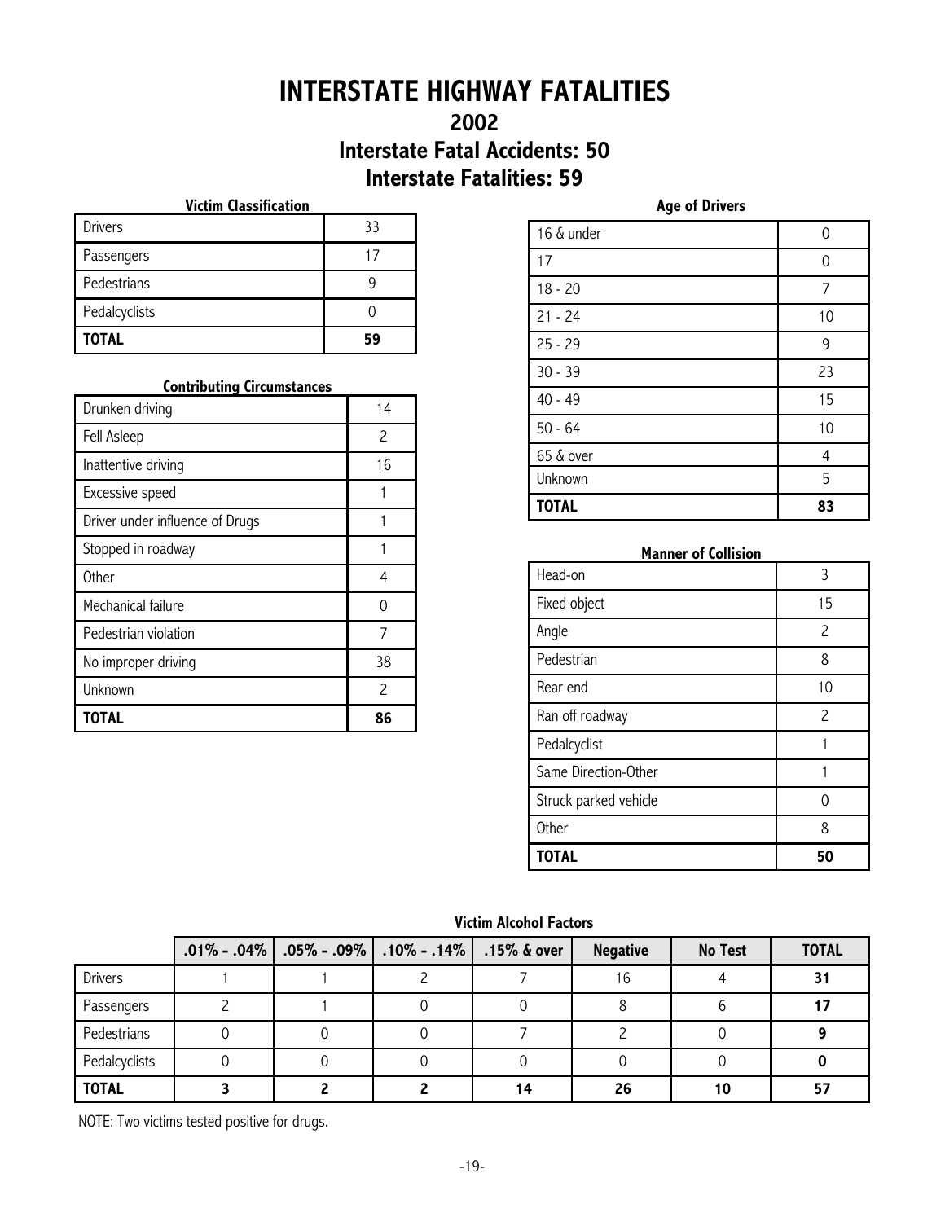# INTERSTATE HIGHWAY FATALITIES

## 2002

## Interstate Fatal Accidents: 50

## Interstate Fatalities: 59

### Victim Classification

| Victim Classification | |
|---|---|
| Drivers | 33 |
| Passengers | 17 |
| Pedestrians | 9 |
| Pedalcyclists | 0 |
| **TOTAL** | **59** |

### Contributing Circumstances

| Contributing Circumstances | |
|---|---|
| Drunken driving | 14 |
| Fell Asleep | 2 |
| Inattentive driving | 16 |
| Excessive speed | 1 |
| Driver under influence of Drugs | 1 |
| Stopped in roadway | 1 |
| Other | 4 |
| Mechanical failure | 0 |
| Pedestrian violation | 7 |
| No improper driving | 38 |
| Unknown | 2 |
| **TOTAL** | **86** |

### Age of Drivers

| Age of Drivers | |
|---|---|
| 16 & under | 0 |
| 17 | 0 |
| 18 - 20 | 7 |
| 21 - 24 | 10 |
| 25 - 29 | 9 |
| 30 - 39 | 23 |
| 40 - 49 | 15 |
| 50 - 64 | 10 |
| 65 & over | 4 |
| Unknown | 5 |
| **TOTAL** | **83** |

### Manner of Collision

| Manner of Collision | |
|---|---|
| Head-on | 3 |
| Fixed object | 15 |
| Angle | 2 |
| Pedestrian | 8 |
| Rear end | 10 |
| Ran off roadway | 2 |
| Pedalcyclist | 1 |
| Same Direction-Other | 1 |
| Struck parked vehicle | 0 |
| Other | 8 |
| **TOTAL** | **50** |

### Victim Alcohol Factors

| | .01% - .04% | .05% - .09% | .10% - .14% | .15% & over | Negative | No Test | TOTAL |
|---|---|---|---|---|---|---|---|
| Drivers | 1 | 1 | 2 | 7 | 16 | 4 | **31** |
| Passengers | 2 | 1 | 0 | 0 | 8 | 6 | **17** |
| Pedestrians | 0 | 0 | 0 | 7 | 2 | 0 | **9** |
| Pedalcyclists | 0 | 0 | 0 | 0 | 0 | 0 | **0** |
| **TOTAL** | **3** | **2** | **2** | **14** | **26** | **10** | **57** |

NOTE: Two victims tested positive for drugs.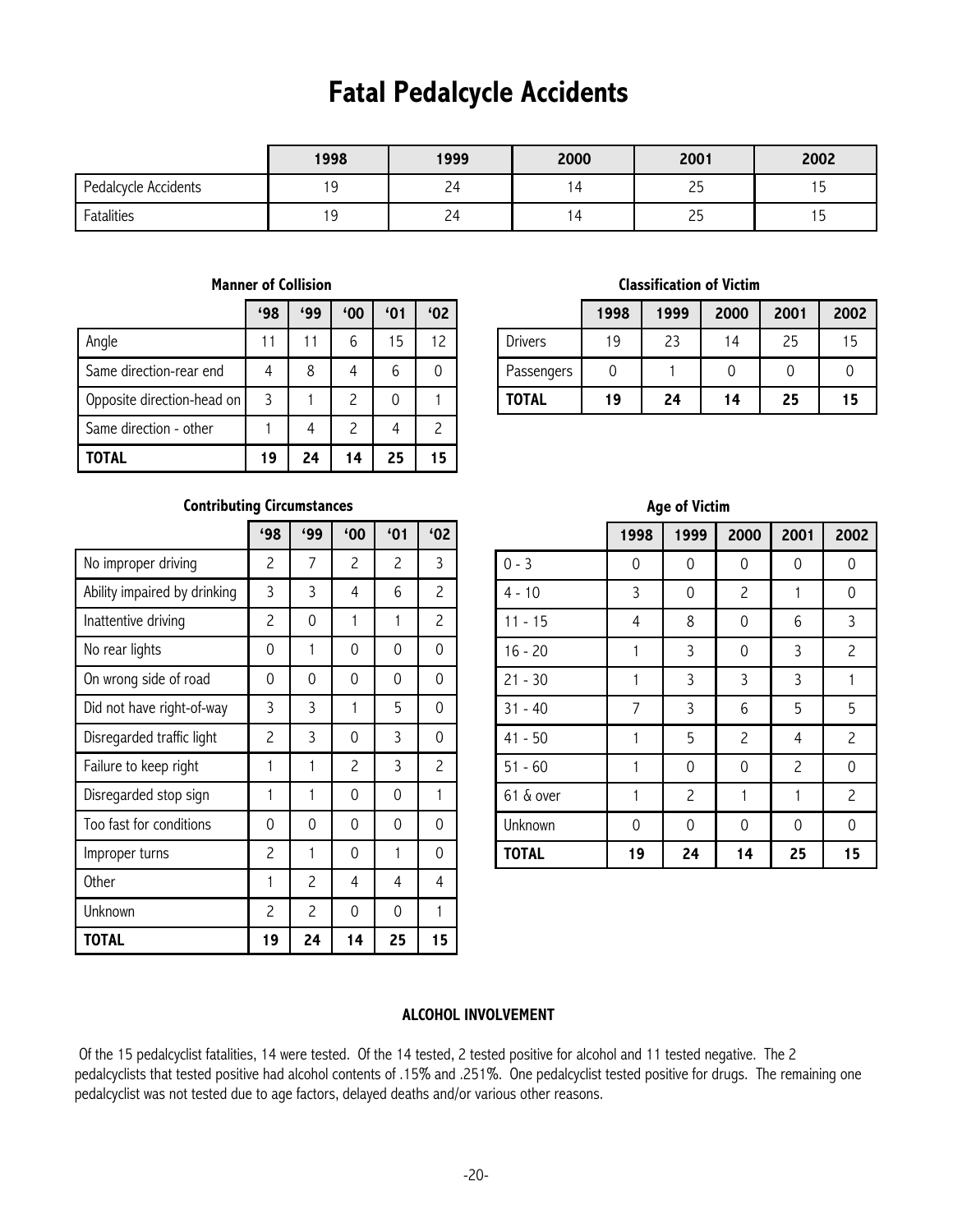# Fatal Pedalcycle Accidents

| | 1998 | 1999 | 2000 | 2001 | 2002 |
|---|---|---|---|---|---|
| Pedalcycle Accidents | 19 | 24 | 14 | 25 | 15 |
| Fatalities | 19 | 24 | 14 | 25 | 15 |

### Manner of Collision

| | '98 | '99 | '00 | '01 | '02 |
|---|---|---|---|---|---|
| Angle | 11 | 11 | 6 | 15 | 12 |
| Same direction-rear end | 4 | 8 | 4 | 6 | 0 |
| Opposite direction-head on | 3 | 1 | 2 | 0 | 1 |
| Same direction - other | 1 | 4 | 2 | 4 | 2 |
| **TOTAL** | **19** | **24** | **14** | **25** | **15** |

### Classification of Victim

| | 1998 | 1999 | 2000 | 2001 | 2002 |
|---|---|---|---|---|---|
| Drivers | 19 | 23 | 14 | 25 | 15 |
| Passengers | 0 | 1 | 0 | 0 | 0 |
| **TOTAL** | **19** | **24** | **14** | **25** | **15** |

### Contributing Circumstances

| | '98 | '99 | '00 | '01 | '02 |
|---|---|---|---|---|---|
| No improper driving | 2 | 7 | 2 | 2 | 3 |
| Ability impaired by drinking | 3 | 3 | 4 | 6 | 2 |
| Inattentive driving | 2 | 0 | 1 | 1 | 2 |
| No rear lights | 0 | 1 | 0 | 0 | 0 |
| On wrong side of road | 0 | 0 | 0 | 0 | 0 |
| Did not have right-of-way | 3 | 3 | 1 | 5 | 0 |
| Disregarded traffic light | 2 | 3 | 0 | 3 | 0 |
| Failure to keep right | 1 | 1 | 2 | 3 | 2 |
| Disregarded stop sign | 1 | 1 | 0 | 0 | 1 |
| Too fast for conditions | 0 | 0 | 0 | 0 | 0 |
| Improper turns | 2 | 1 | 0 | 1 | 0 |
| Other | 1 | 2 | 4 | 4 | 4 |
| Unknown | 2 | 2 | 0 | 0 | 1 |
| **TOTAL** | **19** | **24** | **14** | **25** | **15** |

### Age of Victim

| | 1998 | 1999 | 2000 | 2001 | 2002 |
|---|---|---|---|---|---|
| 0 - 3 | 0 | 0 | 0 | 0 | 0 |
| 4 - 10 | 3 | 0 | 2 | 1 | 0 |
| 11 - 15 | 4 | 8 | 0 | 6 | 3 |
| 16 - 20 | 1 | 3 | 0 | 3 | 2 |
| 21 - 30 | 1 | 3 | 3 | 3 | 1 |
| 31 - 40 | 7 | 3 | 6 | 5 | 5 |
| 41 - 50 | 1 | 5 | 2 | 4 | 2 |
| 51 - 60 | 1 | 0 | 0 | 2 | 0 |
| 61 & over | 1 | 2 | 1 | 1 | 2 |
| Unknown | 0 | 0 | 0 | 0 | 0 |
| **TOTAL** | **19** | **24** | **14** | **25** | **15** |

### ALCOHOL INVOLVEMENT

Of the 15 pedalcyclist fatalities, 14 were tested. Of the 14 tested, 2 tested positive for alcohol and 11 tested negative. The 2 pedalcyclists that tested positive had alcohol contents of .15% and .251%. One pedalcyclist tested positive for drugs. The remaining one pedalcyclist was not tested due to age factors, delayed deaths and/or various other reasons.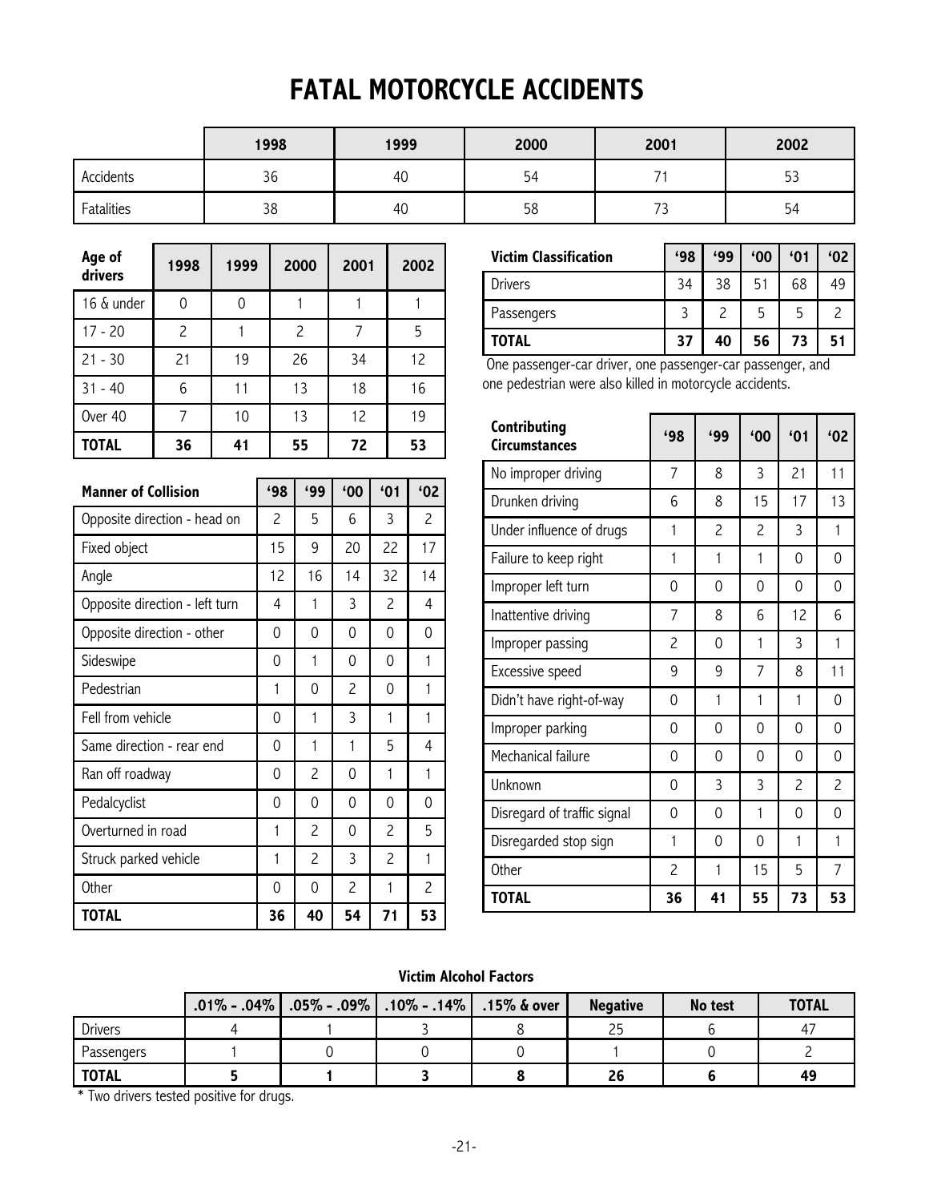# FATAL MOTORCYCLE ACCIDENTS

| | 1998 | 1999 | 2000 | 2001 | 2002 |
|---|---|---|---|---|---|
| Accidents | 36 | 40 | 54 | 71 | 53 |
| Fatalities | 38 | 40 | 58 | 73 | 54 |

| Age of drivers | 1998 | 1999 | 2000 | 2001 | 2002 |
|---|---|---|---|---|---|
| 16 & under | 0 | 0 | 1 | 1 | 1 |
| 17 - 20 | 2 | 1 | 2 | 7 | 5 |
| 21 - 30 | 21 | 19 | 26 | 34 | 12 |
| 31 - 40 | 6 | 11 | 13 | 18 | 16 |
| Over 40 | 7 | 10 | 13 | 12 | 19 |
| **TOTAL** | **36** | **41** | **55** | **72** | **53** |

| Manner of Collision | '98 | '99 | '00 | '01 | '02 |
|---|---|---|---|---|---|
| Opposite direction - head on | 2 | 5 | 6 | 3 | 2 |
| Fixed object | 15 | 9 | 20 | 22 | 17 |
| Angle | 12 | 16 | 14 | 32 | 14 |
| Opposite direction - left turn | 4 | 1 | 3 | 2 | 4 |
| Opposite direction - other | 0 | 0 | 0 | 0 | 0 |
| Sideswipe | 0 | 1 | 0 | 0 | 1 |
| Pedestrian | 1 | 0 | 2 | 0 | 1 |
| Fell from vehicle | 0 | 1 | 3 | 1 | 1 |
| Same direction - rear end | 0 | 1 | 1 | 5 | 4 |
| Ran off roadway | 0 | 2 | 0 | 1 | 1 |
| Pedalcyclist | 0 | 0 | 0 | 0 | 0 |
| Overturned in road | 1 | 2 | 0 | 2 | 5 |
| Struck parked vehicle | 1 | 2 | 3 | 2 | 1 |
| Other | 0 | 0 | 2 | 1 | 2 |
| **TOTAL** | **36** | **40** | **54** | **71** | **53** |

| Victim Classification | '98 | '99 | '00 | '01 | '02 |
|---|---|---|---|---|---|
| Drivers | 34 | 38 | 51 | 68 | 49 |
| Passengers | 3 | 2 | 5 | 5 | 2 |
| **TOTAL** | **37** | **40** | **56** | **73** | **51** |

One passenger-car driver, one passenger-car passenger, and one pedestrian were also killed in motorcycle accidents.

| Contributing Circumstances | '98 | '99 | '00 | '01 | '02 |
|---|---|---|---|---|---|
| No improper driving | 7 | 8 | 3 | 21 | 11 |
| Drunken driving | 6 | 8 | 15 | 17 | 13 |
| Under influence of drugs | 1 | 2 | 2 | 3 | 1 |
| Failure to keep right | 1 | 1 | 1 | 0 | 0 |
| Improper left turn | 0 | 0 | 0 | 0 | 0 |
| Inattentive driving | 7 | 8 | 6 | 12 | 6 |
| Improper passing | 2 | 0 | 1 | 3 | 1 |
| Excessive speed | 9 | 9 | 7 | 8 | 11 |
| Didn't have right-of-way | 0 | 1 | 1 | 1 | 0 |
| Improper parking | 0 | 0 | 0 | 0 | 0 |
| Mechanical failure | 0 | 0 | 0 | 0 | 0 |
| Unknown | 0 | 3 | 3 | 2 | 2 |
| Disregard of traffic signal | 0 | 0 | 1 | 0 | 0 |
| Disregarded stop sign | 1 | 0 | 0 | 1 | 1 |
| Other | 2 | 1 | 15 | 5 | 7 |
| **TOTAL** | **36** | **41** | **55** | **73** | **53** |

**Victim Alcohol Factors**

| | .01% - .04% | .05% - .09% | .10% - .14% | .15% & over | Negative | No test | TOTAL |
|---|---|---|---|---|---|---|---|
| Drivers | 4 | 1 | 3 | 8 | 25 | 6 | 47 |
| Passengers | 1 | 0 | 0 | 0 | 1 | 0 | 2 |
| **TOTAL** | **5** | **1** | **3** | **8** | **26** | **6** | **49** |

* Two drivers tested positive for drugs.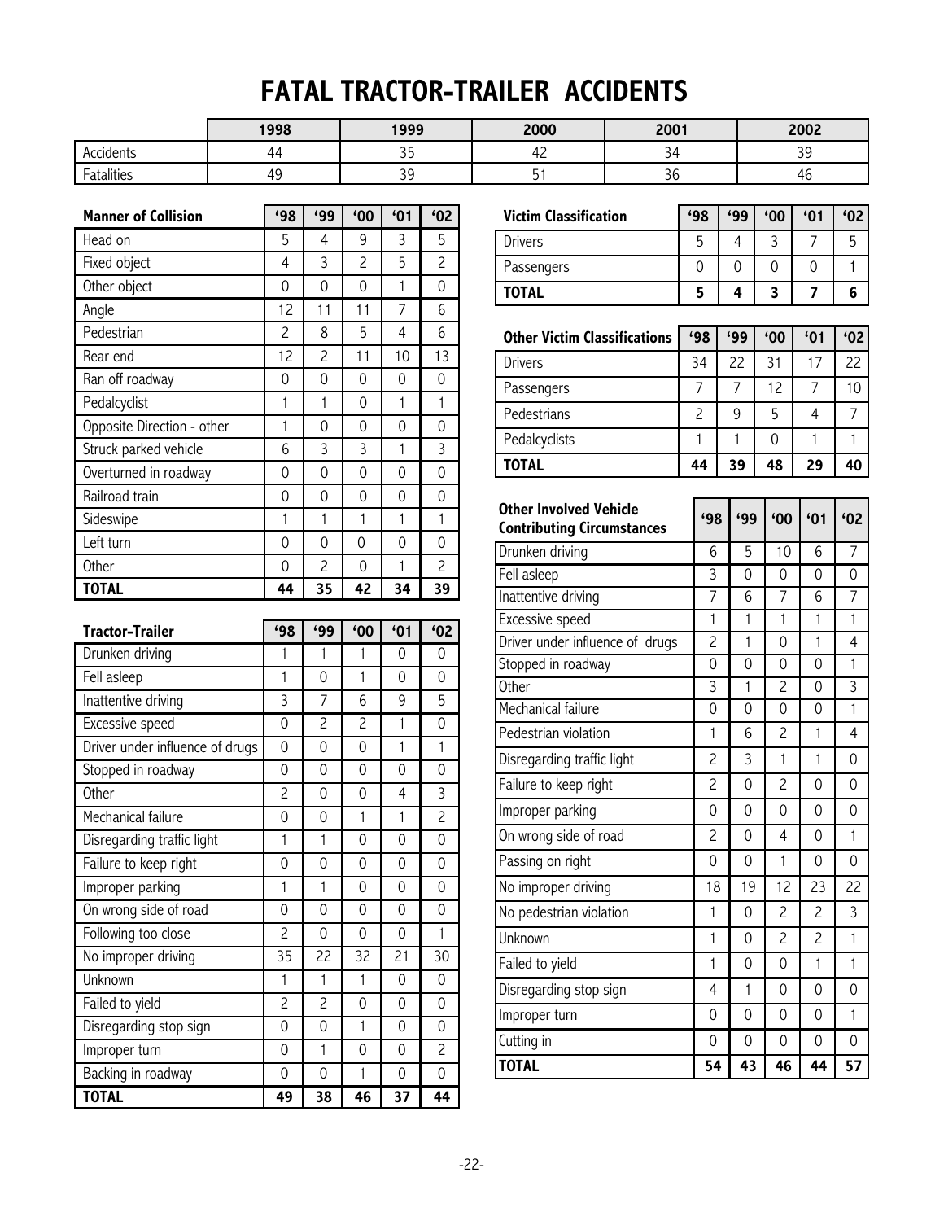# FATAL TRACTOR-TRAILER ACCIDENTS

| | 1998 | 1999 | 2000 | 2001 | 2002 |
|---|---|---|---|---|---|
| Accidents | 44 | 35 | 42 | 34 | 39 |
| Fatalities | 49 | 39 | 51 | 36 | 46 |

| Manner of Collision | '98 | '99 | '00 | '01 | '02 |
|---|---|---|---|---|---|
| Head on | 5 | 4 | 9 | 3 | 5 |
| Fixed object | 4 | 3 | 2 | 5 | 2 |
| Other object | 0 | 0 | 0 | 1 | 0 |
| Angle | 12 | 11 | 11 | 7 | 6 |
| Pedestrian | 2 | 8 | 5 | 4 | 6 |
| Rear end | 12 | 2 | 11 | 10 | 13 |
| Ran off roadway | 0 | 0 | 0 | 0 | 0 |
| Pedalcyclist | 1 | 1 | 0 | 1 | 1 |
| Opposite Direction - other | 1 | 0 | 0 | 0 | 0 |
| Struck parked vehicle | 6 | 3 | 3 | 1 | 3 |
| Overturned in roadway | 0 | 0 | 0 | 0 | 0 |
| Railroad train | 0 | 0 | 0 | 0 | 0 |
| Sideswipe | 1 | 1 | 1 | 1 | 1 |
| Left turn | 0 | 0 | 0 | 0 | 0 |
| Other | 0 | 2 | 0 | 1 | 2 |
| **TOTAL** | **44** | **35** | **42** | **34** | **39** |

| Tractor-Trailer | '98 | '99 | '00 | '01 | '02 |
|---|---|---|---|---|---|
| Drunken driving | 1 | 1 | 1 | 0 | 0 |
| Fell asleep | 1 | 0 | 1 | 0 | 0 |
| Inattentive driving | 3 | 7 | 6 | 9 | 5 |
| Excessive speed | 0 | 2 | 2 | 1 | 0 |
| Driver under influence of drugs | 0 | 0 | 0 | 1 | 1 |
| Stopped in roadway | 0 | 0 | 0 | 0 | 0 |
| Other | 2 | 0 | 0 | 4 | 3 |
| Mechanical failure | 0 | 0 | 1 | 1 | 2 |
| Disregarding traffic light | 1 | 1 | 0 | 0 | 0 |
| Failure to keep right | 0 | 0 | 0 | 0 | 0 |
| Improper parking | 1 | 1 | 0 | 0 | 0 |
| On wrong side of road | 0 | 0 | 0 | 0 | 0 |
| Following too close | 2 | 0 | 0 | 0 | 1 |
| No improper driving | 35 | 22 | 32 | 21 | 30 |
| Unknown | 1 | 1 | 1 | 0 | 0 |
| Failed to yield | 2 | 2 | 0 | 0 | 0 |
| Disregarding stop sign | 0 | 0 | 1 | 0 | 0 |
| Improper turn | 0 | 1 | 0 | 0 | 2 |
| Backing in roadway | 0 | 0 | 1 | 0 | 0 |
| **TOTAL** | **49** | **38** | **46** | **37** | **44** |

| Victim Classification | '98 | '99 | '00 | '01 | '02 |
|---|---|---|---|---|---|
| Drivers | 5 | 4 | 3 | 7 | 5 |
| Passengers | 0 | 0 | 0 | 0 | 1 |
| **TOTAL** | **5** | **4** | **3** | **7** | **6** |

| Other Victim Classifications | '98 | '99 | '00 | '01 | '02 |
|---|---|---|---|---|---|
| Drivers | 34 | 22 | 31 | 17 | 22 |
| Passengers | 7 | 7 | 12 | 7 | 10 |
| Pedestrians | 2 | 9 | 5 | 4 | 7 |
| Pedalcyclists | 1 | 1 | 0 | 1 | 1 |
| **TOTAL** | **44** | **39** | **48** | **29** | **40** |

| Other Involved Vehicle Contributing Circumstances | '98 | '99 | '00 | '01 | '02 |
|---|---|---|---|---|---|
| Drunken driving | 6 | 5 | 10 | 6 | 7 |
| Fell asleep | 3 | 0 | 0 | 0 | 0 |
| Inattentive driving | 7 | 6 | 7 | 6 | 7 |
| Excessive speed | 1 | 1 | 1 | 1 | 1 |
| Driver under influence of drugs | 2 | 1 | 0 | 1 | 4 |
| Stopped in roadway | 0 | 0 | 0 | 0 | 1 |
| Other | 3 | 1 | 2 | 0 | 3 |
| Mechanical failure | 0 | 0 | 0 | 0 | 1 |
| Pedestrian violation | 1 | 6 | 2 | 1 | 4 |
| Disregarding traffic light | 2 | 3 | 1 | 1 | 0 |
| Failure to keep right | 2 | 0 | 2 | 0 | 0 |
| Improper parking | 0 | 0 | 0 | 0 | 0 |
| On wrong side of road | 2 | 0 | 4 | 0 | 1 |
| Passing on right | 0 | 0 | 1 | 0 | 0 |
| No improper driving | 18 | 19 | 12 | 23 | 22 |
| No pedestrian violation | 1 | 0 | 2 | 2 | 3 |
| Unknown | 1 | 0 | 2 | 2 | 1 |
| Failed to yield | 1 | 0 | 0 | 1 | 1 |
| Disregarding stop sign | 4 | 1 | 0 | 0 | 0 |
| Improper turn | 0 | 0 | 0 | 0 | 1 |
| Cutting in | 0 | 0 | 0 | 0 | 0 |
| **TOTAL** | **54** | **43** | **46** | **44** | **57** |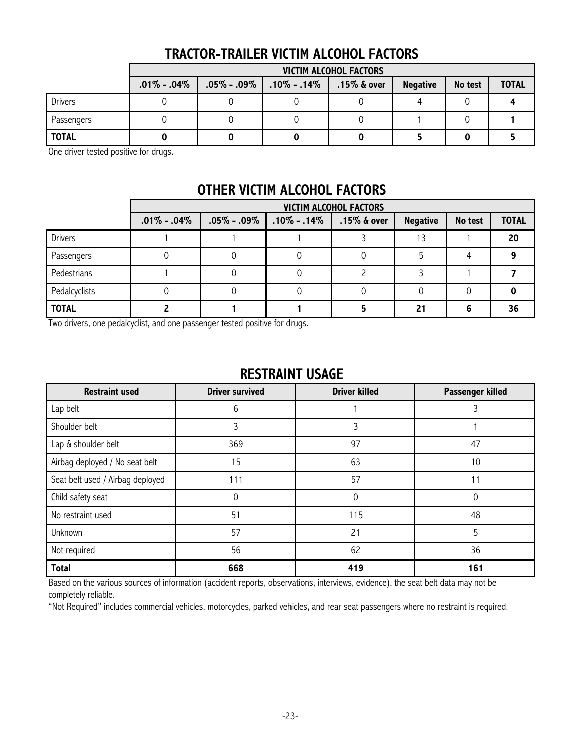## TRACTOR-TRAILER VICTIM ALCOHOL FACTORS

| | VICTIM ALCOHOL FACTORS | | | | | | |
|---|---|---|---|---|---|---|---|
| | .01% - .04% | .05% - .09% | .10% - .14% | .15% & over | Negative | No test | TOTAL |
| Drivers | 0 | 0 | 0 | 0 | 4 | 0 | **4** |
| Passengers | 0 | 0 | 0 | 0 | 1 | 0 | **1** |
| **TOTAL** | **0** | **0** | **0** | **0** | **5** | **0** | **5** |

One driver tested positive for drugs.

## OTHER VICTIM ALCOHOL FACTORS

| | VICTIM ALCOHOL FACTORS | | | | | | |
|---|---|---|---|---|---|---|---|
| | .01% - .04% | .05% - .09% | .10% - .14% | .15% & over | Negative | No test | TOTAL |
| Drivers | 1 | 1 | 1 | 3 | 13 | 1 | **20** |
| Passengers | 0 | 0 | 0 | 0 | 5 | 4 | **9** |
| Pedestrians | 1 | 0 | 0 | 2 | 3 | 1 | **7** |
| Pedalcyclists | 0 | 0 | 0 | 0 | 0 | 0 | **0** |
| **TOTAL** | **2** | **1** | **1** | **5** | **21** | **6** | **36** |

Two drivers, one pedalcyclist, and one passenger tested positive for drugs.

## RESTRAINT USAGE

| Restraint used | Driver survived | Driver killed | Passenger killed |
|---|---|---|---|
| Lap belt | 6 | 1 | 3 |
| Shoulder belt | 3 | 3 | 1 |
| Lap & shoulder belt | 369 | 97 | 47 |
| Airbag deployed / No seat belt | 15 | 63 | 10 |
| Seat belt used / Airbag deployed | 111 | 57 | 11 |
| Child safety seat | 0 | 0 | 0 |
| No restraint used | 51 | 115 | 48 |
| Unknown | 57 | 21 | 5 |
| Not required | 56 | 62 | 36 |
| **Total** | **668** | **419** | **161** |

Based on the various sources of information (accident reports, observations, interviews, evidence), the seat belt data may not be completely reliable.

"Not Required" includes commercial vehicles, motorcycles, parked vehicles, and rear seat passengers where no restraint is required.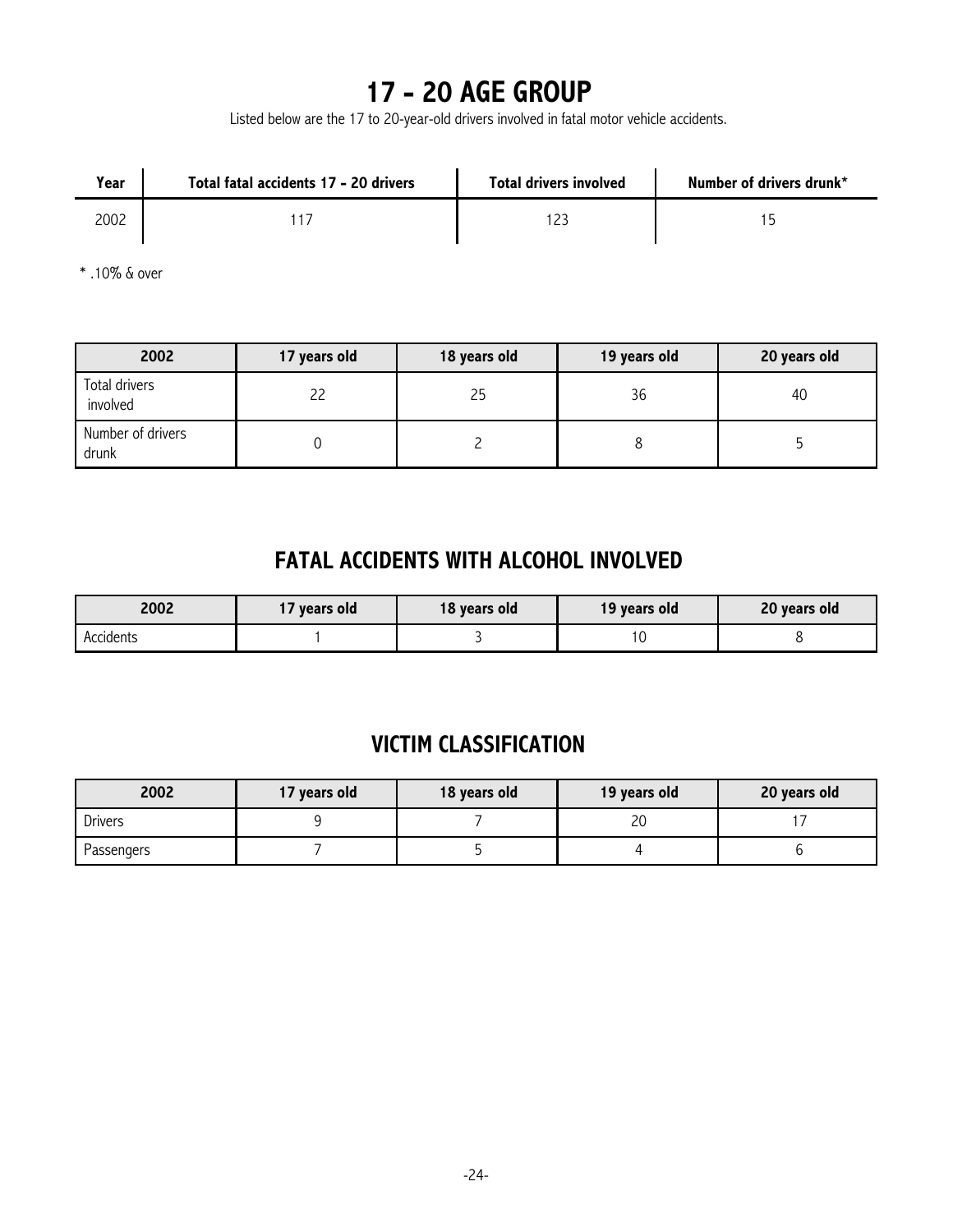# 17 - 20 AGE GROUP

Listed below are the 17 to 20-year-old drivers involved in fatal motor vehicle accidents.

| Year | Total fatal accidents 17 - 20 drivers | Total drivers involved | Number of drivers drunk* |
|---|---|---|---|
| 2002 | 117 | 123 | 15 |

* .10% & over

| 2002 | 17 years old | 18 years old | 19 years old | 20 years old |
|---|---|---|---|---|
| Total drivers involved | 22 | 25 | 36 | 40 |
| Number of drivers drunk | 0 | 2 | 8 | 5 |

## FATAL ACCIDENTS WITH ALCOHOL INVOLVED

| 2002 | 17 years old | 18 years old | 19 years old | 20 years old |
|---|---|---|---|---|
| Accidents | 1 | 3 | 10 | 8 |

## VICTIM CLASSIFICATION

| 2002 | 17 years old | 18 years old | 19 years old | 20 years old |
|---|---|---|---|---|
| Drivers | 9 | 7 | 20 | 17 |
| Passengers | 7 | 5 | 4 | 6 |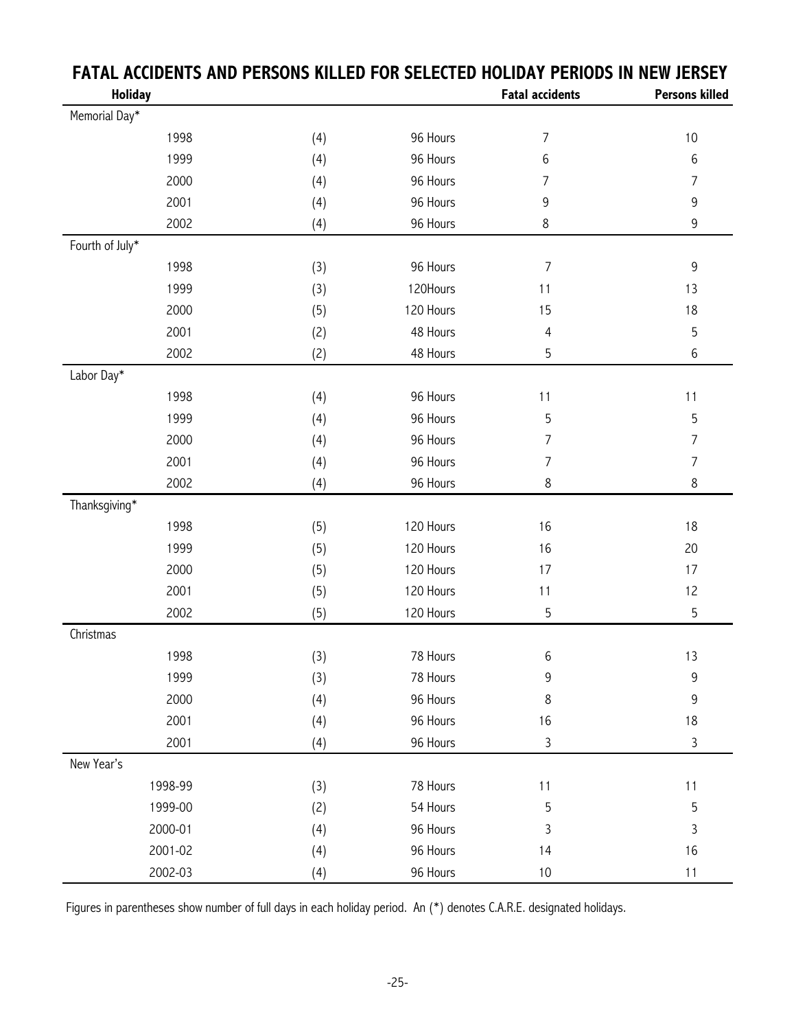# FATAL ACCIDENTS AND PERSONS KILLED FOR SELECTED HOLIDAY PERIODS IN NEW JERSEY

| Holiday | | | Fatal accidents | Persons killed |
|---|---|---|---|---|
| Memorial Day* | | | | |
| 1998 | (4) | 96 Hours | 7 | 10 |
| 1999 | (4) | 96 Hours | 6 | 6 |
| 2000 | (4) | 96 Hours | 7 | 7 |
| 2001 | (4) | 96 Hours | 9 | 9 |
| 2002 | (4) | 96 Hours | 8 | 9 |
| Fourth of July* | | | | |
| 1998 | (3) | 96 Hours | 7 | 9 |
| 1999 | (3) | 120Hours | 11 | 13 |
| 2000 | (5) | 120 Hours | 15 | 18 |
| 2001 | (2) | 48 Hours | 4 | 5 |
| 2002 | (2) | 48 Hours | 5 | 6 |
| Labor Day* | | | | |
| 1998 | (4) | 96 Hours | 11 | 11 |
| 1999 | (4) | 96 Hours | 5 | 5 |
| 2000 | (4) | 96 Hours | 7 | 7 |
| 2001 | (4) | 96 Hours | 7 | 7 |
| 2002 | (4) | 96 Hours | 8 | 8 |
| Thanksgiving* | | | | |
| 1998 | (5) | 120 Hours | 16 | 18 |
| 1999 | (5) | 120 Hours | 16 | 20 |
| 2000 | (5) | 120 Hours | 17 | 17 |
| 2001 | (5) | 120 Hours | 11 | 12 |
| 2002 | (5) | 120 Hours | 5 | 5 |
| Christmas | | | | |
| 1998 | (3) | 78 Hours | 6 | 13 |
| 1999 | (3) | 78 Hours | 9 | 9 |
| 2000 | (4) | 96 Hours | 8 | 9 |
| 2001 | (4) | 96 Hours | 16 | 18 |
| 2001 | (4) | 96 Hours | 3 | 3 |
| New Year's | | | | |
| 1998-99 | (3) | 78 Hours | 11 | 11 |
| 1999-00 | (2) | 54 Hours | 5 | 5 |
| 2000-01 | (4) | 96 Hours | 3 | 3 |
| 2001-02 | (4) | 96 Hours | 14 | 16 |
| 2002-03 | (4) | 96 Hours | 10 | 11 |

Figures in parentheses show number of full days in each holiday period. An (*) denotes C.A.R.E. designated holidays.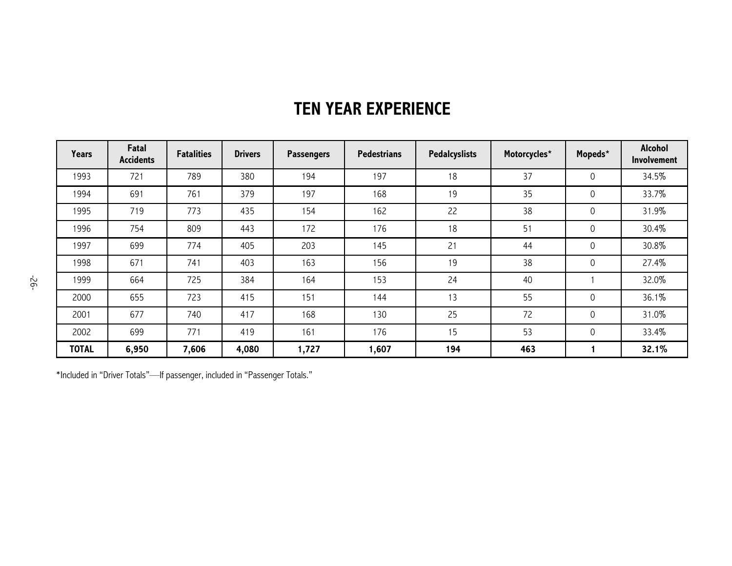# TEN YEAR EXPERIENCE

| Years | Fatal Accidents | Fatalities | Drivers | Passengers | Pedestrians | Pedalcyslists | Motorcycles* | Mopeds* | Alcohol Involvement |
|---|---|---|---|---|---|---|---|---|---|
| 1993 | 721 | 789 | 380 | 194 | 197 | 18 | 37 | 0 | 34.5% |
| 1994 | 691 | 761 | 379 | 197 | 168 | 19 | 35 | 0 | 33.7% |
| 1995 | 719 | 773 | 435 | 154 | 162 | 22 | 38 | 0 | 31.9% |
| 1996 | 754 | 809 | 443 | 172 | 176 | 18 | 51 | 0 | 30.4% |
| 1997 | 699 | 774 | 405 | 203 | 145 | 21 | 44 | 0 | 30.8% |
| 1998 | 671 | 741 | 403 | 163 | 156 | 19 | 38 | 0 | 27.4% |
| 1999 | 664 | 725 | 384 | 164 | 153 | 24 | 40 | 1 | 32.0% |
| 2000 | 655 | 723 | 415 | 151 | 144 | 13 | 55 | 0 | 36.1% |
| 2001 | 677 | 740 | 417 | 168 | 130 | 25 | 72 | 0 | 31.0% |
| 2002 | 699 | 771 | 419 | 161 | 176 | 15 | 53 | 0 | 33.4% |
| **TOTAL** | **6,950** | **7,606** | **4,080** | **1,727** | **1,607** | **194** | **463** | **1** | **32.1%** |

*Included in "Driver Totals"—If passenger, included in "Passenger Totals."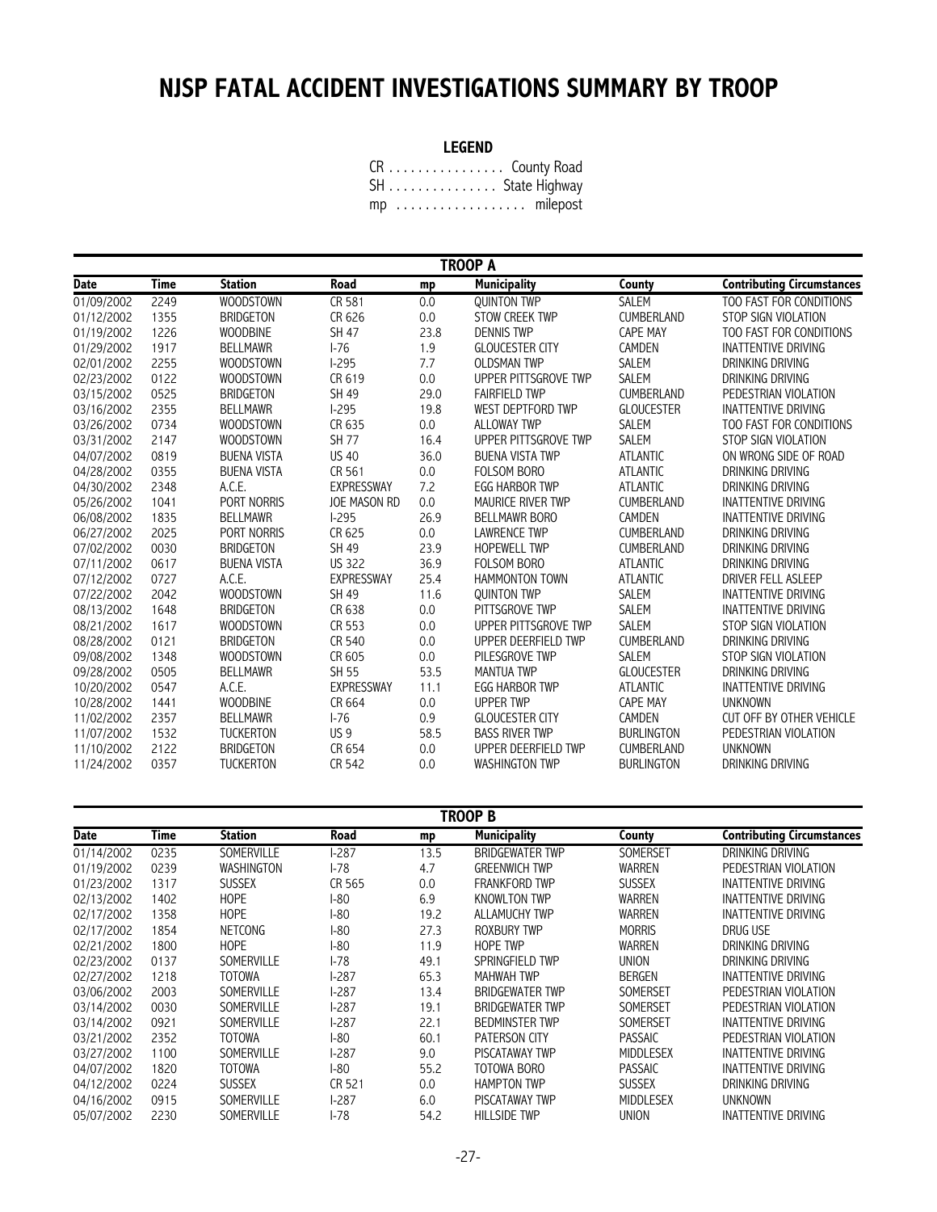# NJSP FATAL ACCIDENT INVESTIGATIONS SUMMARY BY TROOP

**LEGEND**

CR . . . . . . . . . . . . . . . . County Road
SH . . . . . . . . . . . . . . . State Highway
mp . . . . . . . . . . . . . . . . . . milepost

**TROOP A**

| Date | Time | Station | Road | mp | Municipality | County | Contributing Circumstances |
|---|---|---|---|---|---|---|---|
| 01/09/2002 | 2249 | WOODSTOWN | CR 581 | 0.0 | QUINTON TWP | SALEM | TOO FAST FOR CONDITIONS |
| 01/12/2002 | 1355 | BRIDGETON | CR 626 | 0.0 | STOW CREEK TWP | CUMBERLAND | STOP SIGN VIOLATION |
| 01/19/2002 | 1226 | WOODBINE | SH 47 | 23.8 | DENNIS TWP | CAPE MAY | TOO FAST FOR CONDITIONS |
| 01/29/2002 | 1917 | BELLMAWR | I-76 | 1.9 | GLOUCESTER CITY | CAMDEN | INATTENTIVE DRIVING |
| 02/01/2002 | 2255 | WOODSTOWN | I-295 | 7.7 | OLDSMAN TWP | SALEM | DRINKING DRIVING |
| 02/23/2002 | 0122 | WOODSTOWN | CR 619 | 0.0 | UPPER PITTSGROVE TWP | SALEM | DRINKING DRIVING |
| 03/15/2002 | 0525 | BRIDGETON | SH 49 | 29.0 | FAIRFIELD TWP | CUMBERLAND | PEDESTRIAN VIOLATION |
| 03/16/2002 | 2355 | BELLMAWR | I-295 | 19.8 | WEST DEPTFORD TWP | GLOUCESTER | INATTENTIVE DRIVING |
| 03/26/2002 | 0734 | WOODSTOWN | CR 635 | 0.0 | ALLOWAY TWP | SALEM | TOO FAST FOR CONDITIONS |
| 03/31/2002 | 2147 | WOODSTOWN | SH 77 | 16.4 | UPPER PITTSGROVE TWP | SALEM | STOP SIGN VIOLATION |
| 04/07/2002 | 0819 | BUENA VISTA | US 40 | 36.0 | BUENA VISTA TWP | ATLANTIC | ON WRONG SIDE OF ROAD |
| 04/28/2002 | 0355 | BUENA VISTA | CR 561 | 0.0 | FOLSOM BORO | ATLANTIC | DRINKING DRIVING |
| 04/30/2002 | 2348 | A.C.E. | EXPRESSWAY | 7.2 | EGG HARBOR TWP | ATLANTIC | DRINKING DRIVING |
| 05/26/2002 | 1041 | PORT NORRIS | JOE MASON RD | 0.0 | MAURICE RIVER TWP | CUMBERLAND | INATTENTIVE DRIVING |
| 06/08/2002 | 1835 | BELLMAWR | I-295 | 26.9 | BELLMAWR BORO | CAMDEN | INATTENTIVE DRIVING |
| 06/27/2002 | 2025 | PORT NORRIS | CR 625 | 0.0 | LAWRENCE TWP | CUMBERLAND | DRINKING DRIVING |
| 07/02/2002 | 0030 | BRIDGETON | SH 49 | 23.9 | HOPEWELL TWP | CUMBERLAND | DRINKING DRIVING |
| 07/11/2002 | 0617 | BUENA VISTA | US 322 | 36.9 | FOLSOM BORO | ATLANTIC | DRINKING DRIVING |
| 07/12/2002 | 0727 | A.C.E. | EXPRESSWAY | 25.4 | HAMMONTON TOWN | ATLANTIC | DRIVER FELL ASLEEP |
| 07/22/2002 | 2042 | WOODSTOWN | SH 49 | 11.6 | QUINTON TWP | SALEM | INATTENTIVE DRIVING |
| 08/13/2002 | 1648 | BRIDGETON | CR 638 | 0.0 | PITTSGROVE TWP | SALEM | INATTENTIVE DRIVING |
| 08/21/2002 | 1617 | WOODSTOWN | CR 553 | 0.0 | UPPER PITTSGROVE TWP | SALEM | STOP SIGN VIOLATION |
| 08/28/2002 | 0121 | BRIDGETON | CR 540 | 0.0 | UPPER DEERFIELD TWP | CUMBERLAND | DRINKING DRIVING |
| 09/08/2002 | 1348 | WOODSTOWN | CR 605 | 0.0 | PILESGROVE TWP | SALEM | STOP SIGN VIOLATION |
| 09/28/2002 | 0505 | BELLMAWR | SH 55 | 53.5 | MANTUA TWP | GLOUCESTER | DRINKING DRIVING |
| 10/20/2002 | 0547 | A.C.E. | EXPRESSWAY | 11.1 | EGG HARBOR TWP | ATLANTIC | INATTENTIVE DRIVING |
| 10/28/2002 | 1441 | WOODBINE | CR 664 | 0.0 | UPPER TWP | CAPE MAY | UNKNOWN |
| 11/02/2002 | 2357 | BELLMAWR | I-76 | 0.9 | GLOUCESTER CITY | CAMDEN | CUT OFF BY OTHER VEHICLE |
| 11/07/2002 | 1532 | TUCKERTON | US 9 | 58.5 | BASS RIVER TWP | BURLINGTON | PEDESTRIAN VIOLATION |
| 11/10/2002 | 2122 | BRIDGETON | CR 654 | 0.0 | UPPER DEERFIELD TWP | CUMBERLAND | UNKNOWN |
| 11/24/2002 | 0357 | TUCKERTON | CR 542 | 0.0 | WASHINGTON TWP | BURLINGTON | DRINKING DRIVING |

**TROOP B**

| Date | Time | Station | Road | mp | Municipality | County | Contributing Circumstances |
|---|---|---|---|---|---|---|---|
| 01/14/2002 | 0235 | SOMERVILLE | I-287 | 13.5 | BRIDGEWATER TWP | SOMERSET | DRINKING DRIVING |
| 01/19/2002 | 0239 | WASHINGTON | I-78 | 4.7 | GREENWICH TWP | WARREN | PEDESTRIAN VIOLATION |
| 01/23/2002 | 1317 | SUSSEX | CR 565 | 0.0 | FRANKFORD TWP | SUSSEX | INATTENTIVE DRIVING |
| 02/13/2002 | 1402 | HOPE | I-80 | 6.9 | KNOWLTON TWP | WARREN | INATTENTIVE DRIVING |
| 02/17/2002 | 1358 | HOPE | I-80 | 19.2 | ALLAMUCHY TWP | WARREN | INATTENTIVE DRIVING |
| 02/17/2002 | 1854 | NETCONG | I-80 | 27.3 | ROXBURY TWP | MORRIS | DRUG USE |
| 02/21/2002 | 1800 | HOPE | I-80 | 11.9 | HOPE TWP | WARREN | DRINKING DRIVING |
| 02/23/2002 | 0137 | SOMERVILLE | I-78 | 49.1 | SPRINGFIELD TWP | UNION | DRINKING DRIVING |
| 02/27/2002 | 1218 | TOTOWA | I-287 | 65.3 | MAHWAH TWP | BERGEN | INATTENTIVE DRIVING |
| 03/06/2002 | 2003 | SOMERVILLE | I-287 | 13.4 | BRIDGEWATER TWP | SOMERSET | PEDESTRIAN VIOLATION |
| 03/14/2002 | 0030 | SOMERVILLE | I-287 | 19.1 | BRIDGEWATER TWP | SOMERSET | PEDESTRIAN VIOLATION |
| 03/14/2002 | 0921 | SOMERVILLE | I-287 | 22.1 | BEDMINSTER TWP | SOMERSET | INATTENTIVE DRIVING |
| 03/21/2002 | 2352 | TOTOWA | I-80 | 60.1 | PATERSON CITY | PASSAIC | PEDESTRIAN VIOLATION |
| 03/27/2002 | 1100 | SOMERVILLE | I-287 | 9.0 | PISCATAWAY TWP | MIDDLESEX | INATTENTIVE DRIVING |
| 04/07/2002 | 1820 | TOTOWA | I-80 | 55.2 | TOTOWA BORO | PASSAIC | INATTENTIVE DRIVING |
| 04/12/2002 | 0224 | SUSSEX | CR 521 | 0.0 | HAMPTON TWP | SUSSEX | DRINKING DRIVING |
| 04/16/2002 | 0915 | SOMERVILLE | I-287 | 6.0 | PISCATAWAY TWP | MIDDLESEX | UNKNOWN |
| 05/07/2002 | 2230 | SOMERVILLE | I-78 | 54.2 | HILLSIDE TWP | UNION | INATTENTIVE DRIVING |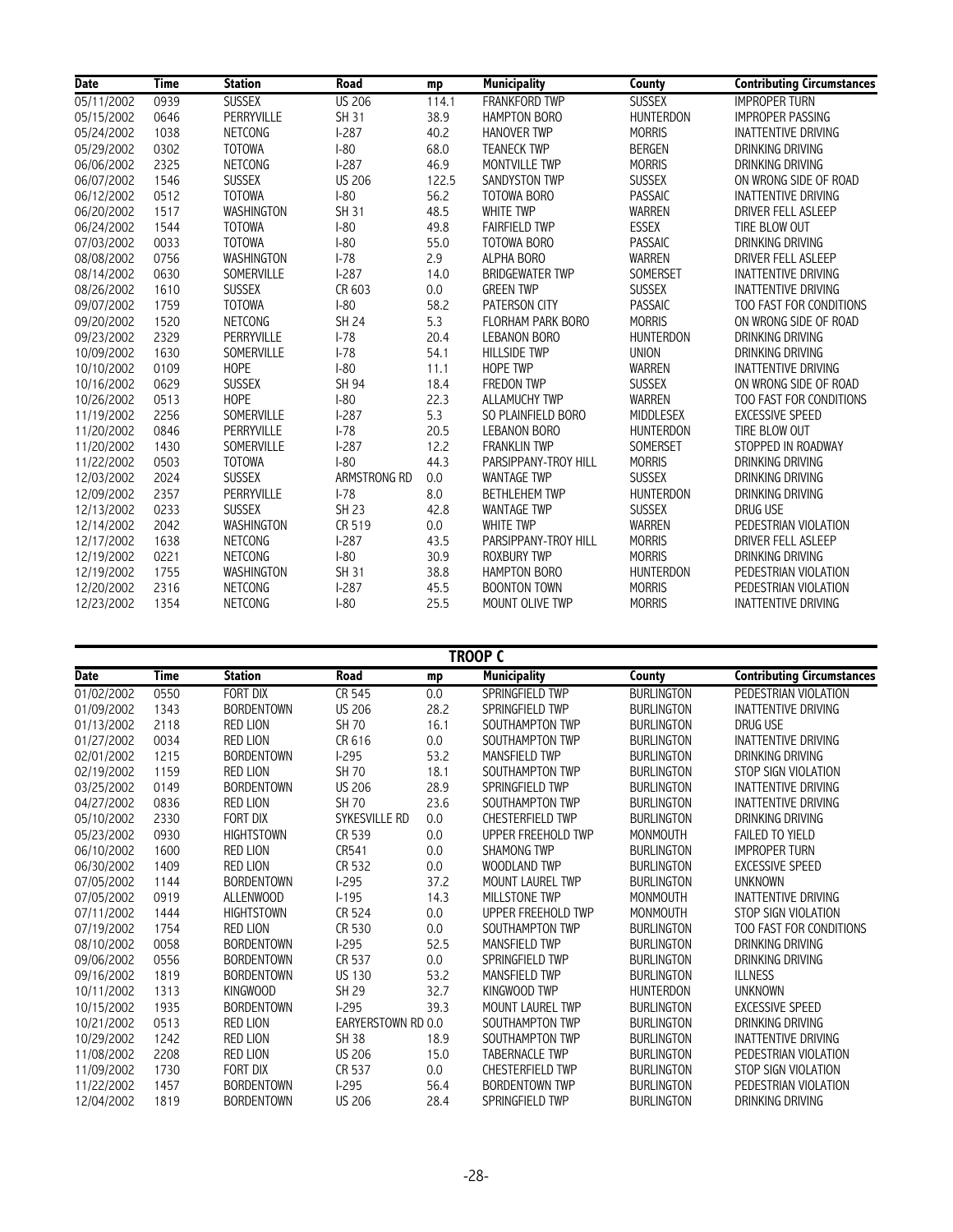| Date | Time | Station | Road | mp | Municipality | County | Contributing Circumstances |
|---|---|---|---|---|---|---|---|
| 05/11/2002 | 0939 | SUSSEX | US 206 | 114.1 | FRANKFORD TWP | SUSSEX | IMPROPER TURN |
| 05/15/2002 | 0646 | PERRYVILLE | SH 31 | 38.9 | HAMPTON BORO | HUNTERDON | IMPROPER PASSING |
| 05/24/2002 | 1038 | NETCONG | I-287 | 40.2 | HANOVER TWP | MORRIS | INATTENTIVE DRIVING |
| 05/29/2002 | 0302 | TOTOWA | I-80 | 68.0 | TEANECK TWP | BERGEN | DRINKING DRIVING |
| 06/06/2002 | 2325 | NETCONG | I-287 | 46.9 | MONTVILLE TWP | MORRIS | DRINKING DRIVING |
| 06/07/2002 | 1546 | SUSSEX | US 206 | 122.5 | SANDYSTON TWP | SUSSEX | ON WRONG SIDE OF ROAD |
| 06/12/2002 | 0512 | TOTOWA | I-80 | 56.2 | TOTOWA BORO | PASSAIC | INATTENTIVE DRIVING |
| 06/20/2002 | 1517 | WASHINGTON | SH 31 | 48.5 | WHITE TWP | WARREN | DRIVER FELL ASLEEP |
| 06/24/2002 | 1544 | TOTOWA | I-80 | 49.8 | FAIRFIELD TWP | ESSEX | TIRE BLOW OUT |
| 07/03/2002 | 0033 | TOTOWA | I-80 | 55.0 | TOTOWA BORO | PASSAIC | DRINKING DRIVING |
| 08/08/2002 | 0756 | WASHINGTON | I-78 | 2.9 | ALPHA BORO | WARREN | DRIVER FELL ASLEEP |
| 08/14/2002 | 0630 | SOMERVILLE | I-287 | 14.0 | BRIDGEWATER TWP | SOMERSET | INATTENTIVE DRIVING |
| 08/26/2002 | 1610 | SUSSEX | CR 603 | 0.0 | GREEN TWP | SUSSEX | INATTENTIVE DRIVING |
| 09/07/2002 | 1759 | TOTOWA | I-80 | 58.2 | PATERSON CITY | PASSAIC | TOO FAST FOR CONDITIONS |
| 09/20/2002 | 1520 | NETCONG | SH 24 | 5.3 | FLORHAM PARK BORO | MORRIS | ON WRONG SIDE OF ROAD |
| 09/23/2002 | 2329 | PERRYVILLE | I-78 | 20.4 | LEBANON BORO | HUNTERDON | DRINKING DRIVING |
| 10/09/2002 | 1630 | SOMERVILLE | I-78 | 54.1 | HILLSIDE TWP | UNION | DRINKING DRIVING |
| 10/10/2002 | 0109 | HOPE | I-80 | 11.1 | HOPE TWP | WARREN | INATTENTIVE DRIVING |
| 10/16/2002 | 0629 | SUSSEX | SH 94 | 18.4 | FREDON TWP | SUSSEX | ON WRONG SIDE OF ROAD |
| 10/26/2002 | 0513 | HOPE | I-80 | 22.3 | ALLAMUCHY TWP | WARREN | TOO FAST FOR CONDITIONS |
| 11/19/2002 | 2256 | SOMERVILLE | I-287 | 5.3 | SO PLAINFIELD BORO | MIDDLESEX | EXCESSIVE SPEED |
| 11/20/2002 | 0846 | PERRYVILLE | I-78 | 20.5 | LEBANON BORO | HUNTERDON | TIRE BLOW OUT |
| 11/20/2002 | 1430 | SOMERVILLE | I-287 | 12.2 | FRANKLIN TWP | SOMERSET | STOPPED IN ROADWAY |
| 11/22/2002 | 0503 | TOTOWA | I-80 | 44.3 | PARSIPPANY-TROY HILL | MORRIS | DRINKING DRIVING |
| 12/03/2002 | 2024 | SUSSEX | ARMSTRONG RD | 0.0 | WANTAGE TWP | SUSSEX | DRINKING DRIVING |
| 12/09/2002 | 2357 | PERRYVILLE | I-78 | 8.0 | BETHLEHEM TWP | HUNTERDON | DRINKING DRIVING |
| 12/13/2002 | 0233 | SUSSEX | SH 23 | 42.8 | WANTAGE TWP | SUSSEX | DRUG USE |
| 12/14/2002 | 2042 | WASHINGTON | CR 519 | 0.0 | WHITE TWP | WARREN | PEDESTRIAN VIOLATION |
| 12/17/2002 | 1638 | NETCONG | I-287 | 43.5 | PARSIPPANY-TROY HILL | MORRIS | DRIVER FELL ASLEEP |
| 12/19/2002 | 0221 | NETCONG | I-80 | 30.9 | ROXBURY TWP | MORRIS | DRINKING DRIVING |
| 12/19/2002 | 1755 | WASHINGTON | SH 31 | 38.8 | HAMPTON BORO | HUNTERDON | PEDESTRIAN VIOLATION |
| 12/20/2002 | 2316 | NETCONG | I-287 | 45.5 | BOONTON TOWN | MORRIS | PEDESTRIAN VIOLATION |
| 12/23/2002 | 1354 | NETCONG | I-80 | 25.5 | MOUNT OLIVE TWP | MORRIS | INATTENTIVE DRIVING |

## TROOP C

| Date | Time | Station | Road | mp | Municipality | County | Contributing Circumstances |
|---|---|---|---|---|---|---|---|
| 01/02/2002 | 0550 | FORT DIX | CR 545 | 0.0 | SPRINGFIELD TWP | BURLINGTON | PEDESTRIAN VIOLATION |
| 01/09/2002 | 1343 | BORDENTOWN | US 206 | 28.2 | SPRINGFIELD TWP | BURLINGTON | INATTENTIVE DRIVING |
| 01/13/2002 | 2118 | RED LION | SH 70 | 16.1 | SOUTHAMPTON TWP | BURLINGTON | DRUG USE |
| 01/27/2002 | 0034 | RED LION | CR 616 | 0.0 | SOUTHAMPTON TWP | BURLINGTON | INATTENTIVE DRIVING |
| 02/01/2002 | 1215 | BORDENTOWN | I-295 | 53.2 | MANSFIELD TWP | BURLINGTON | DRINKING DRIVING |
| 02/19/2002 | 1159 | RED LION | SH 70 | 18.1 | SOUTHAMPTON TWP | BURLINGTON | STOP SIGN VIOLATION |
| 03/25/2002 | 0149 | BORDENTOWN | US 206 | 28.9 | SPRINGFIELD TWP | BURLINGTON | INATTENTIVE DRIVING |
| 04/27/2002 | 0836 | RED LION | SH 70 | 23.6 | SOUTHAMPTON TWP | BURLINGTON | INATTENTIVE DRIVING |
| 05/10/2002 | 2330 | FORT DIX | SYKESVILLE RD | 0.0 | CHESTERFIELD TWP | BURLINGTON | DRINKING DRIVING |
| 05/23/2002 | 0930 | HIGHTSTOWN | CR 539 | 0.0 | UPPER FREEHOLD TWP | MONMOUTH | FAILED TO YIELD |
| 06/10/2002 | 1600 | RED LION | CR541 | 0.0 | SHAMONG TWP | BURLINGTON | IMPROPER TURN |
| 06/30/2002 | 1409 | RED LION | CR 532 | 0.0 | WOODLAND TWP | BURLINGTON | EXCESSIVE SPEED |
| 07/05/2002 | 1144 | BORDENTOWN | I-295 | 37.2 | MOUNT LAUREL TWP | BURLINGTON | UNKNOWN |
| 07/05/2002 | 0919 | ALLENWOOD | I-195 | 14.3 | MILLSTONE TWP | MONMOUTH | INATTENTIVE DRIVING |
| 07/11/2002 | 1444 | HIGHTSTOWN | CR 524 | 0.0 | UPPER FREEHOLD TWP | MONMOUTH | STOP SIGN VIOLATION |
| 07/19/2002 | 1754 | RED LION | CR 530 | 0.0 | SOUTHAMPTON TWP | BURLINGTON | TOO FAST FOR CONDITIONS |
| 08/10/2002 | 0058 | BORDENTOWN | I-295 | 52.5 | MANSFIELD TWP | BURLINGTON | DRINKING DRIVING |
| 09/06/2002 | 0556 | BORDENTOWN | CR 537 | 0.0 | SPRINGFIELD TWP | BURLINGTON | DRINKING DRIVING |
| 09/16/2002 | 1819 | BORDENTOWN | US 130 | 53.2 | MANSFIELD TWP | BURLINGTON | ILLNESS |
| 10/11/2002 | 1313 | KINGWOOD | SH 29 | 32.7 | KINGWOOD TWP | HUNTERDON | UNKNOWN |
| 10/15/2002 | 1935 | BORDENTOWN | I-295 | 39.3 | MOUNT LAUREL TWP | BURLINGTON | EXCESSIVE SPEED |
| 10/21/2002 | 0513 | RED LION | EARYERSTOWN RD | 0.0 | SOUTHAMPTON TWP | BURLINGTON | DRINKING DRIVING |
| 10/29/2002 | 1242 | RED LION | SH 38 | 18.9 | SOUTHAMPTON TWP | BURLINGTON | INATTENTIVE DRIVING |
| 11/08/2002 | 2208 | RED LION | US 206 | 15.0 | TABERNACLE TWP | BURLINGTON | PEDESTRIAN VIOLATION |
| 11/09/2002 | 1730 | FORT DIX | CR 537 | 0.0 | CHESTERFIELD TWP | BURLINGTON | STOP SIGN VIOLATION |
| 11/22/2002 | 1457 | BORDENTOWN | I-295 | 56.4 | BORDENTOWN TWP | BURLINGTON | PEDESTRIAN VIOLATION |
| 12/04/2002 | 1819 | BORDENTOWN | US 206 | 28.4 | SPRINGFIELD TWP | BURLINGTON | DRINKING DRIVING |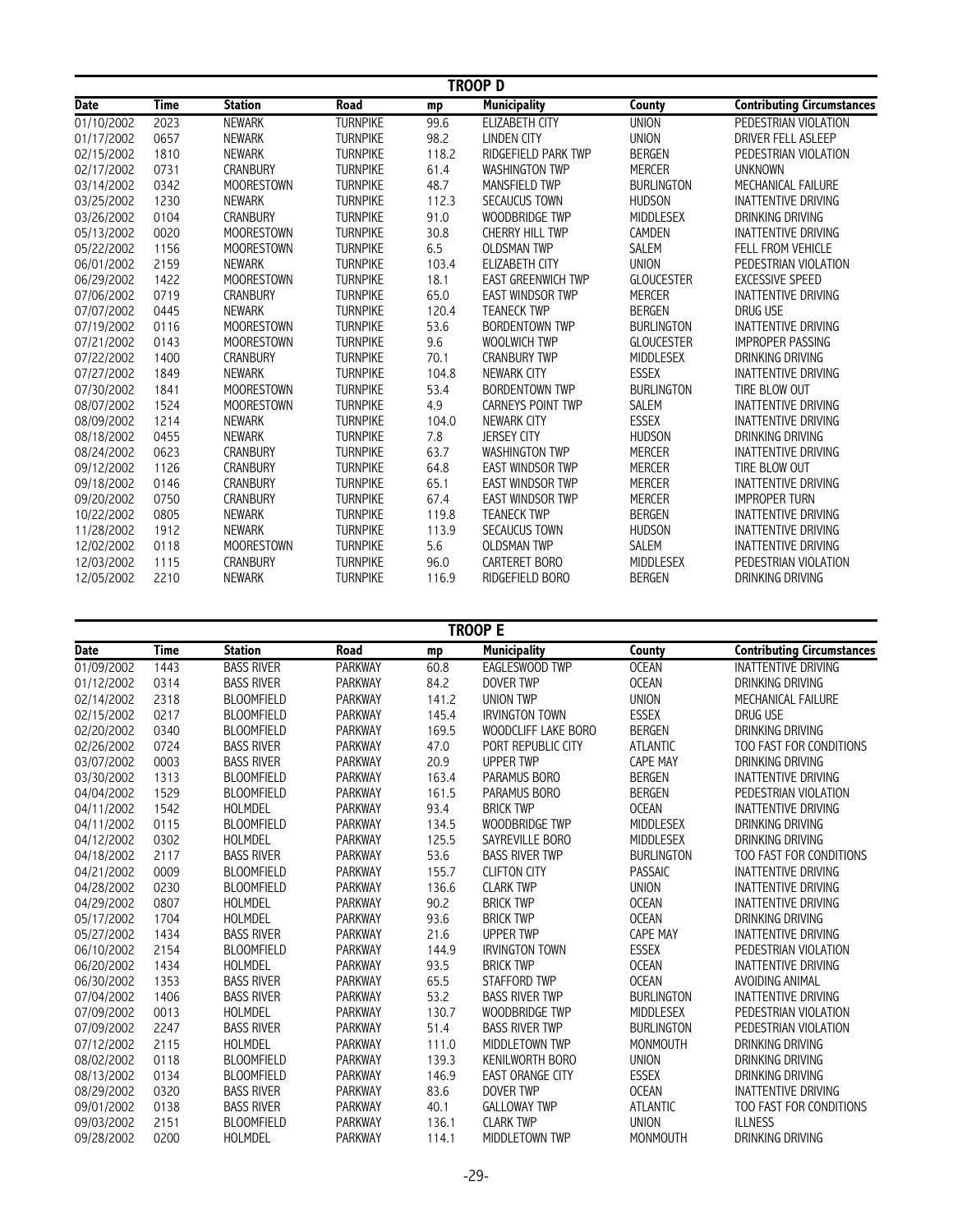## TROOP D

| Date | Time | Station | Road | mp | Municipality | County | Contributing Circumstances |
|---|---|---|---|---|---|---|---|
| 01/10/2002 | 2023 | NEWARK | TURNPIKE | 99.6 | ELIZABETH CITY | UNION | PEDESTRIAN VIOLATION |
| 01/17/2002 | 0657 | NEWARK | TURNPIKE | 98.2 | LINDEN CITY | UNION | DRIVER FELL ASLEEP |
| 02/15/2002 | 1810 | NEWARK | TURNPIKE | 118.2 | RIDGEFIELD PARK TWP | BERGEN | PEDESTRIAN VIOLATION |
| 02/17/2002 | 0731 | CRANBURY | TURNPIKE | 61.4 | WASHINGTON TWP | MERCER | UNKNOWN |
| 03/14/2002 | 0342 | MOORESTOWN | TURNPIKE | 48.7 | MANSFIELD TWP | BURLINGTON | MECHANICAL FAILURE |
| 03/25/2002 | 1230 | NEWARK | TURNPIKE | 112.3 | SECAUCUS TOWN | HUDSON | INATTENTIVE DRIVING |
| 03/26/2002 | 0104 | CRANBURY | TURNPIKE | 91.0 | WOODBRIDGE TWP | MIDDLESEX | DRINKING DRIVING |
| 05/13/2002 | 0020 | MOORESTOWN | TURNPIKE | 30.8 | CHERRY HILL TWP | CAMDEN | INATTENTIVE DRIVING |
| 05/22/2002 | 1156 | MOORESTOWN | TURNPIKE | 6.5 | OLDSMAN TWP | SALEM | FELL FROM VEHICLE |
| 06/01/2002 | 2159 | NEWARK | TURNPIKE | 103.4 | ELIZABETH CITY | UNION | PEDESTRIAN VIOLATION |
| 06/29/2002 | 1422 | MOORESTOWN | TURNPIKE | 18.1 | EAST GREENWICH TWP | GLOUCESTER | EXCESSIVE SPEED |
| 07/06/2002 | 0719 | CRANBURY | TURNPIKE | 65.0 | EAST WINDSOR TWP | MERCER | INATTENTIVE DRIVING |
| 07/07/2002 | 0445 | NEWARK | TURNPIKE | 120.4 | TEANECK TWP | BERGEN | DRUG USE |
| 07/19/2002 | 0116 | MOORESTOWN | TURNPIKE | 53.6 | BORDENTOWN TWP | BURLINGTON | INATTENTIVE DRIVING |
| 07/21/2002 | 0143 | MOORESTOWN | TURNPIKE | 9.6 | WOOLWICH TWP | GLOUCESTER | IMPROPER PASSING |
| 07/22/2002 | 1400 | CRANBURY | TURNPIKE | 70.1 | CRANBURY TWP | MIDDLESEX | DRINKING DRIVING |
| 07/27/2002 | 1849 | NEWARK | TURNPIKE | 104.8 | NEWARK CITY | ESSEX | INATTENTIVE DRIVING |
| 07/30/2002 | 1841 | MOORESTOWN | TURNPIKE | 53.4 | BORDENTOWN TWP | BURLINGTON | TIRE BLOW OUT |
| 08/07/2002 | 1524 | MOORESTOWN | TURNPIKE | 4.9 | CARNEYS POINT TWP | SALEM | INATTENTIVE DRIVING |
| 08/09/2002 | 1214 | NEWARK | TURNPIKE | 104.0 | NEWARK CITY | ESSEX | INATTENTIVE DRIVING |
| 08/18/2002 | 0455 | NEWARK | TURNPIKE | 7.8 | JERSEY CITY | HUDSON | DRINKING DRIVING |
| 08/24/2002 | 0623 | CRANBURY | TURNPIKE | 63.7 | WASHINGTON TWP | MERCER | INATTENTIVE DRIVING |
| 09/12/2002 | 1126 | CRANBURY | TURNPIKE | 64.8 | EAST WINDSOR TWP | MERCER | TIRE BLOW OUT |
| 09/18/2002 | 0146 | CRANBURY | TURNPIKE | 65.1 | EAST WINDSOR TWP | MERCER | INATTENTIVE DRIVING |
| 09/20/2002 | 0750 | CRANBURY | TURNPIKE | 67.4 | EAST WINDSOR TWP | MERCER | IMPROPER TURN |
| 10/22/2002 | 0805 | NEWARK | TURNPIKE | 119.8 | TEANECK TWP | BERGEN | INATTENTIVE DRIVING |
| 11/28/2002 | 1912 | NEWARK | TURNPIKE | 113.9 | SECAUCUS TOWN | HUDSON | INATTENTIVE DRIVING |
| 12/02/2002 | 0118 | MOORESTOWN | TURNPIKE | 5.6 | OLDSMAN TWP | SALEM | INATTENTIVE DRIVING |
| 12/03/2002 | 1115 | CRANBURY | TURNPIKE | 96.0 | CARTERET BORO | MIDDLESEX | PEDESTRIAN VIOLATION |
| 12/05/2002 | 2210 | NEWARK | TURNPIKE | 116.9 | RIDGEFIELD BORO | BERGEN | DRINKING DRIVING |

## TROOP E

| Date | Time | Station | Road | mp | Municipality | County | Contributing Circumstances |
|---|---|---|---|---|---|---|---|
| 01/09/2002 | 1443 | BASS RIVER | PARKWAY | 60.8 | EAGLESWOOD TWP | OCEAN | INATTENTIVE DRIVING |
| 01/12/2002 | 0314 | BASS RIVER | PARKWAY | 84.2 | DOVER TWP | OCEAN | DRINKING DRIVING |
| 02/14/2002 | 2318 | BLOOMFIELD | PARKWAY | 141.2 | UNION TWP | UNION | MECHANICAL FAILURE |
| 02/15/2002 | 0217 | BLOOMFIELD | PARKWAY | 145.4 | IRVINGTON TOWN | ESSEX | DRUG USE |
| 02/20/2002 | 0340 | BLOOMFIELD | PARKWAY | 169.5 | WOODCLIFF LAKE BORO | BERGEN | DRINKING DRIVING |
| 02/26/2002 | 0724 | BASS RIVER | PARKWAY | 47.0 | PORT REPUBLIC CITY | ATLANTIC | TOO FAST FOR CONDITIONS |
| 03/07/2002 | 0003 | BASS RIVER | PARKWAY | 20.9 | UPPER TWP | CAPE MAY | DRINKING DRIVING |
| 03/30/2002 | 1313 | BLOOMFIELD | PARKWAY | 163.4 | PARAMUS BORO | BERGEN | INATTENTIVE DRIVING |
| 04/04/2002 | 1529 | BLOOMFIELD | PARKWAY | 161.5 | PARAMUS BORO | BERGEN | PEDESTRIAN VIOLATION |
| 04/11/2002 | 1542 | HOLMDEL | PARKWAY | 93.4 | BRICK TWP | OCEAN | INATTENTIVE DRIVING |
| 04/11/2002 | 0115 | BLOOMFIELD | PARKWAY | 134.5 | WOODBRIDGE TWP | MIDDLESEX | DRINKING DRIVING |
| 04/12/2002 | 0302 | HOLMDEL | PARKWAY | 125.5 | SAYREVILLE BORO | MIDDLESEX | DRINKING DRIVING |
| 04/18/2002 | 2117 | BASS RIVER | PARKWAY | 53.6 | BASS RIVER TWP | BURLINGTON | TOO FAST FOR CONDITIONS |
| 04/21/2002 | 0009 | BLOOMFIELD | PARKWAY | 155.7 | CLIFTON CITY | PASSAIC | INATTENTIVE DRIVING |
| 04/28/2002 | 0230 | BLOOMFIELD | PARKWAY | 136.6 | CLARK TWP | UNION | INATTENTIVE DRIVING |
| 04/29/2002 | 0807 | HOLMDEL | PARKWAY | 90.2 | BRICK TWP | OCEAN | INATTENTIVE DRIVING |
| 05/17/2002 | 1704 | HOLMDEL | PARKWAY | 93.6 | BRICK TWP | OCEAN | DRINKING DRIVING |
| 05/27/2002 | 1434 | BASS RIVER | PARKWAY | 21.6 | UPPER TWP | CAPE MAY | INATTENTIVE DRIVING |
| 06/10/2002 | 2154 | BLOOMFIELD | PARKWAY | 144.9 | IRVINGTON TOWN | ESSEX | PEDESTRIAN VIOLATION |
| 06/20/2002 | 1434 | HOLMDEL | PARKWAY | 93.5 | BRICK TWP | OCEAN | INATTENTIVE DRIVING |
| 06/30/2002 | 1353 | BASS RIVER | PARKWAY | 65.5 | STAFFORD TWP | OCEAN | AVOIDING ANIMAL |
| 07/04/2002 | 1406 | BASS RIVER | PARKWAY | 53.2 | BASS RIVER TWP | BURLINGTON | INATTENTIVE DRIVING |
| 07/09/2002 | 0013 | HOLMDEL | PARKWAY | 130.7 | WOODBRIDGE TWP | MIDDLESEX | PEDESTRIAN VIOLATION |
| 07/09/2002 | 2247 | BASS RIVER | PARKWAY | 51.4 | BASS RIVER TWP | BURLINGTON | PEDESTRIAN VIOLATION |
| 07/12/2002 | 2115 | HOLMDEL | PARKWAY | 111.0 | MIDDLETOWN TWP | MONMOUTH | DRINKING DRIVING |
| 08/02/2002 | 0118 | BLOOMFIELD | PARKWAY | 139.3 | KENILWORTH BORO | UNION | DRINKING DRIVING |
| 08/13/2002 | 0134 | BLOOMFIELD | PARKWAY | 146.9 | EAST ORANGE CITY | ESSEX | DRINKING DRIVING |
| 08/29/2002 | 0320 | BASS RIVER | PARKWAY | 83.6 | DOVER TWP | OCEAN | INATTENTIVE DRIVING |
| 09/01/2002 | 0138 | BASS RIVER | PARKWAY | 40.1 | GALLOWAY TWP | ATLANTIC | TOO FAST FOR CONDITIONS |
| 09/03/2002 | 2151 | BLOOMFIELD | PARKWAY | 136.1 | CLARK TWP | UNION | ILLNESS |
| 09/28/2002 | 0200 | HOLMDEL | PARKWAY | 114.1 | MIDDLETOWN TWP | MONMOUTH | DRINKING DRIVING |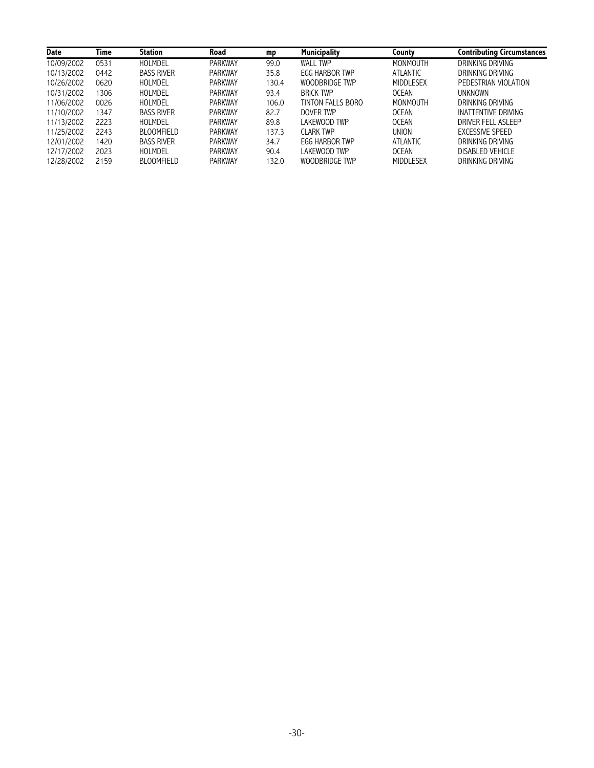| Date | Time | Station | Road | mp | Municipality | County | Contributing Circumstances |
|---|---|---|---|---|---|---|---|
| 10/09/2002 | 0531 | HOLMDEL | PARKWAY | 99.0 | WALL TWP | MONMOUTH | DRINKING DRIVING |
| 10/13/2002 | 0442 | BASS RIVER | PARKWAY | 35.8 | EGG HARBOR TWP | ATLANTIC | DRINKING DRIVING |
| 10/26/2002 | 0620 | HOLMDEL | PARKWAY | 130.4 | WOODBRIDGE TWP | MIDDLESEX | PEDESTRIAN VIOLATION |
| 10/31/2002 | 1306 | HOLMDEL | PARKWAY | 93.4 | BRICK TWP | OCEAN | UNKNOWN |
| 11/06/2002 | 0026 | HOLMDEL | PARKWAY | 106.0 | TINTON FALLS BORO | MONMOUTH | DRINKING DRIVING |
| 11/10/2002 | 1347 | BASS RIVER | PARKWAY | 82.7 | DOVER TWP | OCEAN | INATTENTIVE DRIVING |
| 11/13/2002 | 2223 | HOLMDEL | PARKWAY | 89.8 | LAKEWOOD TWP | OCEAN | DRIVER FELL ASLEEP |
| 11/25/2002 | 2243 | BLOOMFIELD | PARKWAY | 137.3 | CLARK TWP | UNION | EXCESSIVE SPEED |
| 12/01/2002 | 1420 | BASS RIVER | PARKWAY | 34.7 | EGG HARBOR TWP | ATLANTIC | DRINKING DRIVING |
| 12/17/2002 | 2023 | HOLMDEL | PARKWAY | 90.4 | LAKEWOOD TWP | OCEAN | DISABLED VEHICLE |
| 12/28/2002 | 2159 | BLOOMFIELD | PARKWAY | 132.0 | WOODBRIDGE TWP | MIDDLESEX | DRINKING DRIVING |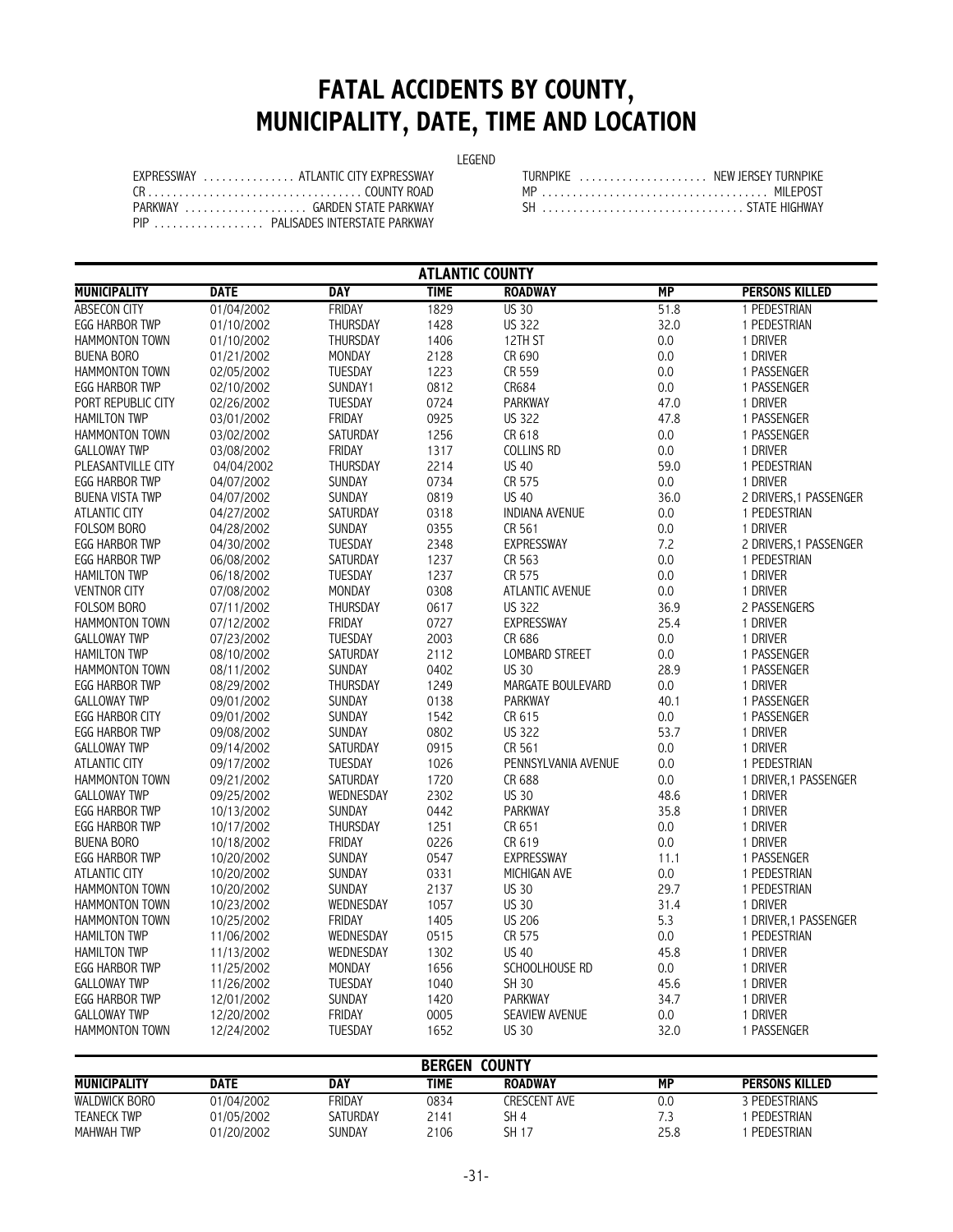# FATAL ACCIDENTS BY COUNTY, MUNICIPALITY, DATE, TIME AND LOCATION

LEGEND

EXPRESSWAY ............... ATLANTIC CITY EXPRESSWAY
CR ................................... COUNTY ROAD
PARKWAY .................... GARDEN STATE PARKWAY
PIP .................. PALISADES INTERSTATE PARKWAY
TURNPIKE ..................... NEW JERSEY TURNPIKE
MP ..................................... MILEPOST
SH ................................. STATE HIGHWAY

## ATLANTIC COUNTY

| MUNICIPALITY | DATE | DAY | TIME | ROADWAY | MP | PERSONS KILLED |
|---|---|---|---|---|---|---|
| ABSECON CITY | 01/04/2002 | FRIDAY | 1829 | US 30 | 51.8 | 1 PEDESTRIAN |
| EGG HARBOR TWP | 01/10/2002 | THURSDAY | 1428 | US 322 | 32.0 | 1 PEDESTRIAN |
| HAMMONTON TOWN | 01/10/2002 | THURSDAY | 1406 | 12TH ST | 0.0 | 1 DRIVER |
| BUENA BORO | 01/21/2002 | MONDAY | 2128 | CR 690 | 0.0 | 1 DRIVER |
| HAMMONTON TOWN | 02/05/2002 | TUESDAY | 1223 | CR 559 | 0.0 | 1 PASSENGER |
| EGG HARBOR TWP | 02/10/2002 | SUNDAY1 | 0812 | CR684 | 0.0 | 1 PASSENGER |
| PORT REPUBLIC CITY | 02/26/2002 | TUESDAY | 0724 | PARKWAY | 47.0 | 1 DRIVER |
| HAMILTON TWP | 03/01/2002 | FRIDAY | 0925 | US 322 | 47.8 | 1 PASSENGER |
| HAMMONTON TOWN | 03/02/2002 | SATURDAY | 1256 | CR 618 | 0.0 | 1 PASSENGER |
| GALLOWAY TWP | 03/08/2002 | FRIDAY | 1317 | COLLINS RD | 0.0 | 1 DRIVER |
| PLEASANTVILLE CITY | 04/04/2002 | THURSDAY | 2214 | US 40 | 59.0 | 1 PEDESTRIAN |
| EGG HARBOR TWP | 04/07/2002 | SUNDAY | 0734 | CR 575 | 0.0 | 1 DRIVER |
| BUENA VISTA TWP | 04/07/2002 | SUNDAY | 0819 | US 40 | 36.0 | 2 DRIVERS,1 PASSENGER |
| ATLANTIC CITY | 04/27/2002 | SATURDAY | 0318 | INDIANA AVENUE | 0.0 | 1 PEDESTRIAN |
| FOLSOM BORO | 04/28/2002 | SUNDAY | 0355 | CR 561 | 0.0 | 1 DRIVER |
| EGG HARBOR TWP | 04/30/2002 | TUESDAY | 2348 | EXPRESSWAY | 7.2 | 2 DRIVERS,1 PASSENGER |
| EGG HARBOR TWP | 06/08/2002 | SATURDAY | 1237 | CR 563 | 0.0 | 1 PEDESTRIAN |
| HAMILTON TWP | 06/18/2002 | TUESDAY | 1237 | CR 575 | 0.0 | 1 DRIVER |
| VENTNOR CITY | 07/08/2002 | MONDAY | 0308 | ATLANTIC AVENUE | 0.0 | 1 DRIVER |
| FOLSOM BORO | 07/11/2002 | THURSDAY | 0617 | US 322 | 36.9 | 2 PASSENGERS |
| HAMMONTON TOWN | 07/12/2002 | FRIDAY | 0727 | EXPRESSWAY | 25.4 | 1 DRIVER |
| GALLOWAY TWP | 07/23/2002 | TUESDAY | 2003 | CR 686 | 0.0 | 1 DRIVER |
| HAMILTON TWP | 08/10/2002 | SATURDAY | 2112 | LOMBARD STREET | 0.0 | 1 PASSENGER |
| HAMMONTON TOWN | 08/11/2002 | SUNDAY | 0402 | US 30 | 28.9 | 1 PASSENGER |
| EGG HARBOR TWP | 08/29/2002 | THURSDAY | 1249 | MARGATE BOULEVARD | 0.0 | 1 DRIVER |
| GALLOWAY TWP | 09/01/2002 | SUNDAY | 0138 | PARKWAY | 40.1 | 1 PASSENGER |
| EGG HARBOR CITY | 09/01/2002 | SUNDAY | 1542 | CR 615 | 0.0 | 1 PASSENGER |
| EGG HARBOR TWP | 09/08/2002 | SUNDAY | 0802 | US 322 | 53.7 | 1 DRIVER |
| GALLOWAY TWP | 09/14/2002 | SATURDAY | 0915 | CR 561 | 0.0 | 1 DRIVER |
| ATLANTIC CITY | 09/17/2002 | TUESDAY | 1026 | PENNSYLVANIA AVENUE | 0.0 | 1 PEDESTRIAN |
| HAMMONTON TOWN | 09/21/2002 | SATURDAY | 1720 | CR 688 | 0.0 | 1 DRIVER,1 PASSENGER |
| GALLOWAY TWP | 09/25/2002 | WEDNESDAY | 2302 | US 30 | 48.6 | 1 DRIVER |
| EGG HARBOR TWP | 10/13/2002 | SUNDAY | 0442 | PARKWAY | 35.8 | 1 DRIVER |
| EGG HARBOR TWP | 10/17/2002 | THURSDAY | 1251 | CR 651 | 0.0 | 1 DRIVER |
| BUENA BORO | 10/18/2002 | FRIDAY | 0226 | CR 619 | 0.0 | 1 DRIVER |
| EGG HARBOR TWP | 10/20/2002 | SUNDAY | 0547 | EXPRESSWAY | 11.1 | 1 PASSENGER |
| ATLANTIC CITY | 10/20/2002 | SUNDAY | 0331 | MICHIGAN AVE | 0.0 | 1 PEDESTRIAN |
| HAMMONTON TOWN | 10/20/2002 | SUNDAY | 2137 | US 30 | 29.7 | 1 PEDESTRIAN |
| HAMMONTON TOWN | 10/23/2002 | WEDNESDAY | 1057 | US 30 | 31.4 | 1 DRIVER |
| HAMMONTON TOWN | 10/25/2002 | FRIDAY | 1405 | US 206 | 5.3 | 1 DRIVER,1 PASSENGER |
| HAMILTON TWP | 11/06/2002 | WEDNESDAY | 0515 | CR 575 | 0.0 | 1 PEDESTRIAN |
| HAMILTON TWP | 11/13/2002 | WEDNESDAY | 1302 | US 40 | 45.8 | 1 DRIVER |
| EGG HARBOR TWP | 11/25/2002 | MONDAY | 1656 | SCHOOLHOUSE RD | 0.0 | 1 DRIVER |
| GALLOWAY TWP | 11/26/2002 | TUESDAY | 1040 | SH 30 | 45.6 | 1 DRIVER |
| EGG HARBOR TWP | 12/01/2002 | SUNDAY | 1420 | PARKWAY | 34.7 | 1 DRIVER |
| GALLOWAY TWP | 12/20/2002 | FRIDAY | 0005 | SEAVIEW AVENUE | 0.0 | 1 DRIVER |
| HAMMONTON TOWN | 12/24/2002 | TUESDAY | 1652 | US 30 | 32.0 | 1 PASSENGER |

## BERGEN COUNTY

| MUNICIPALITY | DATE | DAY | TIME | ROADWAY | MP | PERSONS KILLED |
|---|---|---|---|---|---|---|
| WALDWICK BORO | 01/04/2002 | FRIDAY | 0834 | CRESCENT AVE | 0.0 | 3 PEDESTRIANS |
| TEANECK TWP | 01/05/2002 | SATURDAY | 2141 | SH 4 | 7.3 | 1 PEDESTRIAN |
| MAHWAH TWP | 01/20/2002 | SUNDAY | 2106 | SH 17 | 25.8 | 1 PEDESTRIAN |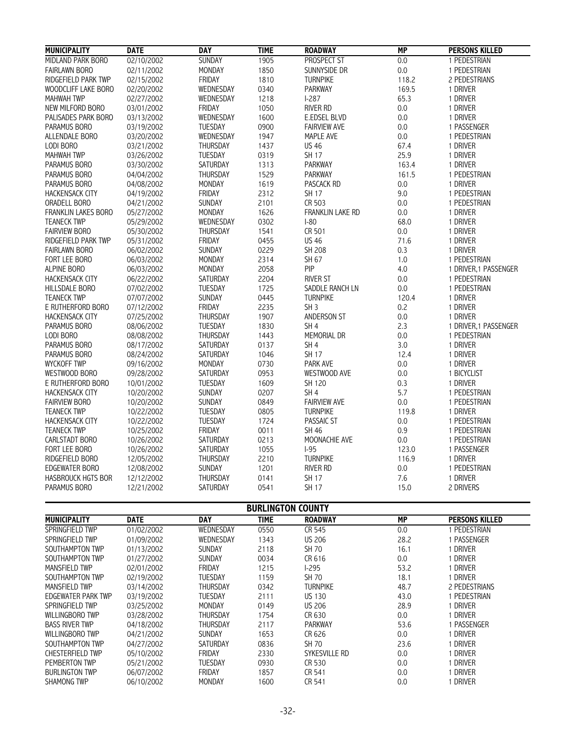| MUNICIPALITY | DATE | DAY | TIME | ROADWAY | MP | PERSONS KILLED |
|---|---|---|---|---|---|---|
| MIDLAND PARK BORO | 02/10/2002 | SUNDAY | 1905 | PROSPECT ST | 0.0 | 1 PEDESTRIAN |
| FAIRLAWN BORO | 02/11/2002 | MONDAY | 1850 | SUNNYSIDE DR | 0.0 | 1 PEDESTRIAN |
| RIDGEFIELD PARK TWP | 02/15/2002 | FRIDAY | 1810 | TURNPIKE | 118.2 | 2 PEDESTRIANS |
| WOODCLIFF LAKE BORO | 02/20/2002 | WEDNESDAY | 0340 | PARKWAY | 169.5 | 1 DRIVER |
| MAHWAH TWP | 02/27/2002 | WEDNESDAY | 1218 | I-287 | 65.3 | 1 DRIVER |
| NEW MILFORD BORO | 03/01/2002 | FRIDAY | 1050 | RIVER RD | 0.0 | 1 DRIVER |
| PALISADES PARK BORO | 03/13/2002 | WEDNESDAY | 1600 | E.EDSEL BLVD | 0.0 | 1 DRIVER |
| PARAMUS BORO | 03/19/2002 | TUESDAY | 0900 | FAIRVIEW AVE | 0.0 | 1 PASSENGER |
| ALLENDALE BORO | 03/20/2002 | WEDNESDAY | 1947 | MAPLE AVE | 0.0 | 1 PEDESTRIAN |
| LODI BORO | 03/21/2002 | THURSDAY | 1437 | US 46 | 67.4 | 1 DRIVER |
| MAHWAH TWP | 03/26/2002 | TUESDAY | 0319 | SH 17 | 25.9 | 1 DRIVER |
| PARAMUS BORO | 03/30/2002 | SATURDAY | 1313 | PARKWAY | 163.4 | 1 DRIVER |
| PARAMUS BORO | 04/04/2002 | THURSDAY | 1529 | PARKWAY | 161.5 | 1 PEDESTRIAN |
| PARAMUS BORO | 04/08/2002 | MONDAY | 1619 | PASCACK RD | 0.0 | 1 DRIVER |
| HACKENSACK CITY | 04/19/2002 | FRIDAY | 2312 | SH 17 | 9.0 | 1 PEDESTRIAN |
| ORADELL BORO | 04/21/2002 | SUNDAY | 2101 | CR 503 | 0.0 | 1 PEDESTRIAN |
| FRANKLIN LAKES BORO | 05/27/2002 | MONDAY | 1626 | FRANKLIN LAKE RD | 0.0 | 1 DRIVER |
| TEANECK TWP | 05/29/2002 | WEDNESDAY | 0302 | I-80 | 68.0 | 1 DRIVER |
| FAIRVIEW BORO | 05/30/2002 | THURSDAY | 1541 | CR 501 | 0.0 | 1 DRIVER |
| RIDGEFIELD PARK TWP | 05/31/2002 | FRIDAY | 0455 | US 46 | 71.6 | 1 DRIVER |
| FAIRLAWN BORO | 06/02/2002 | SUNDAY | 0229 | SH 208 | 0.3 | 1 DRIVER |
| FORT LEE BORO | 06/03/2002 | MONDAY | 2314 | SH 67 | 1.0 | 1 PEDESTRIAN |
| ALPINE BORO | 06/03/2002 | MONDAY | 2058 | PIP | 4.0 | 1 DRIVER,1 PASSENGER |
| HACKENSACK CITY | 06/22/2002 | SATURDAY | 2204 | RIVER ST | 0.0 | 1 PEDESTRIAN |
| HILLSDALE BORO | 07/02/2002 | TUESDAY | 1725 | SADDLE RANCH LN | 0.0 | 1 PEDESTRIAN |
| TEANECK TWP | 07/07/2002 | SUNDAY | 0445 | TURNPIKE | 120.4 | 1 DRIVER |
| E RUTHERFORD BORO | 07/12/2002 | FRIDAY | 2235 | SH 3 | 0.2 | 1 DRIVER |
| HACKENSACK CITY | 07/25/2002 | THURSDAY | 1907 | ANDERSON ST | 0.0 | 1 DRIVER |
| PARAMUS BORO | 08/06/2002 | TUESDAY | 1830 | SH 4 | 2.3 | 1 DRIVER,1 PASSENGER |
| LODI BORO | 08/08/2002 | THURSDAY | 1443 | MEMORIAL DR | 0.0 | 1 PEDESTRIAN |
| PARAMUS BORO | 08/17/2002 | SATURDAY | 0137 | SH 4 | 3.0 | 1 DRIVER |
| PARAMUS BORO | 08/24/2002 | SATURDAY | 1046 | SH 17 | 12.4 | 1 DRIVER |
| WYCKOFF TWP | 09/16/2002 | MONDAY | 0730 | PARK AVE | 0.0 | 1 DRIVER |
| WESTWOOD BORO | 09/28/2002 | SATURDAY | 0953 | WESTWOOD AVE | 0.0 | 1 BICYCLIST |
| E RUTHERFORD BORO | 10/01/2002 | TUESDAY | 1609 | SH 120 | 0.3 | 1 DRIVER |
| HACKENSACK CITY | 10/20/2002 | SUNDAY | 0207 | SH 4 | 5.7 | 1 PEDESTRIAN |
| FAIRVIEW BORO | 10/20/2002 | SUNDAY | 0849 | FAIRVIEW AVE | 0.0 | 1 PEDESTRIAN |
| TEANECK TWP | 10/22/2002 | TUESDAY | 0805 | TURNPIKE | 119.8 | 1 DRIVER |
| HACKENSACK CITY | 10/22/2002 | TUESDAY | 1724 | PASSAIC ST | 0.0 | 1 PEDESTRIAN |
| TEANECK TWP | 10/25/2002 | FRIDAY | 0011 | SH 46 | 0.9 | 1 PEDESTRIAN |
| CARLSTADT BORO | 10/26/2002 | SATURDAY | 0213 | MOONACHIE AVE | 0.0 | 1 PEDESTRIAN |
| FORT LEE BORO | 10/26/2002 | SATURDAY | 1055 | I-95 | 123.0 | 1 PASSENGER |
| RIDGEFIELD BORO | 12/05/2002 | THURSDAY | 2210 | TURNPIKE | 116.9 | 1 DRIVER |
| EDGEWATER BORO | 12/08/2002 | SUNDAY | 1201 | RIVER RD | 0.0 | 1 PEDESTRIAN |
| HASBROUCK HGTS BOR | 12/12/2002 | THURSDAY | 0141 | SH 17 | 7.6 | 1 DRIVER |
| PARAMUS BORO | 12/21/2002 | SATURDAY | 0541 | SH 17 | 15.0 | 2 DRIVERS |

## BURLINGTON COUNTY

| MUNICIPALITY | DATE | DAY | TIME | ROADWAY | MP | PERSONS KILLED |
|---|---|---|---|---|---|---|
| SPRINGFIELD TWP | 01/02/2002 | WEDNESDAY | 0550 | CR 545 | 0.0 | 1 PEDESTRIAN |
| SPRINGFIELD TWP | 01/09/2002 | WEDNESDAY | 1343 | US 206 | 28.2 | 1 PASSENGER |
| SOUTHAMPTON TWP | 01/13/2002 | SUNDAY | 2118 | SH 70 | 16.1 | 1 DRIVER |
| SOUTHAMPTON TWP | 01/27/2002 | SUNDAY | 0034 | CR 616 | 0.0 | 1 DRIVER |
| MANSFIELD TWP | 02/01/2002 | FRIDAY | 1215 | I-295 | 53.2 | 1 DRIVER |
| SOUTHAMPTON TWP | 02/19/2002 | TUESDAY | 1159 | SH 70 | 18.1 | 1 DRIVER |
| MANSFIELD TWP | 03/14/2002 | THURSDAY | 0342 | TURNPIKE | 48.7 | 2 PEDESTRIANS |
| EDGEWATER PARK TWP | 03/19/2002 | TUESDAY | 2111 | US 130 | 43.0 | 1 PEDESTRIAN |
| SPRINGFIELD TWP | 03/25/2002 | MONDAY | 0149 | US 206 | 28.9 | 1 DRIVER |
| WILLINGBORO TWP | 03/28/2002 | THURSDAY | 1754 | CR 630 | 0.0 | 1 DRIVER |
| BASS RIVER TWP | 04/18/2002 | THURSDAY | 2117 | PARKWAY | 53.6 | 1 PASSENGER |
| WILLINGBORO TWP | 04/21/2002 | SUNDAY | 1653 | CR 626 | 0.0 | 1 DRIVER |
| SOUTHAMPTON TWP | 04/27/2002 | SATURDAY | 0836 | SH 70 | 23.6 | 1 DRIVER |
| CHESTERFIELD TWP | 05/10/2002 | FRIDAY | 2330 | SYKESVILLE RD | 0.0 | 1 DRIVER |
| PEMBERTON TWP | 05/21/2002 | TUESDAY | 0930 | CR 530 | 0.0 | 1 DRIVER |
| BURLINGTON TWP | 06/07/2002 | FRIDAY | 1857 | CR 541 | 0.0 | 1 DRIVER |
| SHAMONG TWP | 06/10/2002 | MONDAY | 1600 | CR 541 | 0.0 | 1 DRIVER |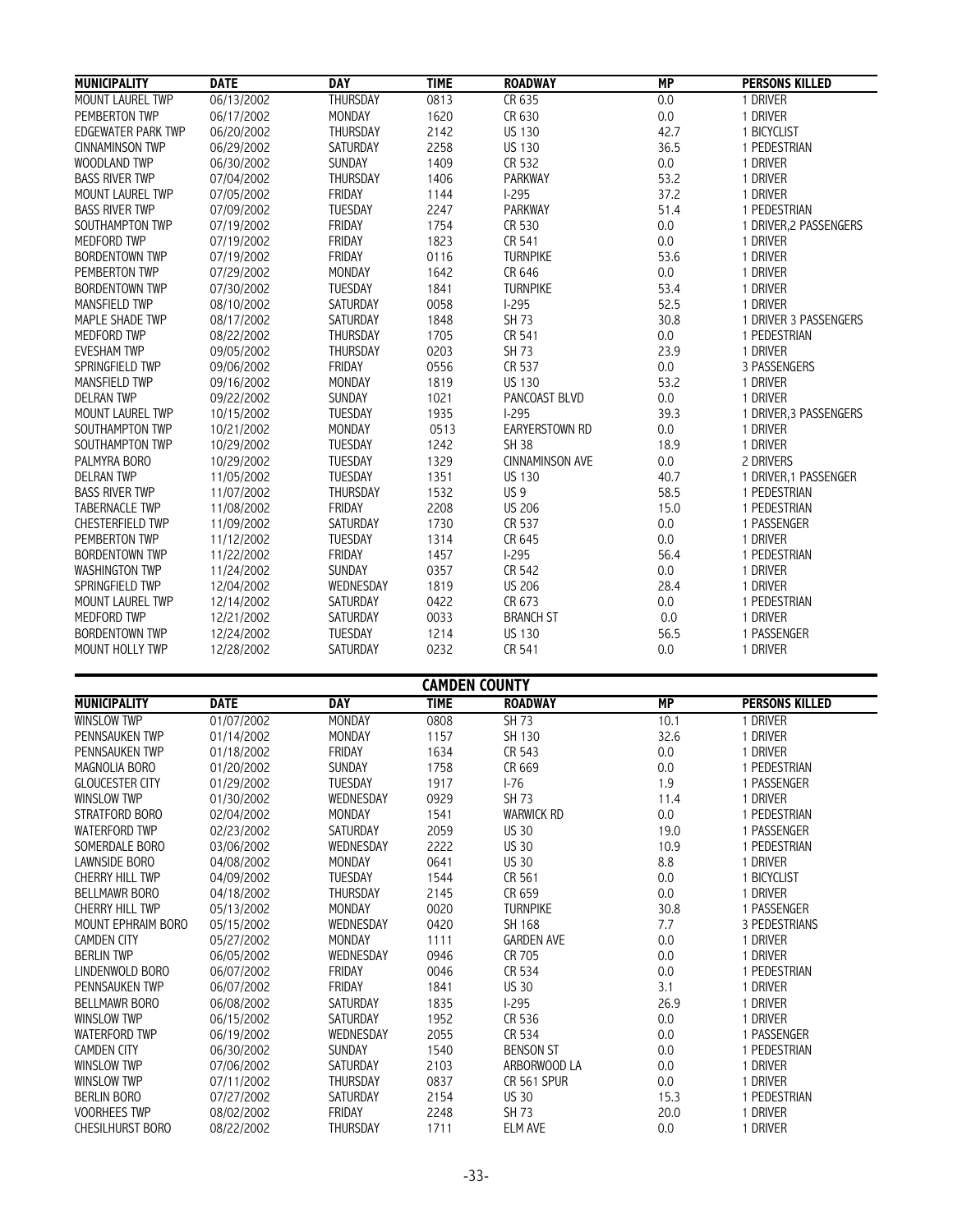| MUNICIPALITY | DATE | DAY | TIME | ROADWAY | MP | PERSONS KILLED |
|---|---|---|---|---|---|---|
| MOUNT LAUREL TWP | 06/13/2002 | THURSDAY | 0813 | CR 635 | 0.0 | 1 DRIVER |
| PEMBERTON TWP | 06/17/2002 | MONDAY | 1620 | CR 630 | 0.0 | 1 DRIVER |
| EDGEWATER PARK TWP | 06/20/2002 | THURSDAY | 2142 | US 130 | 42.7 | 1 BICYCLIST |
| CINNAMINSON TWP | 06/29/2002 | SATURDAY | 2258 | US 130 | 36.5 | 1 PEDESTRIAN |
| WOODLAND TWP | 06/30/2002 | SUNDAY | 1409 | CR 532 | 0.0 | 1 DRIVER |
| BASS RIVER TWP | 07/04/2002 | THURSDAY | 1406 | PARKWAY | 53.2 | 1 DRIVER |
| MOUNT LAUREL TWP | 07/05/2002 | FRIDAY | 1144 | I-295 | 37.2 | 1 DRIVER |
| BASS RIVER TWP | 07/09/2002 | TUESDAY | 2247 | PARKWAY | 51.4 | 1 PEDESTRIAN |
| SOUTHAMPTON TWP | 07/19/2002 | FRIDAY | 1754 | CR 530 | 0.0 | 1 DRIVER,2 PASSENGERS |
| MEDFORD TWP | 07/19/2002 | FRIDAY | 1823 | CR 541 | 0.0 | 1 DRIVER |
| BORDENTOWN TWP | 07/19/2002 | FRIDAY | 0116 | TURNPIKE | 53.6 | 1 DRIVER |
| PEMBERTON TWP | 07/29/2002 | MONDAY | 1642 | CR 646 | 0.0 | 1 DRIVER |
| BORDENTOWN TWP | 07/30/2002 | TUESDAY | 1841 | TURNPIKE | 53.4 | 1 DRIVER |
| MANSFIELD TWP | 08/10/2002 | SATURDAY | 0058 | I-295 | 52.5 | 1 DRIVER |
| MAPLE SHADE TWP | 08/17/2002 | SATURDAY | 1848 | SH 73 | 30.8 | 1 DRIVER 3 PASSENGERS |
| MEDFORD TWP | 08/22/2002 | THURSDAY | 1705 | CR 541 | 0.0 | 1 PEDESTRIAN |
| EVESHAM TWP | 09/05/2002 | THURSDAY | 0203 | SH 73 | 23.9 | 1 DRIVER |
| SPRINGFIELD TWP | 09/06/2002 | FRIDAY | 0556 | CR 537 | 0.0 | 3 PASSENGERS |
| MANSFIELD TWP | 09/16/2002 | MONDAY | 1819 | US 130 | 53.2 | 1 DRIVER |
| DELRAN TWP | 09/22/2002 | SUNDAY | 1021 | PANCOAST BLVD | 0.0 | 1 DRIVER |
| MOUNT LAUREL TWP | 10/15/2002 | TUESDAY | 1935 | I-295 | 39.3 | 1 DRIVER,3 PASSENGERS |
| SOUTHAMPTON TWP | 10/21/2002 | MONDAY | 0513 | EARYERSTOWN RD | 0.0 | 1 DRIVER |
| SOUTHAMPTON TWP | 10/29/2002 | TUESDAY | 1242 | SH 38 | 18.9 | 1 DRIVER |
| PALMYRA BORO | 10/29/2002 | TUESDAY | 1329 | CINNAMINSON AVE | 0.0 | 2 DRIVERS |
| DELRAN TWP | 11/05/2002 | TUESDAY | 1351 | US 130 | 40.7 | 1 DRIVER,1 PASSENGER |
| BASS RIVER TWP | 11/07/2002 | THURSDAY | 1532 | US 9 | 58.5 | 1 PEDESTRIAN |
| TABERNACLE TWP | 11/08/2002 | FRIDAY | 2208 | US 206 | 15.0 | 1 PEDESTRIAN |
| CHESTERFIELD TWP | 11/09/2002 | SATURDAY | 1730 | CR 537 | 0.0 | 1 PASSENGER |
| PEMBERTON TWP | 11/12/2002 | TUESDAY | 1314 | CR 645 | 0.0 | 1 DRIVER |
| BORDENTOWN TWP | 11/22/2002 | FRIDAY | 1457 | I-295 | 56.4 | 1 PEDESTRIAN |
| WASHINGTON TWP | 11/24/2002 | SUNDAY | 0357 | CR 542 | 0.0 | 1 DRIVER |
| SPRINGFIELD TWP | 12/04/2002 | WEDNESDAY | 1819 | US 206 | 28.4 | 1 DRIVER |
| MOUNT LAUREL TWP | 12/14/2002 | SATURDAY | 0422 | CR 673 | 0.0 | 1 PEDESTRIAN |
| MEDFORD TWP | 12/21/2002 | SATURDAY | 0033 | BRANCH ST | 0.0 | 1 DRIVER |
| BORDENTOWN TWP | 12/24/2002 | TUESDAY | 1214 | US 130 | 56.5 | 1 PASSENGER |
| MOUNT HOLLY TWP | 12/28/2002 | SATURDAY | 0232 | CR 541 | 0.0 | 1 DRIVER |

## CAMDEN COUNTY

| MUNICIPALITY | DATE | DAY | TIME | ROADWAY | MP | PERSONS KILLED |
|---|---|---|---|---|---|---|
| WINSLOW TWP | 01/07/2002 | MONDAY | 0808 | SH 73 | 10.1 | 1 DRIVER |
| PENNSAUKEN TWP | 01/14/2002 | MONDAY | 1157 | SH 130 | 32.6 | 1 DRIVER |
| PENNSAUKEN TWP | 01/18/2002 | FRIDAY | 1634 | CR 543 | 0.0 | 1 DRIVER |
| MAGNOLIA BORO | 01/20/2002 | SUNDAY | 1758 | CR 669 | 0.0 | 1 PEDESTRIAN |
| GLOUCESTER CITY | 01/29/2002 | TUESDAY | 1917 | I-76 | 1.9 | 1 PASSENGER |
| WINSLOW TWP | 01/30/2002 | WEDNESDAY | 0929 | SH 73 | 11.4 | 1 DRIVER |
| STRATFORD BORO | 02/04/2002 | MONDAY | 1541 | WARWICK RD | 0.0 | 1 PEDESTRIAN |
| WATERFORD TWP | 02/23/2002 | SATURDAY | 2059 | US 30 | 19.0 | 1 PASSENGER |
| SOMERDALE BORO | 03/06/2002 | WEDNESDAY | 2222 | US 30 | 10.9 | 1 PEDESTRIAN |
| LAWNSIDE BORO | 04/08/2002 | MONDAY | 0641 | US 30 | 8.8 | 1 DRIVER |
| CHERRY HILL TWP | 04/09/2002 | TUESDAY | 1544 | CR 561 | 0.0 | 1 BICYCLIST |
| BELLMAWR BORO | 04/18/2002 | THURSDAY | 2145 | CR 659 | 0.0 | 1 DRIVER |
| CHERRY HILL TWP | 05/13/2002 | MONDAY | 0020 | TURNPIKE | 30.8 | 1 PASSENGER |
| MOUNT EPHRAIM BORO | 05/15/2002 | WEDNESDAY | 0420 | SH 168 | 7.7 | 3 PEDESTRIANS |
| CAMDEN CITY | 05/27/2002 | MONDAY | 1111 | GARDEN AVE | 0.0 | 1 DRIVER |
| BERLIN TWP | 06/05/2002 | WEDNESDAY | 0946 | CR 705 | 0.0 | 1 DRIVER |
| LINDENWOLD BORO | 06/07/2002 | FRIDAY | 0046 | CR 534 | 0.0 | 1 PEDESTRIAN |
| PENNSAUKEN TWP | 06/07/2002 | FRIDAY | 1841 | US 30 | 3.1 | 1 DRIVER |
| BELLMAWR BORO | 06/08/2002 | SATURDAY | 1835 | I-295 | 26.9 | 1 DRIVER |
| WINSLOW TWP | 06/15/2002 | SATURDAY | 1952 | CR 536 | 0.0 | 1 DRIVER |
| WATERFORD TWP | 06/19/2002 | WEDNESDAY | 2055 | CR 534 | 0.0 | 1 PASSENGER |
| CAMDEN CITY | 06/30/2002 | SUNDAY | 1540 | BENSON ST | 0.0 | 1 PEDESTRIAN |
| WINSLOW TWP | 07/06/2002 | SATURDAY | 2103 | ARBORWOOD LA | 0.0 | 1 DRIVER |
| WINSLOW TWP | 07/11/2002 | THURSDAY | 0837 | CR 561 SPUR | 0.0 | 1 DRIVER |
| BERLIN BORO | 07/27/2002 | SATURDAY | 2154 | US 30 | 15.3 | 1 PEDESTRIAN |
| VOORHEES TWP | 08/02/2002 | FRIDAY | 2248 | SH 73 | 20.0 | 1 DRIVER |
| CHESILHURST BORO | 08/22/2002 | THURSDAY | 1711 | ELM AVE | 0.0 | 1 DRIVER |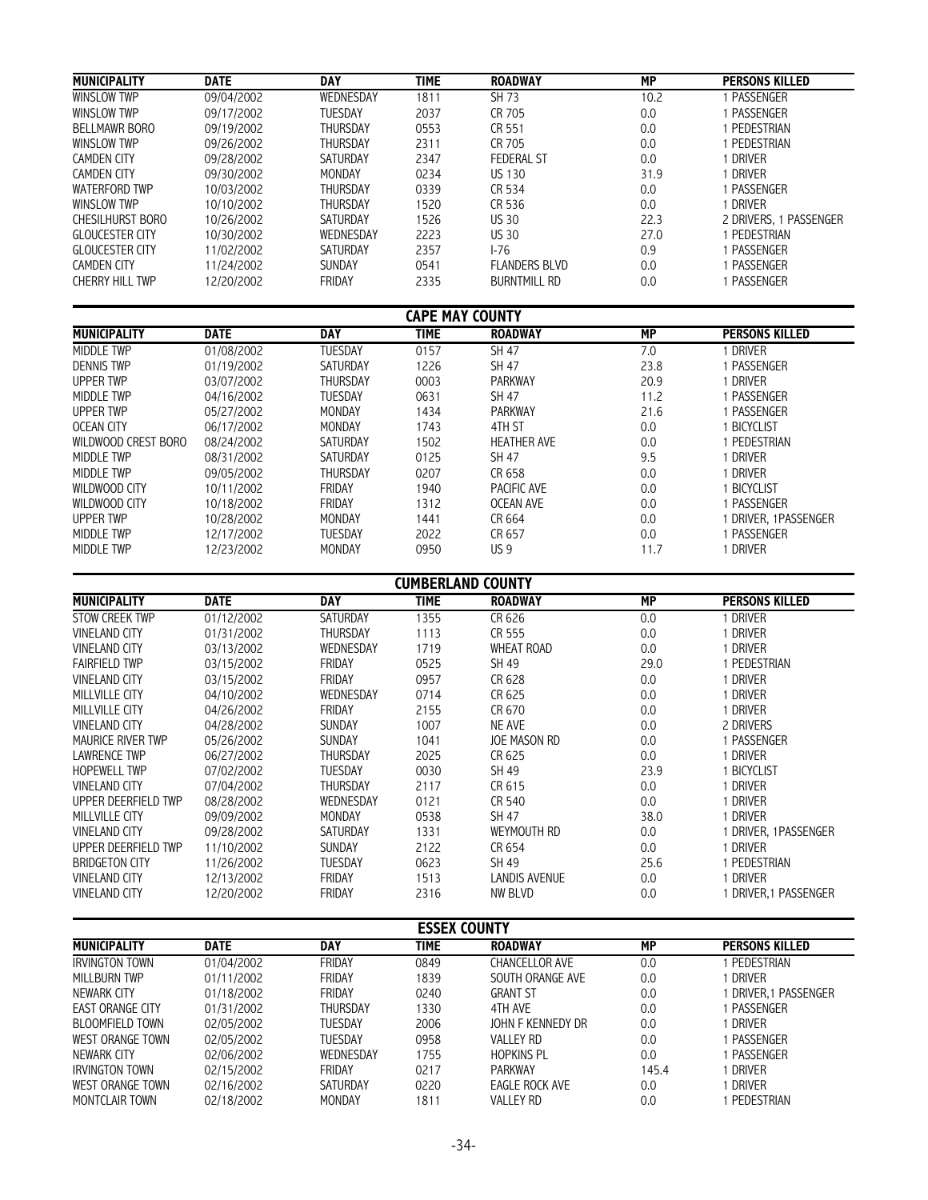| MUNICIPALITY | DATE | DAY | TIME | ROADWAY | MP | PERSONS KILLED |
|---|---|---|---|---|---|---|
| WINSLOW TWP | 09/04/2002 | WEDNESDAY | 1811 | SH 73 | 10.2 | 1 PASSENGER |
| WINSLOW TWP | 09/17/2002 | TUESDAY | 2037 | CR 705 | 0.0 | 1 PASSENGER |
| BELLMAWR BORO | 09/19/2002 | THURSDAY | 0553 | CR 551 | 0.0 | 1 PEDESTRIAN |
| WINSLOW TWP | 09/26/2002 | THURSDAY | 2311 | CR 705 | 0.0 | 1 PEDESTRIAN |
| CAMDEN CITY | 09/28/2002 | SATURDAY | 2347 | FEDERAL ST | 0.0 | 1 DRIVER |
| CAMDEN CITY | 09/30/2002 | MONDAY | 0234 | US 130 | 31.9 | 1 DRIVER |
| WATERFORD TWP | 10/03/2002 | THURSDAY | 0339 | CR 534 | 0.0 | 1 PASSENGER |
| WINSLOW TWP | 10/10/2002 | THURSDAY | 1520 | CR 536 | 0.0 | 1 DRIVER |
| CHESILHURST BORO | 10/26/2002 | SATURDAY | 1526 | US 30 | 22.3 | 2 DRIVERS, 1 PASSENGER |
| GLOUCESTER CITY | 10/30/2002 | WEDNESDAY | 2223 | US 30 | 27.0 | 1 PEDESTRIAN |
| GLOUCESTER CITY | 11/02/2002 | SATURDAY | 2357 | I-76 | 0.9 | 1 PASSENGER |
| CAMDEN CITY | 11/24/2002 | SUNDAY | 0541 | FLANDERS BLVD | 0.0 | 1 PASSENGER |
| CHERRY HILL TWP | 12/20/2002 | FRIDAY | 2335 | BURNTMILL RD | 0.0 | 1 PASSENGER |

## CAPE MAY COUNTY

| MUNICIPALITY | DATE | DAY | TIME | ROADWAY | MP | PERSONS KILLED |
|---|---|---|---|---|---|---|
| MIDDLE TWP | 01/08/2002 | TUESDAY | 0157 | SH 47 | 7.0 | 1 DRIVER |
| DENNIS TWP | 01/19/2002 | SATURDAY | 1226 | SH 47 | 23.8 | 1 PASSENGER |
| UPPER TWP | 03/07/2002 | THURSDAY | 0003 | PARKWAY | 20.9 | 1 DRIVER |
| MIDDLE TWP | 04/16/2002 | TUESDAY | 0631 | SH 47 | 11.2 | 1 PASSENGER |
| UPPER TWP | 05/27/2002 | MONDAY | 1434 | PARKWAY | 21.6 | 1 PASSENGER |
| OCEAN CITY | 06/17/2002 | MONDAY | 1743 | 4TH ST | 0.0 | 1 BICYCLIST |
| WILDWOOD CREST BORO | 08/24/2002 | SATURDAY | 1502 | HEATHER AVE | 0.0 | 1 PEDESTRIAN |
| MIDDLE TWP | 08/31/2002 | SATURDAY | 0125 | SH 47 | 9.5 | 1 DRIVER |
| MIDDLE TWP | 09/05/2002 | THURSDAY | 0207 | CR 658 | 0.0 | 1 DRIVER |
| WILDWOOD CITY | 10/11/2002 | FRIDAY | 1940 | PACIFIC AVE | 0.0 | 1 BICYCLIST |
| WILDWOOD CITY | 10/18/2002 | FRIDAY | 1312 | OCEAN AVE | 0.0 | 1 PASSENGER |
| UPPER TWP | 10/28/2002 | MONDAY | 1441 | CR 664 | 0.0 | 1 DRIVER, 1PASSENGER |
| MIDDLE TWP | 12/17/2002 | TUESDAY | 2022 | CR 657 | 0.0 | 1 PASSENGER |
| MIDDLE TWP | 12/23/2002 | MONDAY | 0950 | US 9 | 11.7 | 1 DRIVER |

## CUMBERLAND COUNTY

| MUNICIPALITY | DATE | DAY | TIME | ROADWAY | MP | PERSONS KILLED |
|---|---|---|---|---|---|---|
| STOW CREEK TWP | 01/12/2002 | SATURDAY | 1355 | CR 626 | 0.0 | 1 DRIVER |
| VINELAND CITY | 01/31/2002 | THURSDAY | 1113 | CR 555 | 0.0 | 1 DRIVER |
| VINELAND CITY | 03/13/2002 | WEDNESDAY | 1719 | WHEAT ROAD | 0.0 | 1 DRIVER |
| FAIRFIELD TWP | 03/15/2002 | FRIDAY | 0525 | SH 49 | 29.0 | 1 PEDESTRIAN |
| VINELAND CITY | 03/15/2002 | FRIDAY | 0957 | CR 628 | 0.0 | 1 DRIVER |
| MILLVILLE CITY | 04/10/2002 | WEDNESDAY | 0714 | CR 625 | 0.0 | 1 DRIVER |
| MILLVILLE CITY | 04/26/2002 | FRIDAY | 2155 | CR 670 | 0.0 | 1 DRIVER |
| VINELAND CITY | 04/28/2002 | SUNDAY | 1007 | NE AVE | 0.0 | 2 DRIVERS |
| MAURICE RIVER TWP | 05/26/2002 | SUNDAY | 1041 | JOE MASON RD | 0.0 | 1 PASSENGER |
| LAWRENCE TWP | 06/27/2002 | THURSDAY | 2025 | CR 625 | 0.0 | 1 DRIVER |
| HOPEWELL TWP | 07/02/2002 | TUESDAY | 0030 | SH 49 | 23.9 | 1 BICYCLIST |
| VINELAND CITY | 07/04/2002 | THURSDAY | 2117 | CR 615 | 0.0 | 1 DRIVER |
| UPPER DEERFIELD TWP | 08/28/2002 | WEDNESDAY | 0121 | CR 540 | 0.0 | 1 DRIVER |
| MILLVILLE CITY | 09/09/2002 | MONDAY | 0538 | SH 47 | 38.0 | 1 DRIVER |
| VINELAND CITY | 09/28/2002 | SATURDAY | 1331 | WEYMOUTH RD | 0.0 | 1 DRIVER, 1PASSENGER |
| UPPER DEERFIELD TWP | 11/10/2002 | SUNDAY | 2122 | CR 654 | 0.0 | 1 DRIVER |
| BRIDGETON CITY | 11/26/2002 | TUESDAY | 0623 | SH 49 | 25.6 | 1 PEDESTRIAN |
| VINELAND CITY | 12/13/2002 | FRIDAY | 1513 | LANDIS AVENUE | 0.0 | 1 DRIVER |
| VINELAND CITY | 12/20/2002 | FRIDAY | 2316 | NW BLVD | 0.0 | 1 DRIVER,1 PASSENGER |

## ESSEX COUNTY

| MUNICIPALITY | DATE | DAY | TIME | ROADWAY | MP | PERSONS KILLED |
|---|---|---|---|---|---|---|
| IRVINGTON TOWN | 01/04/2002 | FRIDAY | 0849 | CHANCELLOR AVE | 0.0 | 1 PEDESTRIAN |
| MILLBURN TWP | 01/11/2002 | FRIDAY | 1839 | SOUTH ORANGE AVE | 0.0 | 1 DRIVER |
| NEWARK CITY | 01/18/2002 | FRIDAY | 0240 | GRANT ST | 0.0 | 1 DRIVER,1 PASSENGER |
| EAST ORANGE CITY | 01/31/2002 | THURSDAY | 1330 | 4TH AVE | 0.0 | 1 PASSENGER |
| BLOOMFIELD TOWN | 02/05/2002 | TUESDAY | 2006 | JOHN F KENNEDY DR | 0.0 | 1 DRIVER |
| WEST ORANGE TOWN | 02/05/2002 | TUESDAY | 0958 | VALLEY RD | 0.0 | 1 PASSENGER |
| NEWARK CITY | 02/06/2002 | WEDNESDAY | 1755 | HOPKINS PL | 0.0 | 1 PASSENGER |
| IRVINGTON TOWN | 02/15/2002 | FRIDAY | 0217 | PARKWAY | 145.4 | 1 DRIVER |
| WEST ORANGE TOWN | 02/16/2002 | SATURDAY | 0220 | EAGLE ROCK AVE | 0.0 | 1 DRIVER |
| MONTCLAIR TOWN | 02/18/2002 | MONDAY | 1811 | VALLEY RD | 0.0 | 1 PEDESTRIAN |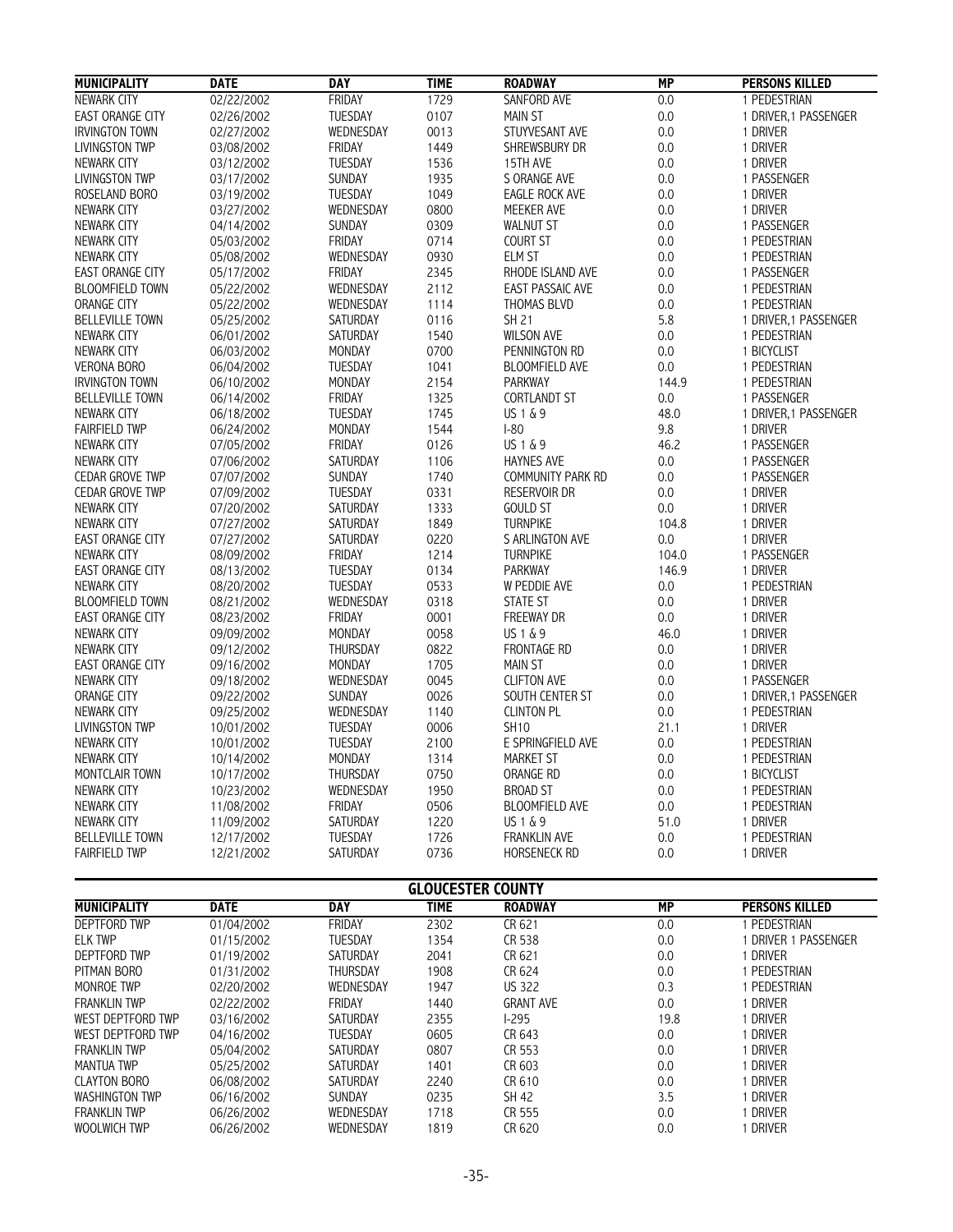| MUNICIPALITY | DATE | DAY | TIME | ROADWAY | MP | PERSONS KILLED |
|---|---|---|---|---|---|---|
| NEWARK CITY | 02/22/2002 | FRIDAY | 1729 | SANFORD AVE | 0.0 | 1 PEDESTRIAN |
| EAST ORANGE CITY | 02/26/2002 | TUESDAY | 0107 | MAIN ST | 0.0 | 1 DRIVER,1 PASSENGER |
| IRVINGTON TOWN | 02/27/2002 | WEDNESDAY | 0013 | STUYVESANT AVE | 0.0 | 1 DRIVER |
| LIVINGSTON TWP | 03/08/2002 | FRIDAY | 1449 | SHREWSBURY DR | 0.0 | 1 DRIVER |
| NEWARK CITY | 03/12/2002 | TUESDAY | 1536 | 15TH AVE | 0.0 | 1 DRIVER |
| LIVINGSTON TWP | 03/17/2002 | SUNDAY | 1935 | S ORANGE AVE | 0.0 | 1 PASSENGER |
| ROSELAND BORO | 03/19/2002 | TUESDAY | 1049 | EAGLE ROCK AVE | 0.0 | 1 DRIVER |
| NEWARK CITY | 03/27/2002 | WEDNESDAY | 0800 | MEEKER AVE | 0.0 | 1 DRIVER |
| NEWARK CITY | 04/14/2002 | SUNDAY | 0309 | WALNUT ST | 0.0 | 1 PASSENGER |
| NEWARK CITY | 05/03/2002 | FRIDAY | 0714 | COURT ST | 0.0 | 1 PEDESTRIAN |
| NEWARK CITY | 05/08/2002 | WEDNESDAY | 0930 | ELM ST | 0.0 | 1 PEDESTRIAN |
| EAST ORANGE CITY | 05/17/2002 | FRIDAY | 2345 | RHODE ISLAND AVE | 0.0 | 1 PASSENGER |
| BLOOMFIELD TOWN | 05/22/2002 | WEDNESDAY | 2112 | EAST PASSAIC AVE | 0.0 | 1 PEDESTRIAN |
| ORANGE CITY | 05/22/2002 | WEDNESDAY | 1114 | THOMAS BLVD | 0.0 | 1 PEDESTRIAN |
| BELLEVILLE TOWN | 05/25/2002 | SATURDAY | 0116 | SH 21 | 5.8 | 1 DRIVER,1 PASSENGER |
| NEWARK CITY | 06/01/2002 | SATURDAY | 1540 | WILSON AVE | 0.0 | 1 PEDESTRIAN |
| NEWARK CITY | 06/03/2002 | MONDAY | 0700 | PENNINGTON RD | 0.0 | 1 BICYCLIST |
| VERONA BORO | 06/04/2002 | TUESDAY | 1041 | BLOOMFIELD AVE | 0.0 | 1 PEDESTRIAN |
| IRVINGTON TOWN | 06/10/2002 | MONDAY | 2154 | PARKWAY | 144.9 | 1 PEDESTRIAN |
| BELLEVILLE TOWN | 06/14/2002 | FRIDAY | 1325 | CORTLANDT ST | 0.0 | 1 PASSENGER |
| NEWARK CITY | 06/18/2002 | TUESDAY | 1745 | US 1 & 9 | 48.0 | 1 DRIVER,1 PASSENGER |
| FAIRFIELD TWP | 06/24/2002 | MONDAY | 1544 | I-80 | 9.8 | 1 DRIVER |
| NEWARK CITY | 07/05/2002 | FRIDAY | 0126 | US 1 & 9 | 46.2 | 1 PASSENGER |
| NEWARK CITY | 07/06/2002 | SATURDAY | 1106 | HAYNES AVE | 0.0 | 1 PASSENGER |
| CEDAR GROVE TWP | 07/07/2002 | SUNDAY | 1740 | COMMUNITY PARK RD | 0.0 | 1 PASSENGER |
| CEDAR GROVE TWP | 07/09/2002 | TUESDAY | 0331 | RESERVOIR DR | 0.0 | 1 DRIVER |
| NEWARK CITY | 07/20/2002 | SATURDAY | 1333 | GOULD ST | 0.0 | 1 DRIVER |
| NEWARK CITY | 07/27/2002 | SATURDAY | 1849 | TURNPIKE | 104.8 | 1 DRIVER |
| EAST ORANGE CITY | 07/27/2002 | SATURDAY | 0220 | S ARLINGTON AVE | 0.0 | 1 DRIVER |
| NEWARK CITY | 08/09/2002 | FRIDAY | 1214 | TURNPIKE | 104.0 | 1 PASSENGER |
| EAST ORANGE CITY | 08/13/2002 | TUESDAY | 0134 | PARKWAY | 146.9 | 1 DRIVER |
| NEWARK CITY | 08/20/2002 | TUESDAY | 0533 | W PEDDIE AVE | 0.0 | 1 PEDESTRIAN |
| BLOOMFIELD TOWN | 08/21/2002 | WEDNESDAY | 0318 | STATE ST | 0.0 | 1 DRIVER |
| EAST ORANGE CITY | 08/23/2002 | FRIDAY | 0001 | FREEWAY DR | 0.0 | 1 DRIVER |
| NEWARK CITY | 09/09/2002 | MONDAY | 0058 | US 1 & 9 | 46.0 | 1 DRIVER |
| NEWARK CITY | 09/12/2002 | THURSDAY | 0822 | FRONTAGE RD | 0.0 | 1 DRIVER |
| EAST ORANGE CITY | 09/16/2002 | MONDAY | 1705 | MAIN ST | 0.0 | 1 DRIVER |
| NEWARK CITY | 09/18/2002 | WEDNESDAY | 0045 | CLIFTON AVE | 0.0 | 1 PASSENGER |
| ORANGE CITY | 09/22/2002 | SUNDAY | 0026 | SOUTH CENTER ST | 0.0 | 1 DRIVER,1 PASSENGER |
| NEWARK CITY | 09/25/2002 | WEDNESDAY | 1140 | CLINTON PL | 0.0 | 1 PEDESTRIAN |
| LIVINGSTON TWP | 10/01/2002 | TUESDAY | 0006 | SH10 | 21.1 | 1 DRIVER |
| NEWARK CITY | 10/01/2002 | TUESDAY | 2100 | E SPRINGFIELD AVE | 0.0 | 1 PEDESTRIAN |
| NEWARK CITY | 10/14/2002 | MONDAY | 1314 | MARKET ST | 0.0 | 1 PEDESTRIAN |
| MONTCLAIR TOWN | 10/17/2002 | THURSDAY | 0750 | ORANGE RD | 0.0 | 1 BICYCLIST |
| NEWARK CITY | 10/23/2002 | WEDNESDAY | 1950 | BROAD ST | 0.0 | 1 PEDESTRIAN |
| NEWARK CITY | 11/08/2002 | FRIDAY | 0506 | BLOOMFIELD AVE | 0.0 | 1 PEDESTRIAN |
| NEWARK CITY | 11/09/2002 | SATURDAY | 1220 | US 1 & 9 | 51.0 | 1 DRIVER |
| BELLEVILLE TOWN | 12/17/2002 | TUESDAY | 1726 | FRANKLIN AVE | 0.0 | 1 PEDESTRIAN |
| FAIRFIELD TWP | 12/21/2002 | SATURDAY | 0736 | HORSENECK RD | 0.0 | 1 DRIVER |

## GLOUCESTER COUNTY

| MUNICIPALITY | DATE | DAY | TIME | ROADWAY | MP | PERSONS KILLED |
|---|---|---|---|---|---|---|
| DEPTFORD TWP | 01/04/2002 | FRIDAY | 2302 | CR 621 | 0.0 | 1 PEDESTRIAN |
| ELK TWP | 01/15/2002 | TUESDAY | 1354 | CR 538 | 0.0 | 1 DRIVER 1 PASSENGER |
| DEPTFORD TWP | 01/19/2002 | SATURDAY | 2041 | CR 621 | 0.0 | 1 DRIVER |
| PITMAN BORO | 01/31/2002 | THURSDAY | 1908 | CR 624 | 0.0 | 1 PEDESTRIAN |
| MONROE TWP | 02/20/2002 | WEDNESDAY | 1947 | US 322 | 0.3 | 1 PEDESTRIAN |
| FRANKLIN TWP | 02/22/2002 | FRIDAY | 1440 | GRANT AVE | 0.0 | 1 DRIVER |
| WEST DEPTFORD TWP | 03/16/2002 | SATURDAY | 2355 | I-295 | 19.8 | 1 DRIVER |
| WEST DEPTFORD TWP | 04/16/2002 | TUESDAY | 0605 | CR 643 | 0.0 | 1 DRIVER |
| FRANKLIN TWP | 05/04/2002 | SATURDAY | 0807 | CR 553 | 0.0 | 1 DRIVER |
| MANTUA TWP | 05/25/2002 | SATURDAY | 1401 | CR 603 | 0.0 | 1 DRIVER |
| CLAYTON BORO | 06/08/2002 | SATURDAY | 2240 | CR 610 | 0.0 | 1 DRIVER |
| WASHINGTON TWP | 06/16/2002 | SUNDAY | 0235 | SH 42 | 3.5 | 1 DRIVER |
| FRANKLIN TWP | 06/26/2002 | WEDNESDAY | 1718 | CR 555 | 0.0 | 1 DRIVER |
| WOOLWICH TWP | 06/26/2002 | WEDNESDAY | 1819 | CR 620 | 0.0 | 1 DRIVER |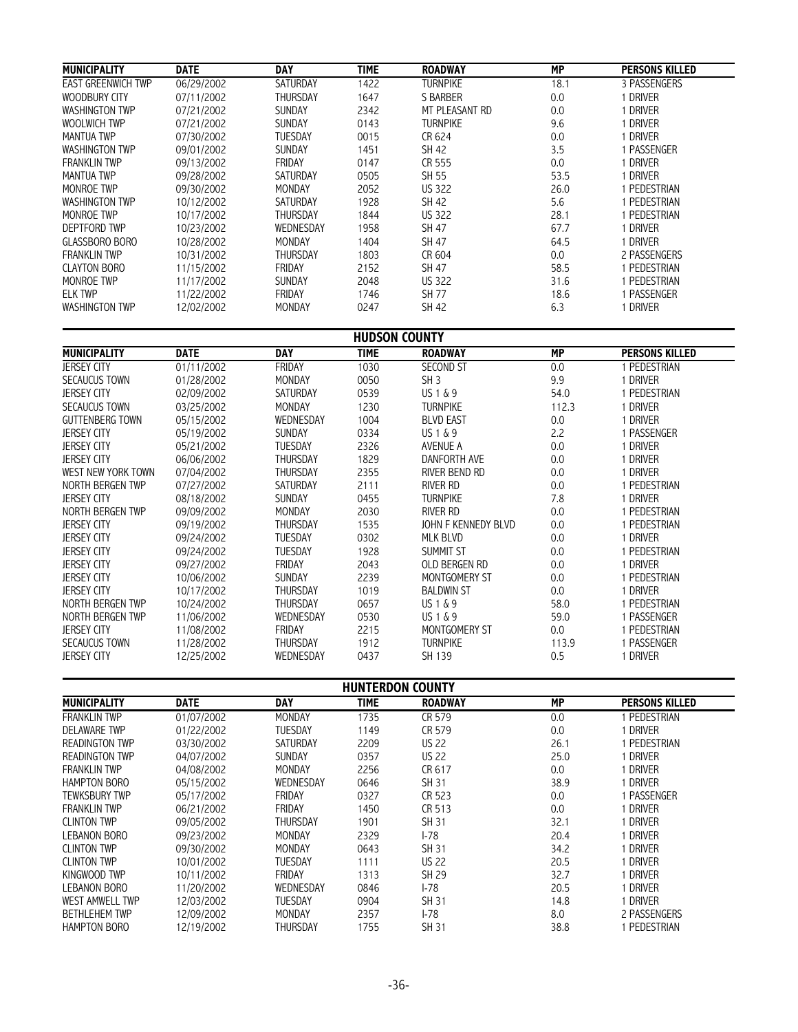| MUNICIPALITY | DATE | DAY | TIME | ROADWAY | MP | PERSONS KILLED |
|---|---|---|---|---|---|---|
| EAST GREENWICH TWP | 06/29/2002 | SATURDAY | 1422 | TURNPIKE | 18.1 | 3 PASSENGERS |
| WOODBURY CITY | 07/11/2002 | THURSDAY | 1647 | S BARBER | 0.0 | 1 DRIVER |
| WASHINGTON TWP | 07/21/2002 | SUNDAY | 2342 | MT PLEASANT RD | 0.0 | 1 DRIVER |
| WOOLWICH TWP | 07/21/2002 | SUNDAY | 0143 | TURNPIKE | 9.6 | 1 DRIVER |
| MANTUA TWP | 07/30/2002 | TUESDAY | 0015 | CR 624 | 0.0 | 1 DRIVER |
| WASHINGTON TWP | 09/01/2002 | SUNDAY | 1451 | SH 42 | 3.5 | 1 PASSENGER |
| FRANKLIN TWP | 09/13/2002 | FRIDAY | 0147 | CR 555 | 0.0 | 1 DRIVER |
| MANTUA TWP | 09/28/2002 | SATURDAY | 0505 | SH 55 | 53.5 | 1 DRIVER |
| MONROE TWP | 09/30/2002 | MONDAY | 2052 | US 322 | 26.0 | 1 PEDESTRIAN |
| WASHINGTON TWP | 10/12/2002 | SATURDAY | 1928 | SH 42 | 5.6 | 1 PEDESTRIAN |
| MONROE TWP | 10/17/2002 | THURSDAY | 1844 | US 322 | 28.1 | 1 PEDESTRIAN |
| DEPTFORD TWP | 10/23/2002 | WEDNESDAY | 1958 | SH 47 | 67.7 | 1 DRIVER |
| GLASSBORO BORO | 10/28/2002 | MONDAY | 1404 | SH 47 | 64.5 | 1 DRIVER |
| FRANKLIN TWP | 10/31/2002 | THURSDAY | 1803 | CR 604 | 0.0 | 2 PASSENGERS |
| CLAYTON BORO | 11/15/2002 | FRIDAY | 2152 | SH 47 | 58.5 | 1 PEDESTRIAN |
| MONROE TWP | 11/17/2002 | SUNDAY | 2048 | US 322 | 31.6 | 1 PEDESTRIAN |
| ELK TWP | 11/22/2002 | FRIDAY | 1746 | SH 77 | 18.6 | 1 PASSENGER |
| WASHINGTON TWP | 12/02/2002 | MONDAY | 0247 | SH 42 | 6.3 | 1 DRIVER |

## HUDSON COUNTY

| MUNICIPALITY | DATE | DAY | TIME | ROADWAY | MP | PERSONS KILLED |
|---|---|---|---|---|---|---|
| JERSEY CITY | 01/11/2002 | FRIDAY | 1030 | SECOND ST | 0.0 | 1 PEDESTRIAN |
| SECAUCUS TOWN | 01/28/2002 | MONDAY | 0050 | SH 3 | 9.9 | 1 DRIVER |
| JERSEY CITY | 02/09/2002 | SATURDAY | 0539 | US 1 & 9 | 54.0 | 1 PEDESTRIAN |
| SECAUCUS TOWN | 03/25/2002 | MONDAY | 1230 | TURNPIKE | 112.3 | 1 DRIVER |
| GUTTENBERG TOWN | 05/15/2002 | WEDNESDAY | 1004 | BLVD EAST | 0.0 | 1 DRIVER |
| JERSEY CITY | 05/19/2002 | SUNDAY | 0334 | US 1 & 9 | 2.2 | 1 PASSENGER |
| JERSEY CITY | 05/21/2002 | TUESDAY | 2326 | AVENUE A | 0.0 | 1 DRIVER |
| JERSEY CITY | 06/06/2002 | THURSDAY | 1829 | DANFORTH AVE | 0.0 | 1 DRIVER |
| WEST NEW YORK TOWN | 07/04/2002 | THURSDAY | 2355 | RIVER BEND RD | 0.0 | 1 DRIVER |
| NORTH BERGEN TWP | 07/27/2002 | SATURDAY | 2111 | RIVER RD | 0.0 | 1 PEDESTRIAN |
| JERSEY CITY | 08/18/2002 | SUNDAY | 0455 | TURNPIKE | 7.8 | 1 DRIVER |
| NORTH BERGEN TWP | 09/09/2002 | MONDAY | 2030 | RIVER RD | 0.0 | 1 PEDESTRIAN |
| JERSEY CITY | 09/19/2002 | THURSDAY | 1535 | JOHN F KENNEDY BLVD | 0.0 | 1 PEDESTRIAN |
| JERSEY CITY | 09/24/2002 | TUESDAY | 0302 | MLK BLVD | 0.0 | 1 DRIVER |
| JERSEY CITY | 09/24/2002 | TUESDAY | 1928 | SUMMIT ST | 0.0 | 1 PEDESTRIAN |
| JERSEY CITY | 09/27/2002 | FRIDAY | 2043 | OLD BERGEN RD | 0.0 | 1 DRIVER |
| JERSEY CITY | 10/06/2002 | SUNDAY | 2239 | MONTGOMERY ST | 0.0 | 1 PEDESTRIAN |
| JERSEY CITY | 10/17/2002 | THURSDAY | 1019 | BALDWIN ST | 0.0 | 1 DRIVER |
| NORTH BERGEN TWP | 10/24/2002 | THURSDAY | 0657 | US 1 & 9 | 58.0 | 1 PEDESTRIAN |
| NORTH BERGEN TWP | 11/06/2002 | WEDNESDAY | 0530 | US 1 & 9 | 59.0 | 1 PASSENGER |
| JERSEY CITY | 11/08/2002 | FRIDAY | 2215 | MONTGOMERY ST | 0.0 | 1 PEDESTRIAN |
| SECAUCUS TOWN | 11/28/2002 | THURSDAY | 1912 | TURNPIKE | 113.9 | 1 PASSENGER |
| JERSEY CITY | 12/25/2002 | WEDNESDAY | 0437 | SH 139 | 0.5 | 1 DRIVER |

## HUNTERDON COUNTY

| MUNICIPALITY | DATE | DAY | TIME | ROADWAY | MP | PERSONS KILLED |
|---|---|---|---|---|---|---|
| FRANKLIN TWP | 01/07/2002 | MONDAY | 1735 | CR 579 | 0.0 | 1 PEDESTRIAN |
| DELAWARE TWP | 01/22/2002 | TUESDAY | 1149 | CR 579 | 0.0 | 1 DRIVER |
| READINGTON TWP | 03/30/2002 | SATURDAY | 2209 | US 22 | 26.1 | 1 PEDESTRIAN |
| READINGTON TWP | 04/07/2002 | SUNDAY | 0357 | US 22 | 25.0 | 1 DRIVER |
| FRANKLIN TWP | 04/08/2002 | MONDAY | 2256 | CR 617 | 0.0 | 1 DRIVER |
| HAMPTON BORO | 05/15/2002 | WEDNESDAY | 0646 | SH 31 | 38.9 | 1 DRIVER |
| TEWKSBURY TWP | 05/17/2002 | FRIDAY | 0327 | CR 523 | 0.0 | 1 PASSENGER |
| FRANKLIN TWP | 06/21/2002 | FRIDAY | 1450 | CR 513 | 0.0 | 1 DRIVER |
| CLINTON TWP | 09/05/2002 | THURSDAY | 1901 | SH 31 | 32.1 | 1 DRIVER |
| LEBANON BORO | 09/23/2002 | MONDAY | 2329 | I-78 | 20.4 | 1 DRIVER |
| CLINTON TWP | 09/30/2002 | MONDAY | 0643 | SH 31 | 34.2 | 1 DRIVER |
| CLINTON TWP | 10/01/2002 | TUESDAY | 1111 | US 22 | 20.5 | 1 DRIVER |
| KINGWOOD TWP | 10/11/2002 | FRIDAY | 1313 | SH 29 | 32.7 | 1 DRIVER |
| LEBANON BORO | 11/20/2002 | WEDNESDAY | 0846 | I-78 | 20.5 | 1 DRIVER |
| WEST AMWELL TWP | 12/03/2002 | TUESDAY | 0904 | SH 31 | 14.8 | 1 DRIVER |
| BETHLEHEM TWP | 12/09/2002 | MONDAY | 2357 | I-78 | 8.0 | 2 PASSENGERS |
| HAMPTON BORO | 12/19/2002 | THURSDAY | 1755 | SH 31 | 38.8 | 1 PEDESTRIAN |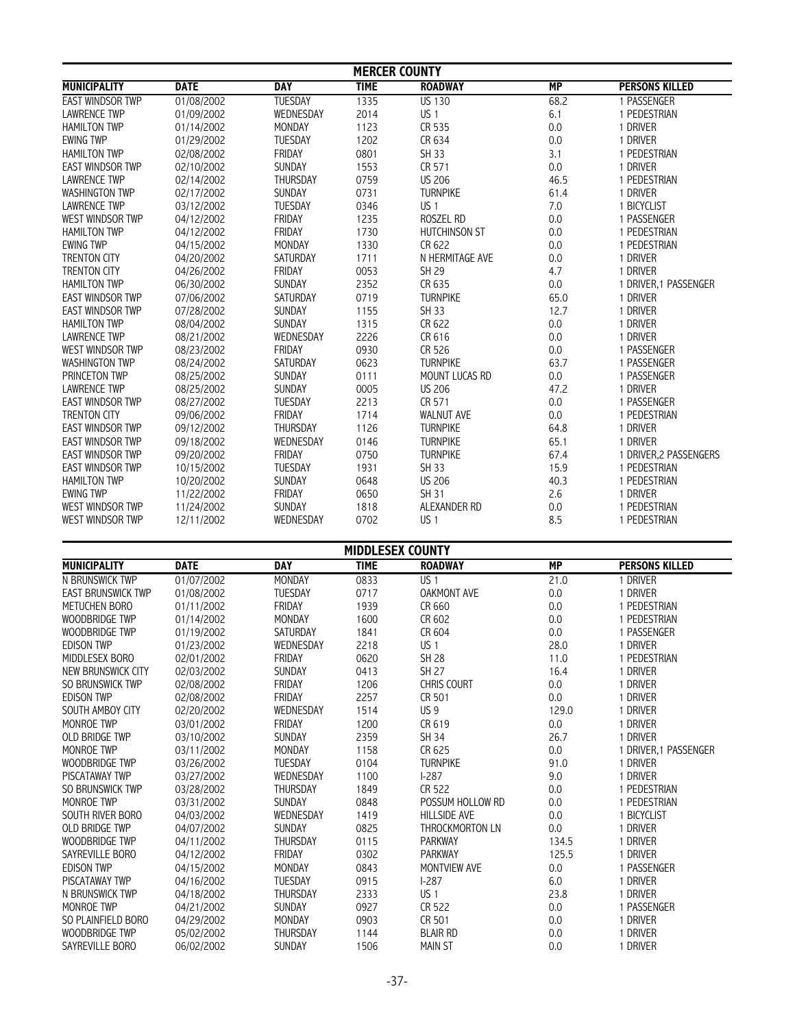## MERCER COUNTY

| MUNICIPALITY | DATE | DAY | TIME | ROADWAY | MP | PERSONS KILLED |
|---|---|---|---|---|---|---|
| EAST WINDSOR TWP | 01/08/2002 | TUESDAY | 1335 | US 130 | 68.2 | 1 PASSENGER |
| LAWRENCE TWP | 01/09/2002 | WEDNESDAY | 2014 | US 1 | 6.1 | 1 PEDESTRIAN |
| HAMILTON TWP | 01/14/2002 | MONDAY | 1123 | CR 535 | 0.0 | 1 DRIVER |
| EWING TWP | 01/29/2002 | TUESDAY | 1202 | CR 634 | 0.0 | 1 DRIVER |
| HAMILTON TWP | 02/08/2002 | FRIDAY | 0801 | SH 33 | 3.1 | 1 PEDESTRIAN |
| EAST WINDSOR TWP | 02/10/2002 | SUNDAY | 1553 | CR 571 | 0.0 | 1 DRIVER |
| LAWRENCE TWP | 02/14/2002 | THURSDAY | 0759 | US 206 | 46.5 | 1 PEDESTRIAN |
| WASHINGTON TWP | 02/17/2002 | SUNDAY | 0731 | TURNPIKE | 61.4 | 1 DRIVER |
| LAWRENCE TWP | 03/12/2002 | TUESDAY | 0346 | US 1 | 7.0 | 1 BICYCLIST |
| WEST WINDSOR TWP | 04/12/2002 | FRIDAY | 1235 | ROSZEL RD | 0.0 | 1 PASSENGER |
| HAMILTON TWP | 04/12/2002 | FRIDAY | 1730 | HUTCHINSON ST | 0.0 | 1 PEDESTRIAN |
| EWING TWP | 04/15/2002 | MONDAY | 1330 | CR 622 | 0.0 | 1 PEDESTRIAN |
| TRENTON CITY | 04/20/2002 | SATURDAY | 1711 | N HERMITAGE AVE | 0.0 | 1 DRIVER |
| TRENTON CITY | 04/26/2002 | FRIDAY | 0053 | SH 29 | 4.7 | 1 DRIVER |
| HAMILTON TWP | 06/30/2002 | SUNDAY | 2352 | CR 635 | 0.0 | 1 DRIVER,1 PASSENGER |
| EAST WINDSOR TWP | 07/06/2002 | SATURDAY | 0719 | TURNPIKE | 65.0 | 1 DRIVER |
| EAST WINDSOR TWP | 07/28/2002 | SUNDAY | 1155 | SH 33 | 12.7 | 1 DRIVER |
| HAMILTON TWP | 08/04/2002 | SUNDAY | 1315 | CR 622 | 0.0 | 1 DRIVER |
| LAWRENCE TWP | 08/21/2002 | WEDNESDAY | 2226 | CR 616 | 0.0 | 1 DRIVER |
| WEST WINDSOR TWP | 08/23/2002 | FRIDAY | 0930 | CR 526 | 0.0 | 1 PASSENGER |
| WASHINGTON TWP | 08/24/2002 | SATURDAY | 0623 | TURNPIKE | 63.7 | 1 PASSENGER |
| PRINCETON TWP | 08/25/2002 | SUNDAY | 0111 | MOUNT LUCAS RD | 0.0 | 1 PASSENGER |
| LAWRENCE TWP | 08/25/2002 | SUNDAY | 0005 | US 206 | 47.2 | 1 DRIVER |
| EAST WINDSOR TWP | 08/27/2002 | TUESDAY | 2213 | CR 571 | 0.0 | 1 PASSENGER |
| TRENTON CITY | 09/06/2002 | FRIDAY | 1714 | WALNUT AVE | 0.0 | 1 PEDESTRIAN |
| EAST WINDSOR TWP | 09/12/2002 | THURSDAY | 1126 | TURNPIKE | 64.8 | 1 DRIVER |
| EAST WINDSOR TWP | 09/18/2002 | WEDNESDAY | 0146 | TURNPIKE | 65.1 | 1 DRIVER |
| EAST WINDSOR TWP | 09/20/2002 | FRIDAY | 0750 | TURNPIKE | 67.4 | 1 DRIVER,2 PASSENGERS |
| EAST WINDSOR TWP | 10/15/2002 | TUESDAY | 1931 | SH 33 | 15.9 | 1 PEDESTRIAN |
| HAMILTON TWP | 10/20/2002 | SUNDAY | 0648 | US 206 | 40.3 | 1 PEDESTRIAN |
| EWING TWP | 11/22/2002 | FRIDAY | 0650 | SH 31 | 2.6 | 1 DRIVER |
| WEST WINDSOR TWP | 11/24/2002 | SUNDAY | 1818 | ALEXANDER RD | 0.0 | 1 PEDESTRIAN |
| WEST WINDSOR TWP | 12/11/2002 | WEDNESDAY | 0702 | US 1 | 8.5 | 1 PEDESTRIAN |

## MIDDLESEX COUNTY

| MUNICIPALITY | DATE | DAY | TIME | ROADWAY | MP | PERSONS KILLED |
|---|---|---|---|---|---|---|
| N BRUNSWICK TWP | 01/07/2002 | MONDAY | 0833 | US 1 | 21.0 | 1 DRIVER |
| EAST BRUNSWICK TWP | 01/08/2002 | TUESDAY | 0717 | OAKMONT AVE | 0.0 | 1 DRIVER |
| METUCHEN BORO | 01/11/2002 | FRIDAY | 1939 | CR 660 | 0.0 | 1 PEDESTRIAN |
| WOODBRIDGE TWP | 01/14/2002 | MONDAY | 1600 | CR 602 | 0.0 | 1 PEDESTRIAN |
| WOODBRIDGE TWP | 01/19/2002 | SATURDAY | 1841 | CR 604 | 0.0 | 1 PASSENGER |
| EDISON TWP | 01/23/2002 | WEDNESDAY | 2218 | US 1 | 28.0 | 1 DRIVER |
| MIDDLESEX BORO | 02/01/2002 | FRIDAY | 0620 | SH 28 | 11.0 | 1 PEDESTRIAN |
| NEW BRUNSWICK CITY | 02/03/2002 | SUNDAY | 0413 | SH 27 | 16.4 | 1 DRIVER |
| SO BRUNSWICK TWP | 02/08/2002 | FRIDAY | 1206 | CHRIS COURT | 0.0 | 1 DRIVER |
| EDISON TWP | 02/08/2002 | FRIDAY | 2257 | CR 501 | 0.0 | 1 DRIVER |
| SOUTH AMBOY CITY | 02/20/2002 | WEDNESDAY | 1514 | US 9 | 129.0 | 1 DRIVER |
| MONROE TWP | 03/01/2002 | FRIDAY | 1200 | CR 619 | 0.0 | 1 DRIVER |
| OLD BRIDGE TWP | 03/10/2002 | SUNDAY | 2359 | SH 34 | 26.7 | 1 DRIVER |
| MONROE TWP | 03/11/2002 | MONDAY | 1158 | CR 625 | 0.0 | 1 DRIVER,1 PASSENGER |
| WOODBRIDGE TWP | 03/26/2002 | TUESDAY | 0104 | TURNPIKE | 91.0 | 1 DRIVER |
| PISCATAWAY TWP | 03/27/2002 | WEDNESDAY | 1100 | I-287 | 9.0 | 1 DRIVER |
| SO BRUNSWICK TWP | 03/28/2002 | THURSDAY | 1849 | CR 522 | 0.0 | 1 PEDESTRIAN |
| MONROE TWP | 03/31/2002 | SUNDAY | 0848 | POSSUM HOLLOW RD | 0.0 | 1 PEDESTRIAN |
| SOUTH RIVER BORO | 04/03/2002 | WEDNESDAY | 1419 | HILLSIDE AVE | 0.0 | 1 BICYCLIST |
| OLD BRIDGE TWP | 04/07/2002 | SUNDAY | 0825 | THROCKMORTON LN | 0.0 | 1 DRIVER |
| WOODBRIDGE TWP | 04/11/2002 | THURSDAY | 0115 | PARKWAY | 134.5 | 1 DRIVER |
| SAYREVILLE BORO | 04/12/2002 | FRIDAY | 0302 | PARKWAY | 125.5 | 1 DRIVER |
| EDISON TWP | 04/15/2002 | MONDAY | 0843 | MONTVIEW AVE | 0.0 | 1 PASSENGER |
| PISCATAWAY TWP | 04/16/2002 | TUESDAY | 0915 | I-287 | 6.0 | 1 DRIVER |
| N BRUNSWICK TWP | 04/18/2002 | THURSDAY | 2333 | US 1 | 23.8 | 1 DRIVER |
| MONROE TWP | 04/21/2002 | SUNDAY | 0927 | CR 522 | 0.0 | 1 PASSENGER |
| SO PLAINFIELD BORO | 04/29/2002 | MONDAY | 0903 | CR 501 | 0.0 | 1 DRIVER |
| WOODBRIDGE TWP | 05/02/2002 | THURSDAY | 1144 | BLAIR RD | 0.0 | 1 DRIVER |
| SAYREVILLE BORO | 06/02/2002 | SUNDAY | 1506 | MAIN ST | 0.0 | 1 DRIVER |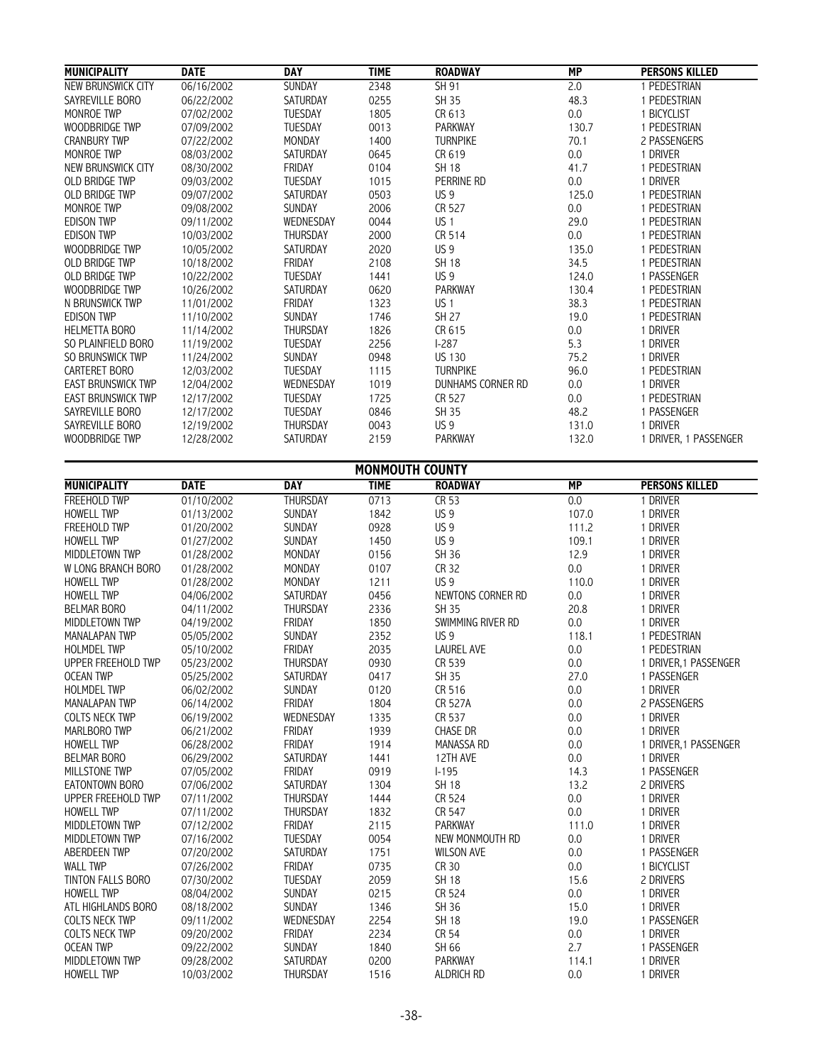| MUNICIPALITY | DATE | DAY | TIME | ROADWAY | MP | PERSONS KILLED |
|---|---|---|---|---|---|---|
| NEW BRUNSWICK CITY | 06/16/2002 | SUNDAY | 2348 | SH 91 | 2.0 | 1 PEDESTRIAN |
| SAYREVILLE BORO | 06/22/2002 | SATURDAY | 0255 | SH 35 | 48.3 | 1 PEDESTRIAN |
| MONROE TWP | 07/02/2002 | TUESDAY | 1805 | CR 613 | 0.0 | 1 BICYCLIST |
| WOODBRIDGE TWP | 07/09/2002 | TUESDAY | 0013 | PARKWAY | 130.7 | 1 PEDESTRIAN |
| CRANBURY TWP | 07/22/2002 | MONDAY | 1400 | TURNPIKE | 70.1 | 2 PASSENGERS |
| MONROE TWP | 08/03/2002 | SATURDAY | 0645 | CR 619 | 0.0 | 1 DRIVER |
| NEW BRUNSWICK CITY | 08/30/2002 | FRIDAY | 0104 | SH 18 | 41.7 | 1 PEDESTRIAN |
| OLD BRIDGE TWP | 09/03/2002 | TUESDAY | 1015 | PERRINE RD | 0.0 | 1 DRIVER |
| OLD BRIDGE TWP | 09/07/2002 | SATURDAY | 0503 | US 9 | 125.0 | 1 PEDESTRIAN |
| MONROE TWP | 09/08/2002 | SUNDAY | 2006 | CR 527 | 0.0 | 1 PEDESTRIAN |
| EDISON TWP | 09/11/2002 | WEDNESDAY | 0044 | US 1 | 29.0 | 1 PEDESTRIAN |
| EDISON TWP | 10/03/2002 | THURSDAY | 2000 | CR 514 | 0.0 | 1 PEDESTRIAN |
| WOODBRIDGE TWP | 10/05/2002 | SATURDAY | 2020 | US 9 | 135.0 | 1 PEDESTRIAN |
| OLD BRIDGE TWP | 10/18/2002 | FRIDAY | 2108 | SH 18 | 34.5 | 1 PEDESTRIAN |
| OLD BRIDGE TWP | 10/22/2002 | TUESDAY | 1441 | US 9 | 124.0 | 1 PASSENGER |
| WOODBRIDGE TWP | 10/26/2002 | SATURDAY | 0620 | PARKWAY | 130.4 | 1 PEDESTRIAN |
| N BRUNSWICK TWP | 11/01/2002 | FRIDAY | 1323 | US 1 | 38.3 | 1 PEDESTRIAN |
| EDISON TWP | 11/10/2002 | SUNDAY | 1746 | SH 27 | 19.0 | 1 PEDESTRIAN |
| HELMETTA BORO | 11/14/2002 | THURSDAY | 1826 | CR 615 | 0.0 | 1 DRIVER |
| SO PLAINFIELD BORO | 11/19/2002 | TUESDAY | 2256 | I-287 | 5.3 | 1 DRIVER |
| SO BRUNSWICK TWP | 11/24/2002 | SUNDAY | 0948 | US 130 | 75.2 | 1 DRIVER |
| CARTERET BORO | 12/03/2002 | TUESDAY | 1115 | TURNPIKE | 96.0 | 1 PEDESTRIAN |
| EAST BRUNSWICK TWP | 12/04/2002 | WEDNESDAY | 1019 | DUNHAMS CORNER RD | 0.0 | 1 DRIVER |
| EAST BRUNSWICK TWP | 12/17/2002 | TUESDAY | 1725 | CR 527 | 0.0 | 1 PEDESTRIAN |
| SAYREVILLE BORO | 12/17/2002 | TUESDAY | 0846 | SH 35 | 48.2 | 1 PASSENGER |
| SAYREVILLE BORO | 12/19/2002 | THURSDAY | 0043 | US 9 | 131.0 | 1 DRIVER |
| WOODBRIDGE TWP | 12/28/2002 | SATURDAY | 2159 | PARKWAY | 132.0 | 1 DRIVER, 1 PASSENGER |

## MONMOUTH COUNTY

| MUNICIPALITY | DATE | DAY | TIME | ROADWAY | MP | PERSONS KILLED |
|---|---|---|---|---|---|---|
| FREEHOLD TWP | 01/10/2002 | THURSDAY | 0713 | CR 53 | 0.0 | 1 DRIVER |
| HOWELL TWP | 01/13/2002 | SUNDAY | 1842 | US 9 | 107.0 | 1 DRIVER |
| FREEHOLD TWP | 01/20/2002 | SUNDAY | 0928 | US 9 | 111.2 | 1 DRIVER |
| HOWELL TWP | 01/27/2002 | SUNDAY | 1450 | US 9 | 109.1 | 1 DRIVER |
| MIDDLETOWN TWP | 01/28/2002 | MONDAY | 0156 | SH 36 | 12.9 | 1 DRIVER |
| W LONG BRANCH BORO | 01/28/2002 | MONDAY | 0107 | CR 32 | 0.0 | 1 DRIVER |
| HOWELL TWP | 01/28/2002 | MONDAY | 1211 | US 9 | 110.0 | 1 DRIVER |
| HOWELL TWP | 04/06/2002 | SATURDAY | 0456 | NEWTONS CORNER RD | 0.0 | 1 DRIVER |
| BELMAR BORO | 04/11/2002 | THURSDAY | 2336 | SH 35 | 20.8 | 1 DRIVER |
| MIDDLETOWN TWP | 04/19/2002 | FRIDAY | 1850 | SWIMMING RIVER RD | 0.0 | 1 DRIVER |
| MANALAPAN TWP | 05/05/2002 | SUNDAY | 2352 | US 9 | 118.1 | 1 PEDESTRIAN |
| HOLMDEL TWP | 05/10/2002 | FRIDAY | 2035 | LAUREL AVE | 0.0 | 1 PEDESTRIAN |
| UPPER FREEHOLD TWP | 05/23/2002 | THURSDAY | 0930 | CR 539 | 0.0 | 1 DRIVER,1 PASSENGER |
| OCEAN TWP | 05/25/2002 | SATURDAY | 0417 | SH 35 | 27.0 | 1 PASSENGER |
| HOLMDEL TWP | 06/02/2002 | SUNDAY | 0120 | CR 516 | 0.0 | 1 DRIVER |
| MANALAPAN TWP | 06/14/2002 | FRIDAY | 1804 | CR 527A | 0.0 | 2 PASSENGERS |
| COLTS NECK TWP | 06/19/2002 | WEDNESDAY | 1335 | CR 537 | 0.0 | 1 DRIVER |
| MARLBORO TWP | 06/21/2002 | FRIDAY | 1939 | CHASE DR | 0.0 | 1 DRIVER |
| HOWELL TWP | 06/28/2002 | FRIDAY | 1914 | MANASSA RD | 0.0 | 1 DRIVER,1 PASSENGER |
| BELMAR BORO | 06/29/2002 | SATURDAY | 1441 | 12TH AVE | 0.0 | 1 DRIVER |
| MILLSTONE TWP | 07/05/2002 | FRIDAY | 0919 | I-195 | 14.3 | 1 PASSENGER |
| EATONTOWN BORO | 07/06/2002 | SATURDAY | 1304 | SH 18 | 13.2 | 2 DRIVERS |
| UPPER FREEHOLD TWP | 07/11/2002 | THURSDAY | 1444 | CR 524 | 0.0 | 1 DRIVER |
| HOWELL TWP | 07/11/2002 | THURSDAY | 1832 | CR 547 | 0.0 | 1 DRIVER |
| MIDDLETOWN TWP | 07/12/2002 | FRIDAY | 2115 | PARKWAY | 111.0 | 1 DRIVER |
| MIDDLETOWN TWP | 07/16/2002 | TUESDAY | 0054 | NEW MONMOUTH RD | 0.0 | 1 DRIVER |
| ABERDEEN TWP | 07/20/2002 | SATURDAY | 1751 | WILSON AVE | 0.0 | 1 PASSENGER |
| WALL TWP | 07/26/2002 | FRIDAY | 0735 | CR 30 | 0.0 | 1 BICYCLIST |
| TINTON FALLS BORO | 07/30/2002 | TUESDAY | 2059 | SH 18 | 15.6 | 2 DRIVERS |
| HOWELL TWP | 08/04/2002 | SUNDAY | 0215 | CR 524 | 0.0 | 1 DRIVER |
| ATL HIGHLANDS BORO | 08/18/2002 | SUNDAY | 1346 | SH 36 | 15.0 | 1 DRIVER |
| COLTS NECK TWP | 09/11/2002 | WEDNESDAY | 2254 | SH 18 | 19.0 | 1 PASSENGER |
| COLTS NECK TWP | 09/20/2002 | FRIDAY | 2234 | CR 54 | 0.0 | 1 DRIVER |
| OCEAN TWP | 09/22/2002 | SUNDAY | 1840 | SH 66 | 2.7 | 1 PASSENGER |
| MIDDLETOWN TWP | 09/28/2002 | SATURDAY | 0200 | PARKWAY | 114.1 | 1 DRIVER |
| HOWELL TWP | 10/03/2002 | THURSDAY | 1516 | ALDRICH RD | 0.0 | 1 DRIVER |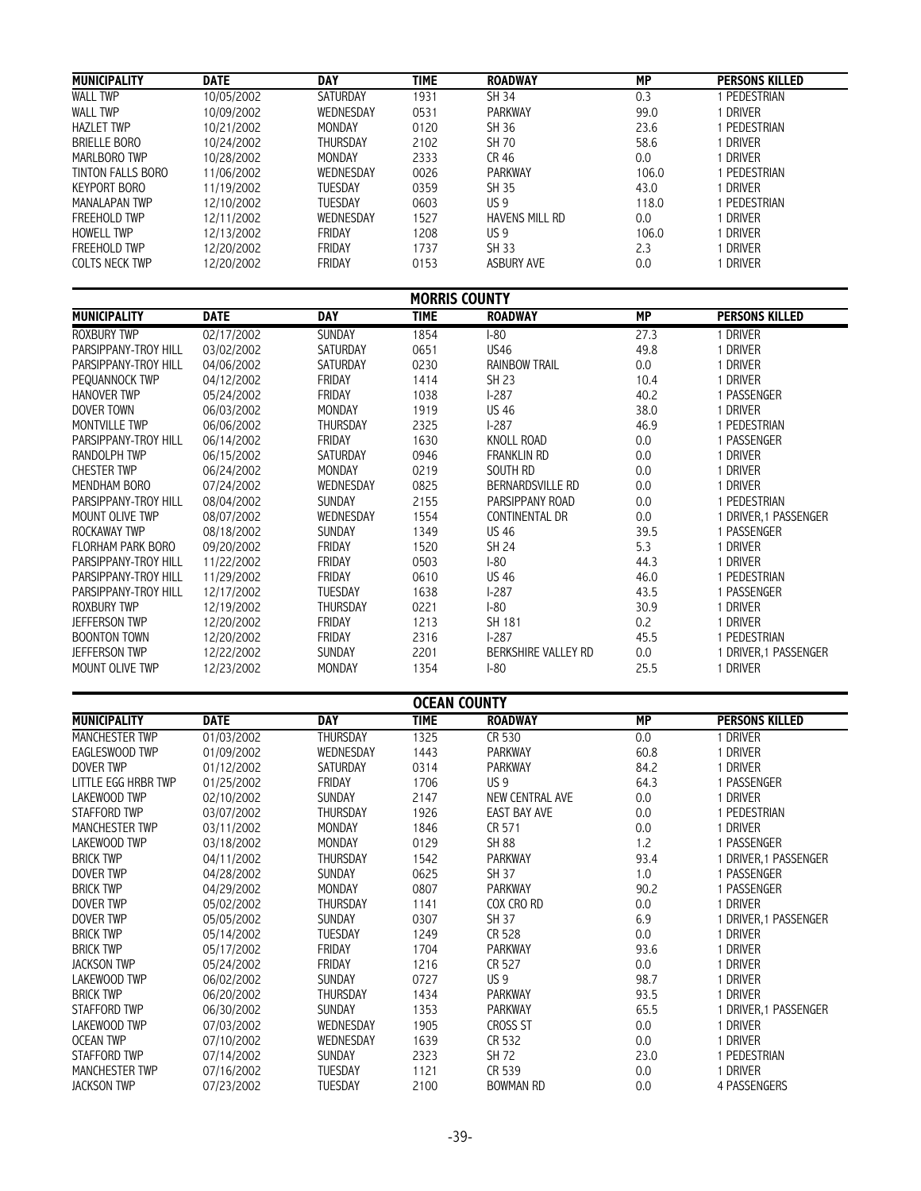| MUNICIPALITY | DATE | DAY | TIME | ROADWAY | MP | PERSONS KILLED |
|---|---|---|---|---|---|---|
| WALL TWP | 10/05/2002 | SATURDAY | 1931 | SH 34 | 0.3 | 1 PEDESTRIAN |
| WALL TWP | 10/09/2002 | WEDNESDAY | 0531 | PARKWAY | 99.0 | 1 DRIVER |
| HAZLET TWP | 10/21/2002 | MONDAY | 0120 | SH 36 | 23.6 | 1 PEDESTRIAN |
| BRIELLE BORO | 10/24/2002 | THURSDAY | 2102 | SH 70 | 58.6 | 1 DRIVER |
| MARLBORO TWP | 10/28/2002 | MONDAY | 2333 | CR 46 | 0.0 | 1 DRIVER |
| TINTON FALLS BORO | 11/06/2002 | WEDNESDAY | 0026 | PARKWAY | 106.0 | 1 PEDESTRIAN |
| KEYPORT BORO | 11/19/2002 | TUESDAY | 0359 | SH 35 | 43.0 | 1 DRIVER |
| MANALAPAN TWP | 12/10/2002 | TUESDAY | 0603 | US 9 | 118.0 | 1 PEDESTRIAN |
| FREEHOLD TWP | 12/11/2002 | WEDNESDAY | 1527 | HAVENS MILL RD | 0.0 | 1 DRIVER |
| HOWELL TWP | 12/13/2002 | FRIDAY | 1208 | US 9 | 106.0 | 1 DRIVER |
| FREEHOLD TWP | 12/20/2002 | FRIDAY | 1737 | SH 33 | 2.3 | 1 DRIVER |
| COLTS NECK TWP | 12/20/2002 | FRIDAY | 0153 | ASBURY AVE | 0.0 | 1 DRIVER |

## MORRIS COUNTY

| MUNICIPALITY | DATE | DAY | TIME | ROADWAY | MP | PERSONS KILLED |
|---|---|---|---|---|---|---|
| ROXBURY TWP | 02/17/2002 | SUNDAY | 1854 | I-80 | 27.3 | 1 DRIVER |
| PARSIPPANY-TROY HILL | 03/02/2002 | SATURDAY | 0651 | US46 | 49.8 | 1 DRIVER |
| PARSIPPANY-TROY HILL | 04/06/2002 | SATURDAY | 0230 | RAINBOW TRAIL | 0.0 | 1 DRIVER |
| PEQUANNOCK TWP | 04/12/2002 | FRIDAY | 1414 | SH 23 | 10.4 | 1 DRIVER |
| HANOVER TWP | 05/24/2002 | FRIDAY | 1038 | I-287 | 40.2 | 1 PASSENGER |
| DOVER TOWN | 06/03/2002 | MONDAY | 1919 | US 46 | 38.0 | 1 DRIVER |
| MONTVILLE TWP | 06/06/2002 | THURSDAY | 2325 | I-287 | 46.9 | 1 PEDESTRIAN |
| PARSIPPANY-TROY HILL | 06/14/2002 | FRIDAY | 1630 | KNOLL ROAD | 0.0 | 1 PASSENGER |
| RANDOLPH TWP | 06/15/2002 | SATURDAY | 0946 | FRANKLIN RD | 0.0 | 1 DRIVER |
| CHESTER TWP | 06/24/2002 | MONDAY | 0219 | SOUTH RD | 0.0 | 1 DRIVER |
| MENDHAM BORO | 07/24/2002 | WEDNESDAY | 0825 | BERNARDSVILLE RD | 0.0 | 1 DRIVER |
| PARSIPPANY-TROY HILL | 08/04/2002 | SUNDAY | 2155 | PARSIPPANY ROAD | 0.0 | 1 PEDESTRIAN |
| MOUNT OLIVE TWP | 08/07/2002 | WEDNESDAY | 1554 | CONTINENTAL DR | 0.0 | 1 DRIVER, 1 PASSENGER |
| ROCKAWAY TWP | 08/18/2002 | SUNDAY | 1349 | US 46 | 39.5 | 1 PASSENGER |
| FLORHAM PARK BORO | 09/20/2002 | FRIDAY | 1520 | SH 24 | 5.3 | 1 DRIVER |
| PARSIPPANY-TROY HILL | 11/22/2002 | FRIDAY | 0503 | I-80 | 44.3 | 1 DRIVER |
| PARSIPPANY-TROY HILL | 11/29/2002 | FRIDAY | 0610 | US 46 | 46.0 | 1 PEDESTRIAN |
| PARSIPPANY-TROY HILL | 12/17/2002 | TUESDAY | 1638 | I-287 | 43.5 | 1 PASSENGER |
| ROXBURY TWP | 12/19/2002 | THURSDAY | 0221 | I-80 | 30.9 | 1 DRIVER |
| JEFFERSON TWP | 12/20/2002 | FRIDAY | 1213 | SH 181 | 0.2 | 1 DRIVER |
| BOONTON TOWN | 12/20/2002 | FRIDAY | 2316 | I-287 | 45.5 | 1 PEDESTRIAN |
| JEFFERSON TWP | 12/22/2002 | SUNDAY | 2201 | BERKSHIRE VALLEY RD | 0.0 | 1 DRIVER, 1 PASSENGER |
| MOUNT OLIVE TWP | 12/23/2002 | MONDAY | 1354 | I-80 | 25.5 | 1 DRIVER |

## OCEAN COUNTY

| MUNICIPALITY | DATE | DAY | TIME | ROADWAY | MP | PERSONS KILLED |
|---|---|---|---|---|---|---|
| MANCHESTER TWP | 01/03/2002 | THURSDAY | 1325 | CR 530 | 0.0 | 1 DRIVER |
| EAGLESWOOD TWP | 01/09/2002 | WEDNESDAY | 1443 | PARKWAY | 60.8 | 1 DRIVER |
| DOVER TWP | 01/12/2002 | SATURDAY | 0314 | PARKWAY | 84.2 | 1 DRIVER |
| LITTLE EGG HRBR TWP | 01/25/2002 | FRIDAY | 1706 | US 9 | 64.3 | 1 PASSENGER |
| LAKEWOOD TWP | 02/10/2002 | SUNDAY | 2147 | NEW CENTRAL AVE | 0.0 | 1 DRIVER |
| STAFFORD TWP | 03/07/2002 | THURSDAY | 1926 | EAST BAY AVE | 0.0 | 1 PEDESTRIAN |
| MANCHESTER TWP | 03/11/2002 | MONDAY | 1846 | CR 571 | 0.0 | 1 DRIVER |
| LAKEWOOD TWP | 03/18/2002 | MONDAY | 0129 | SH 88 | 1.2 | 1 PASSENGER |
| BRICK TWP | 04/11/2002 | THURSDAY | 1542 | PARKWAY | 93.4 | 1 DRIVER, 1 PASSENGER |
| DOVER TWP | 04/28/2002 | SUNDAY | 0625 | SH 37 | 1.0 | 1 PASSENGER |
| BRICK TWP | 04/29/2002 | MONDAY | 0807 | PARKWAY | 90.2 | 1 PASSENGER |
| DOVER TWP | 05/02/2002 | THURSDAY | 1141 | COX CRO RD | 0.0 | 1 DRIVER |
| DOVER TWP | 05/05/2002 | SUNDAY | 0307 | SH 37 | 6.9 | 1 DRIVER, 1 PASSENGER |
| BRICK TWP | 05/14/2002 | TUESDAY | 1249 | CR 528 | 0.0 | 1 DRIVER |
| BRICK TWP | 05/17/2002 | FRIDAY | 1704 | PARKWAY | 93.6 | 1 DRIVER |
| JACKSON TWP | 05/24/2002 | FRIDAY | 1216 | CR 527 | 0.0 | 1 DRIVER |
| LAKEWOOD TWP | 06/02/2002 | SUNDAY | 0727 | US 9 | 98.7 | 1 DRIVER |
| BRICK TWP | 06/20/2002 | THURSDAY | 1434 | PARKWAY | 93.5 | 1 DRIVER |
| STAFFORD TWP | 06/30/2002 | SUNDAY | 1353 | PARKWAY | 65.5 | 1 DRIVER, 1 PASSENGER |
| LAKEWOOD TWP | 07/03/2002 | WEDNESDAY | 1905 | CROSS ST | 0.0 | 1 DRIVER |
| OCEAN TWP | 07/10/2002 | WEDNESDAY | 1639 | CR 532 | 0.0 | 1 DRIVER |
| STAFFORD TWP | 07/14/2002 | SUNDAY | 2323 | SH 72 | 23.0 | 1 PEDESTRIAN |
| MANCHESTER TWP | 07/16/2002 | TUESDAY | 1121 | CR 539 | 0.0 | 1 DRIVER |
| JACKSON TWP | 07/23/2002 | TUESDAY | 2100 | BOWMAN RD | 0.0 | 4 PASSENGERS |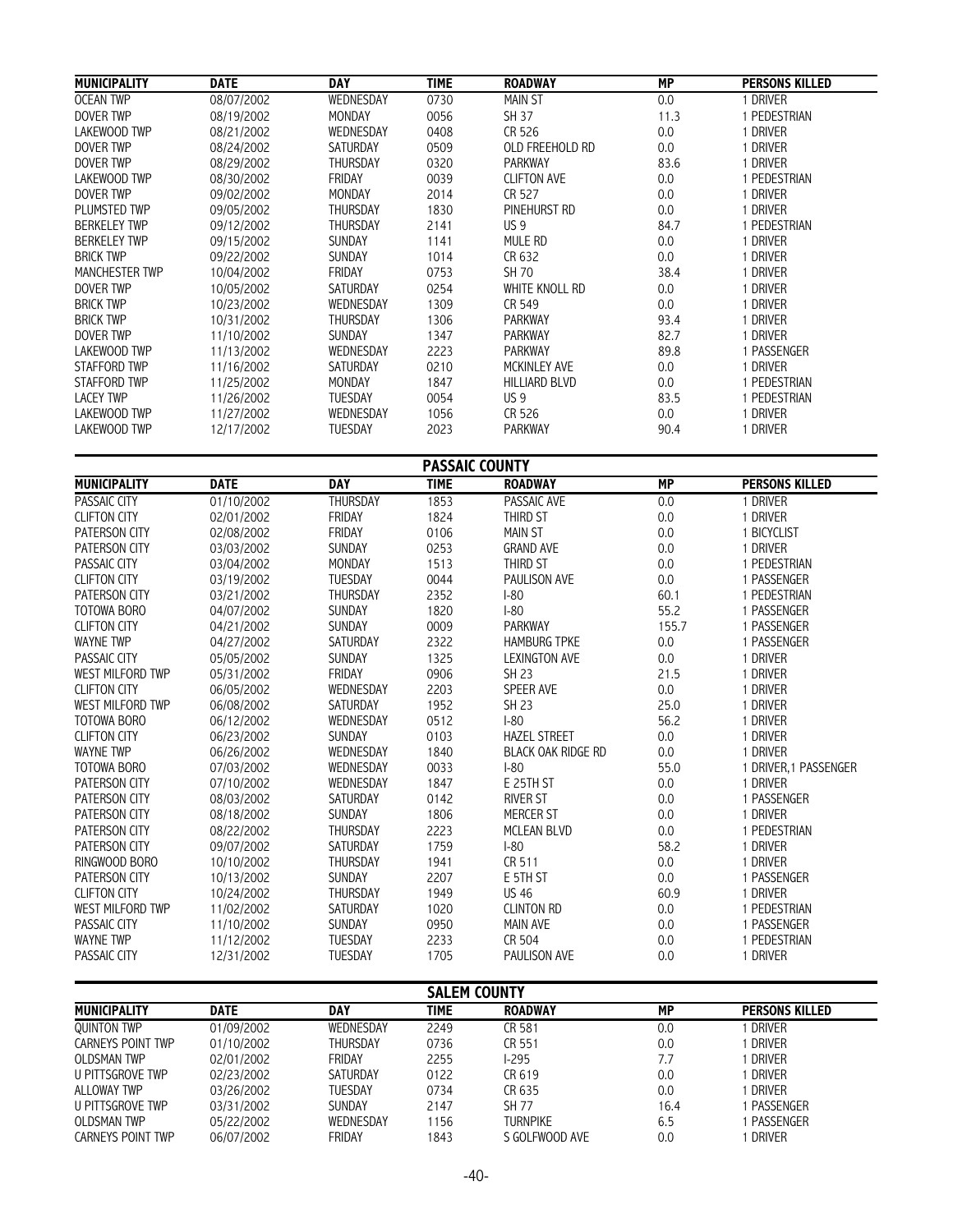| MUNICIPALITY | DATE | DAY | TIME | ROADWAY | MP | PERSONS KILLED |
|---|---|---|---|---|---|---|
| OCEAN TWP | 08/07/2002 | WEDNESDAY | 0730 | MAIN ST | 0.0 | 1 DRIVER |
| DOVER TWP | 08/19/2002 | MONDAY | 0056 | SH 37 | 11.3 | 1 PEDESTRIAN |
| LAKEWOOD TWP | 08/21/2002 | WEDNESDAY | 0408 | CR 526 | 0.0 | 1 DRIVER |
| DOVER TWP | 08/24/2002 | SATURDAY | 0509 | OLD FREEHOLD RD | 0.0 | 1 DRIVER |
| DOVER TWP | 08/29/2002 | THURSDAY | 0320 | PARKWAY | 83.6 | 1 DRIVER |
| LAKEWOOD TWP | 08/30/2002 | FRIDAY | 0039 | CLIFTON AVE | 0.0 | 1 PEDESTRIAN |
| DOVER TWP | 09/02/2002 | MONDAY | 2014 | CR 527 | 0.0 | 1 DRIVER |
| PLUMSTED TWP | 09/05/2002 | THURSDAY | 1830 | PINEHURST RD | 0.0 | 1 DRIVER |
| BERKELEY TWP | 09/12/2002 | THURSDAY | 2141 | US 9 | 84.7 | 1 PEDESTRIAN |
| BERKELEY TWP | 09/15/2002 | SUNDAY | 1141 | MULE RD | 0.0 | 1 DRIVER |
| BRICK TWP | 09/22/2002 | SUNDAY | 1014 | CR 632 | 0.0 | 1 DRIVER |
| MANCHESTER TWP | 10/04/2002 | FRIDAY | 0753 | SH 70 | 38.4 | 1 DRIVER |
| DOVER TWP | 10/05/2002 | SATURDAY | 0254 | WHITE KNOLL RD | 0.0 | 1 DRIVER |
| BRICK TWP | 10/23/2002 | WEDNESDAY | 1309 | CR 549 | 0.0 | 1 DRIVER |
| BRICK TWP | 10/31/2002 | THURSDAY | 1306 | PARKWAY | 93.4 | 1 DRIVER |
| DOVER TWP | 11/10/2002 | SUNDAY | 1347 | PARKWAY | 82.7 | 1 DRIVER |
| LAKEWOOD TWP | 11/13/2002 | WEDNESDAY | 2223 | PARKWAY | 89.8 | 1 PASSENGER |
| STAFFORD TWP | 11/16/2002 | SATURDAY | 0210 | MCKINLEY AVE | 0.0 | 1 DRIVER |
| STAFFORD TWP | 11/25/2002 | MONDAY | 1847 | HILLIARD BLVD | 0.0 | 1 PEDESTRIAN |
| LACEY TWP | 11/26/2002 | TUESDAY | 0054 | US 9 | 83.5 | 1 PEDESTRIAN |
| LAKEWOOD TWP | 11/27/2002 | WEDNESDAY | 1056 | CR 526 | 0.0 | 1 DRIVER |
| LAKEWOOD TWP | 12/17/2002 | TUESDAY | 2023 | PARKWAY | 90.4 | 1 DRIVER |

## PASSAIC COUNTY

| MUNICIPALITY | DATE | DAY | TIME | ROADWAY | MP | PERSONS KILLED |
|---|---|---|---|---|---|---|
| PASSAIC CITY | 01/10/2002 | THURSDAY | 1853 | PASSAIC AVE | 0.0 | 1 DRIVER |
| CLIFTON CITY | 02/01/2002 | FRIDAY | 1824 | THIRD ST | 0.0 | 1 DRIVER |
| PATERSON CITY | 02/08/2002 | FRIDAY | 0106 | MAIN ST | 0.0 | 1 BICYCLIST |
| PATERSON CITY | 03/03/2002 | SUNDAY | 0253 | GRAND AVE | 0.0 | 1 DRIVER |
| PASSAIC CITY | 03/04/2002 | MONDAY | 1513 | THIRD ST | 0.0 | 1 PEDESTRIAN |
| CLIFTON CITY | 03/19/2002 | TUESDAY | 0044 | PAULISON AVE | 0.0 | 1 PASSENGER |
| PATERSON CITY | 03/21/2002 | THURSDAY | 2352 | I-80 | 60.1 | 1 PEDESTRIAN |
| TOTOWA BORO | 04/07/2002 | SUNDAY | 1820 | I-80 | 55.2 | 1 PASSENGER |
| CLIFTON CITY | 04/21/2002 | SUNDAY | 0009 | PARKWAY | 155.7 | 1 PASSENGER |
| WAYNE TWP | 04/27/2002 | SATURDAY | 2322 | HAMBURG TPKE | 0.0 | 1 PASSENGER |
| PASSAIC CITY | 05/05/2002 | SUNDAY | 1325 | LEXINGTON AVE | 0.0 | 1 DRIVER |
| WEST MILFORD TWP | 05/31/2002 | FRIDAY | 0906 | SH 23 | 21.5 | 1 DRIVER |
| CLIFTON CITY | 06/05/2002 | WEDNESDAY | 2203 | SPEER AVE | 0.0 | 1 DRIVER |
| WEST MILFORD TWP | 06/08/2002 | SATURDAY | 1952 | SH 23 | 25.0 | 1 DRIVER |
| TOTOWA BORO | 06/12/2002 | WEDNESDAY | 0512 | I-80 | 56.2 | 1 DRIVER |
| CLIFTON CITY | 06/23/2002 | SUNDAY | 0103 | HAZEL STREET | 0.0 | 1 DRIVER |
| WAYNE TWP | 06/26/2002 | WEDNESDAY | 1840 | BLACK OAK RIDGE RD | 0.0 | 1 DRIVER |
| TOTOWA BORO | 07/03/2002 | WEDNESDAY | 0033 | I-80 | 55.0 | 1 DRIVER,1 PASSENGER |
| PATERSON CITY | 07/10/2002 | WEDNESDAY | 1847 | E 25TH ST | 0.0 | 1 DRIVER |
| PATERSON CITY | 08/03/2002 | SATURDAY | 0142 | RIVER ST | 0.0 | 1 PASSENGER |
| PATERSON CITY | 08/18/2002 | SUNDAY | 1806 | MERCER ST | 0.0 | 1 DRIVER |
| PATERSON CITY | 08/22/2002 | THURSDAY | 2223 | MCLEAN BLVD | 0.0 | 1 PEDESTRIAN |
| PATERSON CITY | 09/07/2002 | SATURDAY | 1759 | I-80 | 58.2 | 1 DRIVER |
| RINGWOOD BORO | 10/10/2002 | THURSDAY | 1941 | CR 511 | 0.0 | 1 DRIVER |
| PATERSON CITY | 10/13/2002 | SUNDAY | 2207 | E 5TH ST | 0.0 | 1 PASSENGER |
| CLIFTON CITY | 10/24/2002 | THURSDAY | 1949 | US 46 | 60.9 | 1 DRIVER |
| WEST MILFORD TWP | 11/02/2002 | SATURDAY | 1020 | CLINTON RD | 0.0 | 1 PEDESTRIAN |
| PASSAIC CITY | 11/10/2002 | SUNDAY | 0950 | MAIN AVE | 0.0 | 1 PASSENGER |
| WAYNE TWP | 11/12/2002 | TUESDAY | 2233 | CR 504 | 0.0 | 1 PEDESTRIAN |
| PASSAIC CITY | 12/31/2002 | TUESDAY | 1705 | PAULISON AVE | 0.0 | 1 DRIVER |

## SALEM COUNTY

| MUNICIPALITY | DATE | DAY | TIME | ROADWAY | MP | PERSONS KILLED |
|---|---|---|---|---|---|---|
| QUINTON TWP | 01/09/2002 | WEDNESDAY | 2249 | CR 581 | 0.0 | 1 DRIVER |
| CARNEYS POINT TWP | 01/10/2002 | THURSDAY | 0736 | CR 551 | 0.0 | 1 DRIVER |
| OLDSMAN TWP | 02/01/2002 | FRIDAY | 2255 | I-295 | 7.7 | 1 DRIVER |
| U PITTSGROVE TWP | 02/23/2002 | SATURDAY | 0122 | CR 619 | 0.0 | 1 DRIVER |
| ALLOWAY TWP | 03/26/2002 | TUESDAY | 0734 | CR 635 | 0.0 | 1 DRIVER |
| U PITTSGROVE TWP | 03/31/2002 | SUNDAY | 2147 | SH 77 | 16.4 | 1 PASSENGER |
| OLDSMAN TWP | 05/22/2002 | WEDNESDAY | 1156 | TURNPIKE | 6.5 | 1 PASSENGER |
| CARNEYS POINT TWP | 06/07/2002 | FRIDAY | 1843 | S GOLFWOOD AVE | 0.0 | 1 DRIVER |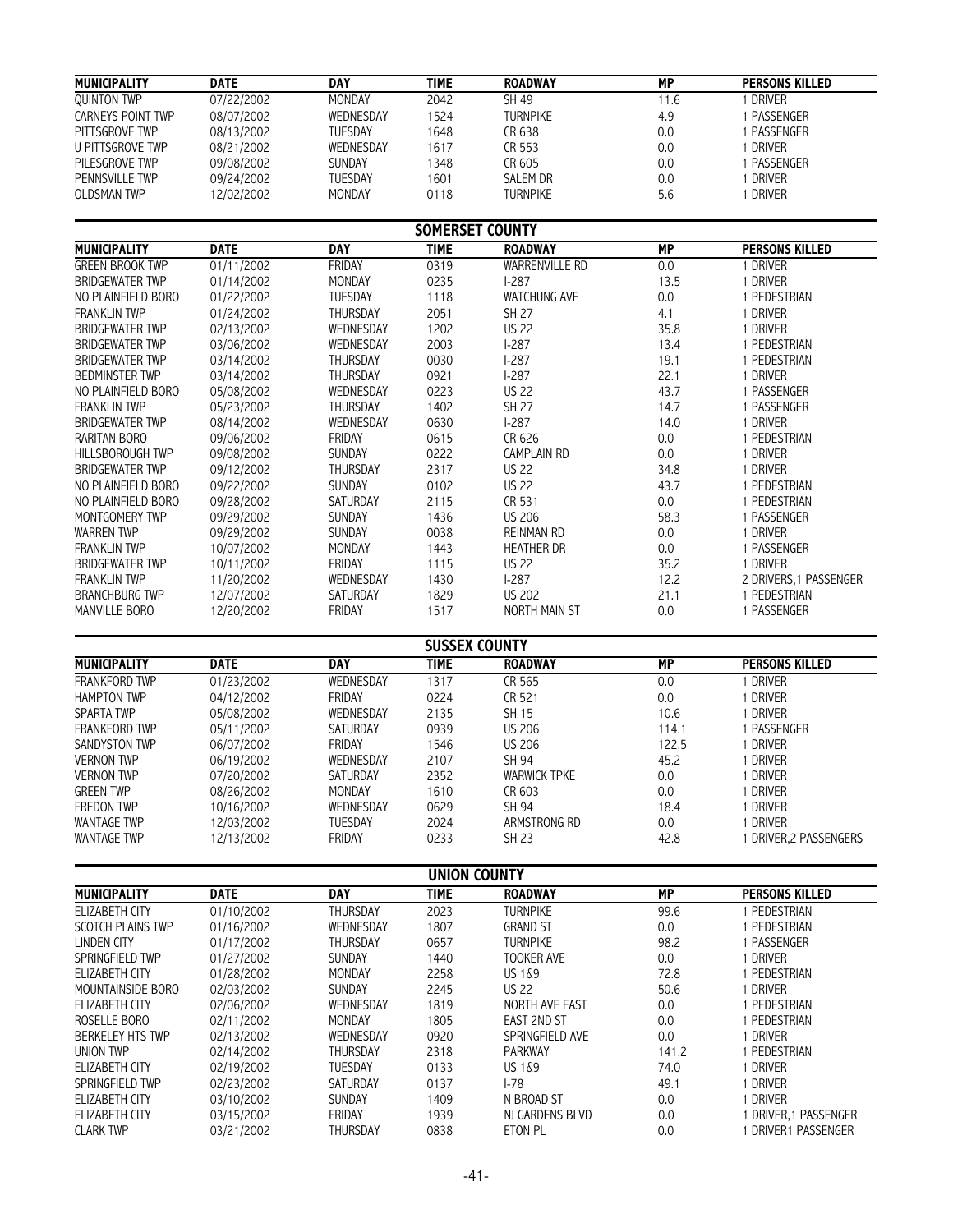| MUNICIPALITY | DATE | DAY | TIME | ROADWAY | MP | PERSONS KILLED |
|---|---|---|---|---|---|---|
| QUINTON TWP | 07/22/2002 | MONDAY | 2042 | SH 49 | 11.6 | 1 DRIVER |
| CARNEYS POINT TWP | 08/07/2002 | WEDNESDAY | 1524 | TURNPIKE | 4.9 | 1 PASSENGER |
| PITTSGROVE TWP | 08/13/2002 | TUESDAY | 1648 | CR 638 | 0.0 | 1 PASSENGER |
| U PITTSGROVE TWP | 08/21/2002 | WEDNESDAY | 1617 | CR 553 | 0.0 | 1 DRIVER |
| PILESGROVE TWP | 09/08/2002 | SUNDAY | 1348 | CR 605 | 0.0 | 1 PASSENGER |
| PENNSVILLE TWP | 09/24/2002 | TUESDAY | 1601 | SALEM DR | 0.0 | 1 DRIVER |
| OLDSMAN TWP | 12/02/2002 | MONDAY | 0118 | TURNPIKE | 5.6 | 1 DRIVER |

## SOMERSET COUNTY

| MUNICIPALITY | DATE | DAY | TIME | ROADWAY | MP | PERSONS KILLED |
|---|---|---|---|---|---|---|
| GREEN BROOK TWP | 01/11/2002 | FRIDAY | 0319 | WARRENVILLE RD | 0.0 | 1 DRIVER |
| BRIDGEWATER TWP | 01/14/2002 | MONDAY | 0235 | I-287 | 13.5 | 1 DRIVER |
| NO PLAINFIELD BORO | 01/22/2002 | TUESDAY | 1118 | WATCHUNG AVE | 0.0 | 1 PEDESTRIAN |
| FRANKLIN TWP | 01/24/2002 | THURSDAY | 2051 | SH 27 | 4.1 | 1 DRIVER |
| BRIDGEWATER TWP | 02/13/2002 | WEDNESDAY | 1202 | US 22 | 35.8 | 1 DRIVER |
| BRIDGEWATER TWP | 03/06/2002 | WEDNESDAY | 2003 | I-287 | 13.4 | 1 PEDESTRIAN |
| BRIDGEWATER TWP | 03/14/2002 | THURSDAY | 0030 | I-287 | 19.1 | 1 PEDESTRIAN |
| BEDMINSTER TWP | 03/14/2002 | THURSDAY | 0921 | I-287 | 22.1 | 1 DRIVER |
| NO PLAINFIELD BORO | 05/08/2002 | WEDNESDAY | 0223 | US 22 | 43.7 | 1 PASSENGER |
| FRANKLIN TWP | 05/23/2002 | THURSDAY | 1402 | SH 27 | 14.7 | 1 PASSENGER |
| BRIDGEWATER TWP | 08/14/2002 | WEDNESDAY | 0630 | I-287 | 14.0 | 1 DRIVER |
| RARITAN BORO | 09/06/2002 | FRIDAY | 0615 | CR 626 | 0.0 | 1 PEDESTRIAN |
| HILLSBOROUGH TWP | 09/08/2002 | SUNDAY | 0222 | CAMPLAIN RD | 0.0 | 1 DRIVER |
| BRIDGEWATER TWP | 09/12/2002 | THURSDAY | 2317 | US 22 | 34.8 | 1 DRIVER |
| NO PLAINFIELD BORO | 09/22/2002 | SUNDAY | 0102 | US 22 | 43.7 | 1 PEDESTRIAN |
| NO PLAINFIELD BORO | 09/28/2002 | SATURDAY | 2115 | CR 531 | 0.0 | 1 PEDESTRIAN |
| MONTGOMERY TWP | 09/29/2002 | SUNDAY | 1436 | US 206 | 58.3 | 1 PASSENGER |
| WARREN TWP | 09/29/2002 | SUNDAY | 0038 | REINMAN RD | 0.0 | 1 DRIVER |
| FRANKLIN TWP | 10/07/2002 | MONDAY | 1443 | HEATHER DR | 0.0 | 1 PASSENGER |
| BRIDGEWATER TWP | 10/11/2002 | FRIDAY | 1115 | US 22 | 35.2 | 1 DRIVER |
| FRANKLIN TWP | 11/20/2002 | WEDNESDAY | 1430 | I-287 | 12.2 | 2 DRIVERS,1 PASSENGER |
| BRANCHBURG TWP | 12/07/2002 | SATURDAY | 1829 | US 202 | 21.1 | 1 PEDESTRIAN |
| MANVILLE BORO | 12/20/2002 | FRIDAY | 1517 | NORTH MAIN ST | 0.0 | 1 PASSENGER |

## SUSSEX COUNTY

| MUNICIPALITY | DATE | DAY | TIME | ROADWAY | MP | PERSONS KILLED |
|---|---|---|---|---|---|---|
| FRANKFORD TWP | 01/23/2002 | WEDNESDAY | 1317 | CR 565 | 0.0 | 1 DRIVER |
| HAMPTON TWP | 04/12/2002 | FRIDAY | 0224 | CR 521 | 0.0 | 1 DRIVER |
| SPARTA TWP | 05/08/2002 | WEDNESDAY | 2135 | SH 15 | 10.6 | 1 DRIVER |
| FRANKFORD TWP | 05/11/2002 | SATURDAY | 0939 | US 206 | 114.1 | 1 PASSENGER |
| SANDYSTON TWP | 06/07/2002 | FRIDAY | 1546 | US 206 | 122.5 | 1 DRIVER |
| VERNON TWP | 06/19/2002 | WEDNESDAY | 2107 | SH 94 | 45.2 | 1 DRIVER |
| VERNON TWP | 07/20/2002 | SATURDAY | 2352 | WARWICK TPKE | 0.0 | 1 DRIVER |
| GREEN TWP | 08/26/2002 | MONDAY | 1610 | CR 603 | 0.0 | 1 DRIVER |
| FREDON TWP | 10/16/2002 | WEDNESDAY | 0629 | SH 94 | 18.4 | 1 DRIVER |
| WANTAGE TWP | 12/03/2002 | TUESDAY | 2024 | ARMSTRONG RD | 0.0 | 1 DRIVER |
| WANTAGE TWP | 12/13/2002 | FRIDAY | 0233 | SH 23 | 42.8 | 1 DRIVER,2 PASSENGERS |

## UNION COUNTY

| MUNICIPALITY | DATE | DAY | TIME | ROADWAY | MP | PERSONS KILLED |
|---|---|---|---|---|---|---|
| ELIZABETH CITY | 01/10/2002 | THURSDAY | 2023 | TURNPIKE | 99.6 | 1 PEDESTRIAN |
| SCOTCH PLAINS TWP | 01/16/2002 | WEDNESDAY | 1807 | GRAND ST | 0.0 | 1 PEDESTRIAN |
| LINDEN CITY | 01/17/2002 | THURSDAY | 0657 | TURNPIKE | 98.2 | 1 PASSENGER |
| SPRINGFIELD TWP | 01/27/2002 | SUNDAY | 1440 | TOOKER AVE | 0.0 | 1 DRIVER |
| ELIZABETH CITY | 01/28/2002 | MONDAY | 2258 | US 1&9 | 72.8 | 1 PEDESTRIAN |
| MOUNTAINSIDE BORO | 02/03/2002 | SUNDAY | 2245 | US 22 | 50.6 | 1 DRIVER |
| ELIZABETH CITY | 02/06/2002 | WEDNESDAY | 1819 | NORTH AVE EAST | 0.0 | 1 PEDESTRIAN |
| ROSELLE BORO | 02/11/2002 | MONDAY | 1805 | EAST 2ND ST | 0.0 | 1 PEDESTRIAN |
| BERKELEY HTS TWP | 02/13/2002 | WEDNESDAY | 0920 | SPRINGFIELD AVE | 0.0 | 1 DRIVER |
| UNION TWP | 02/14/2002 | THURSDAY | 2318 | PARKWAY | 141.2 | 1 PEDESTRIAN |
| ELIZABETH CITY | 02/19/2002 | TUESDAY | 0133 | US 1&9 | 74.0 | 1 DRIVER |
| SPRINGFIELD TWP | 02/23/2002 | SATURDAY | 0137 | I-78 | 49.1 | 1 DRIVER |
| ELIZABETH CITY | 03/10/2002 | SUNDAY | 1409 | N BROAD ST | 0.0 | 1 DRIVER |
| ELIZABETH CITY | 03/15/2002 | FRIDAY | 1939 | NJ GARDENS BLVD | 0.0 | 1 DRIVER,1 PASSENGER |
| CLARK TWP | 03/21/2002 | THURSDAY | 0838 | ETON PL | 0.0 | 1 DRIVER1 PASSENGER |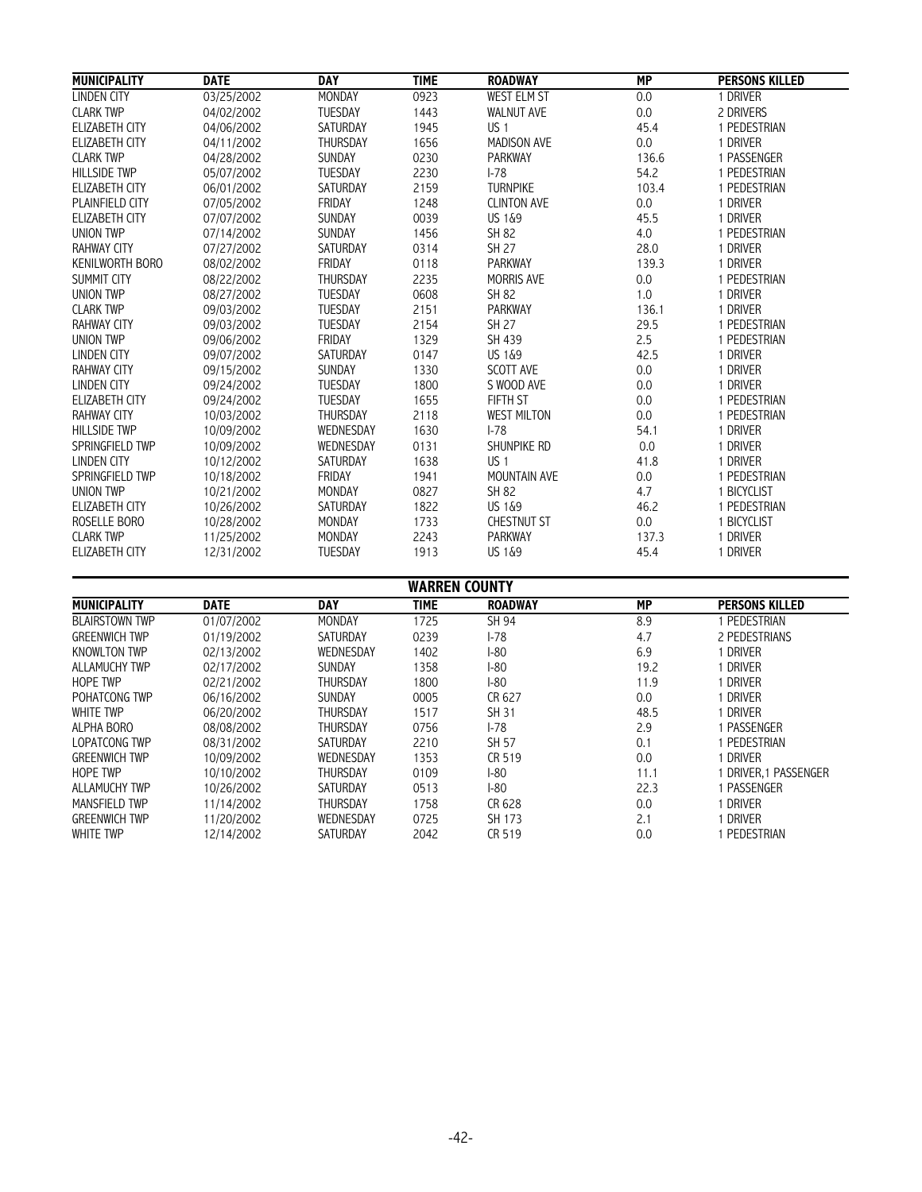| MUNICIPALITY | DATE | DAY | TIME | ROADWAY | MP | PERSONS KILLED |
|---|---|---|---|---|---|---|
| LINDEN CITY | 03/25/2002 | MONDAY | 0923 | WEST ELM ST | 0.0 | 1 DRIVER |
| CLARK TWP | 04/02/2002 | TUESDAY | 1443 | WALNUT AVE | 0.0 | 2 DRIVERS |
| ELIZABETH CITY | 04/06/2002 | SATURDAY | 1945 | US 1 | 45.4 | 1 PEDESTRIAN |
| ELIZABETH CITY | 04/11/2002 | THURSDAY | 1656 | MADISON AVE | 0.0 | 1 DRIVER |
| CLARK TWP | 04/28/2002 | SUNDAY | 0230 | PARKWAY | 136.6 | 1 PASSENGER |
| HILLSIDE TWP | 05/07/2002 | TUESDAY | 2230 | I-78 | 54.2 | 1 PEDESTRIAN |
| ELIZABETH CITY | 06/01/2002 | SATURDAY | 2159 | TURNPIKE | 103.4 | 1 PEDESTRIAN |
| PLAINFIELD CITY | 07/05/2002 | FRIDAY | 1248 | CLINTON AVE | 0.0 | 1 DRIVER |
| ELIZABETH CITY | 07/07/2002 | SUNDAY | 0039 | US 1&9 | 45.5 | 1 DRIVER |
| UNION TWP | 07/14/2002 | SUNDAY | 1456 | SH 82 | 4.0 | 1 PEDESTRIAN |
| RAHWAY CITY | 07/27/2002 | SATURDAY | 0314 | SH 27 | 28.0 | 1 DRIVER |
| KENILWORTH BORO | 08/02/2002 | FRIDAY | 0118 | PARKWAY | 139.3 | 1 DRIVER |
| SUMMIT CITY | 08/22/2002 | THURSDAY | 2235 | MORRIS AVE | 0.0 | 1 PEDESTRIAN |
| UNION TWP | 08/27/2002 | TUESDAY | 0608 | SH 82 | 1.0 | 1 DRIVER |
| CLARK TWP | 09/03/2002 | TUESDAY | 2151 | PARKWAY | 136.1 | 1 DRIVER |
| RAHWAY CITY | 09/03/2002 | TUESDAY | 2154 | SH 27 | 29.5 | 1 PEDESTRIAN |
| UNION TWP | 09/06/2002 | FRIDAY | 1329 | SH 439 | 2.5 | 1 PEDESTRIAN |
| LINDEN CITY | 09/07/2002 | SATURDAY | 0147 | US 1&9 | 42.5 | 1 DRIVER |
| RAHWAY CITY | 09/15/2002 | SUNDAY | 1330 | SCOTT AVE | 0.0 | 1 DRIVER |
| LINDEN CITY | 09/24/2002 | TUESDAY | 1800 | S WOOD AVE | 0.0 | 1 DRIVER |
| ELIZABETH CITY | 09/24/2002 | TUESDAY | 1655 | FIFTH ST | 0.0 | 1 PEDESTRIAN |
| RAHWAY CITY | 10/03/2002 | THURSDAY | 2118 | WEST MILTON | 0.0 | 1 PEDESTRIAN |
| HILLSIDE TWP | 10/09/2002 | WEDNESDAY | 1630 | I-78 | 54.1 | 1 DRIVER |
| SPRINGFIELD TWP | 10/09/2002 | WEDNESDAY | 0131 | SHUNPIKE RD | 0.0 | 1 DRIVER |
| LINDEN CITY | 10/12/2002 | SATURDAY | 1638 | US 1 | 41.8 | 1 DRIVER |
| SPRINGFIELD TWP | 10/18/2002 | FRIDAY | 1941 | MOUNTAIN AVE | 0.0 | 1 PEDESTRIAN |
| UNION TWP | 10/21/2002 | MONDAY | 0827 | SH 82 | 4.7 | 1 BICYCLIST |
| ELIZABETH CITY | 10/26/2002 | SATURDAY | 1822 | US 1&9 | 46.2 | 1 PEDESTRIAN |
| ROSELLE BORO | 10/28/2002 | MONDAY | 1733 | CHESTNUT ST | 0.0 | 1 BICYCLIST |
| CLARK TWP | 11/25/2002 | MONDAY | 2243 | PARKWAY | 137.3 | 1 DRIVER |
| ELIZABETH CITY | 12/31/2002 | TUESDAY | 1913 | US 1&9 | 45.4 | 1 DRIVER |

## WARREN COUNTY

| MUNICIPALITY | DATE | DAY | TIME | ROADWAY | MP | PERSONS KILLED |
|---|---|---|---|---|---|---|
| BLAIRSTOWN TWP | 01/07/2002 | MONDAY | 1725 | SH 94 | 8.9 | 1 PEDESTRIAN |
| GREENWICH TWP | 01/19/2002 | SATURDAY | 0239 | I-78 | 4.7 | 2 PEDESTRIANS |
| KNOWLTON TWP | 02/13/2002 | WEDNESDAY | 1402 | I-80 | 6.9 | 1 DRIVER |
| ALLAMUCHY TWP | 02/17/2002 | SUNDAY | 1358 | I-80 | 19.2 | 1 DRIVER |
| HOPE TWP | 02/21/2002 | THURSDAY | 1800 | I-80 | 11.9 | 1 DRIVER |
| POHATCONG TWP | 06/16/2002 | SUNDAY | 0005 | CR 627 | 0.0 | 1 DRIVER |
| WHITE TWP | 06/20/2002 | THURSDAY | 1517 | SH 31 | 48.5 | 1 DRIVER |
| ALPHA BORO | 08/08/2002 | THURSDAY | 0756 | I-78 | 2.9 | 1 PASSENGER |
| LOPATCONG TWP | 08/31/2002 | SATURDAY | 2210 | SH 57 | 0.1 | 1 PEDESTRIAN |
| GREENWICH TWP | 10/09/2002 | WEDNESDAY | 1353 | CR 519 | 0.0 | 1 DRIVER |
| HOPE TWP | 10/10/2002 | THURSDAY | 0109 | I-80 | 11.1 | 1 DRIVER,1 PASSENGER |
| ALLAMUCHY TWP | 10/26/2002 | SATURDAY | 0513 | I-80 | 22.3 | 1 PASSENGER |
| MANSFIELD TWP | 11/14/2002 | THURSDAY | 1758 | CR 628 | 0.0 | 1 DRIVER |
| GREENWICH TWP | 11/20/2002 | WEDNESDAY | 0725 | SH 173 | 2.1 | 1 DRIVER |
| WHITE TWP | 12/14/2002 | SATURDAY | 2042 | CR 519 | 0.0 | 1 PEDESTRIAN |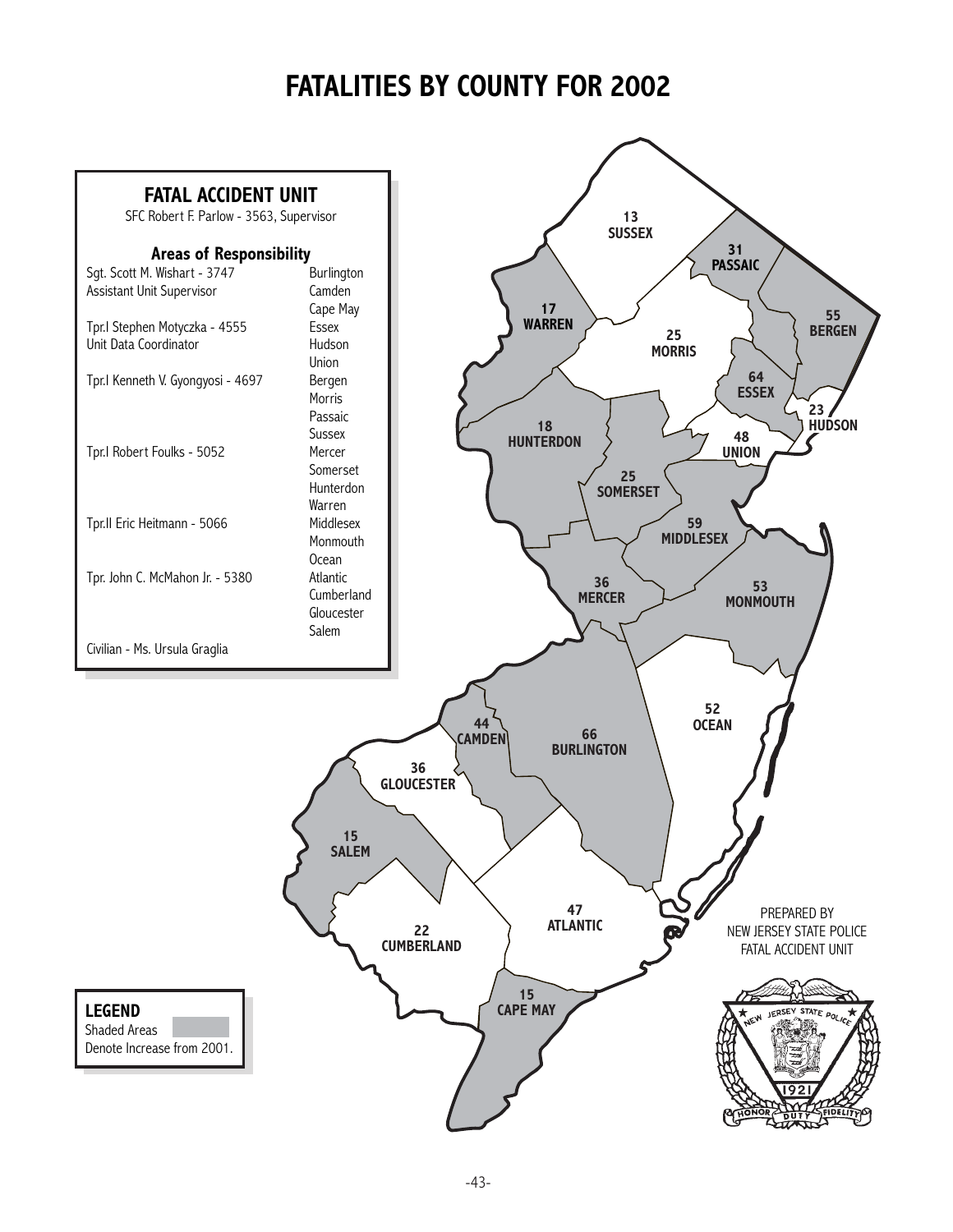# FATALITIES BY COUNTY FOR 2002

## FATAL ACCIDENT UNIT

SFC Robert F. Parlow - 3563, Supervisor

### Areas of Responsibility

| | |
|---|---|
| Sgt. Scott M. Wishart - 3747<br>Assistant Unit Supervisor | Burlington<br>Camden<br>Cape May |
| Tpr.I Stephen Motyczka - 4555<br>Unit Data Coordinator | Essex<br>Hudson<br>Union |
| Tpr.I Kenneth V. Gyongyosi - 4697 | Bergen<br>Morris<br>Passaic<br>Sussex |
| Tpr.I Robert Foulks - 5052 | Mercer<br>Somerset<br>Hunterdon<br>Warren |
| Tpr.II Eric Heitmann - 5066 | Middlesex<br>Monmouth<br>Ocean |
| Tpr. John C. McMahon Jr. - 5380 | Atlantic<br>Cumberland<br>Gloucester<br>Salem |
| Civilian - Ms. Ursula Graglia | |

13 SUSSEX
31 PASSAIC
55 BERGEN
17 WARREN
25 MORRIS
64 ESSEX
23 HUDSON
18 HUNTERDON
48 UNION
25 SOMERSET
59 MIDDLESEX
36 MERCER
53 MONMOUTH
52 OCEAN
44 CAMDEN
66 BURLINGTON
36 GLOUCESTER
15 SALEM
47 ATLANTIC
22 CUMBERLAND
15 CAPE MAY

**LEGEND**
Shaded Areas Denote Increase from 2001.

PREPARED BY
NEW JERSEY STATE POLICE
FATAL ACCIDENT UNIT

NEW JERSEY STATE POLICE
1921
HONOR DUTY FIDELITY